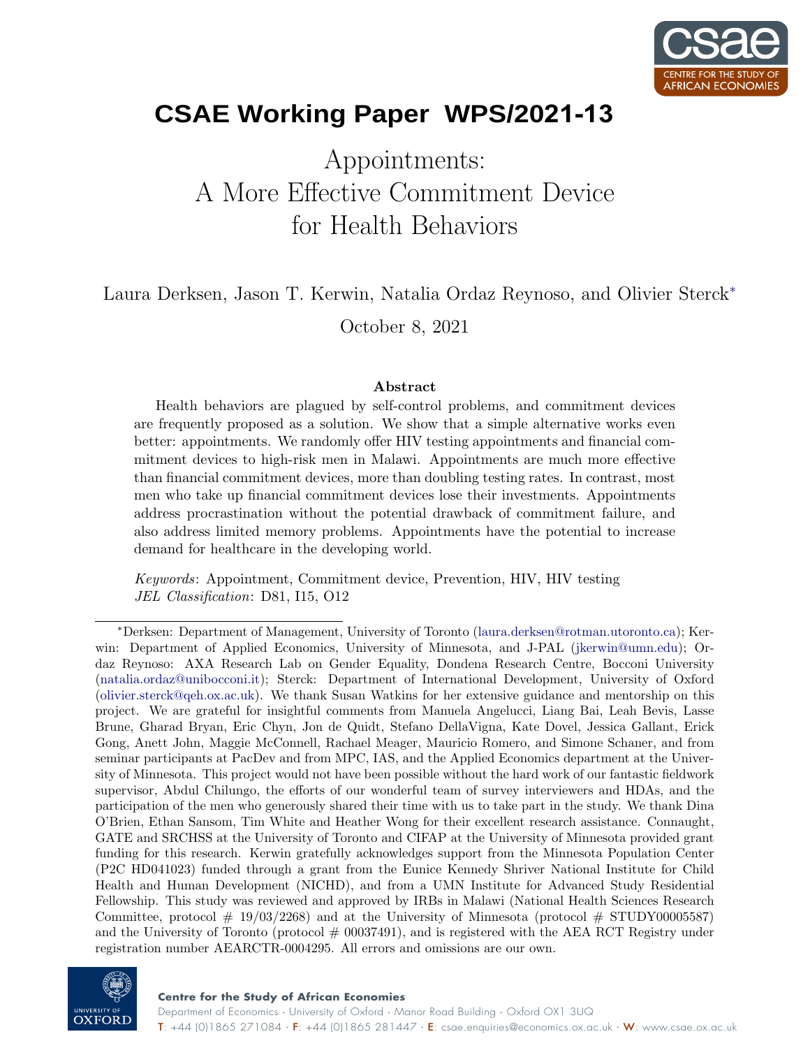# CSAE Working Paper WPS/2021-13

# Appointments: A More Effective Commitment Device for Health Behaviors

Laura Derksen, Jason T. Kerwin, Natalia Ordaz Reynoso, and Olivier Sterck*

October 8, 2021

### Abstract

Health behaviors are plagued by self-control problems, and commitment devices are frequently proposed as a solution. We show that a simple alternative works even better: appointments. We randomly offer HIV testing appointments and financial commitment devices to high-risk men in Malawi. Appointments are much more effective than financial commitment devices, more than doubling testing rates. In contrast, most men who take up financial commitment devices lose their investments. Appointments address procrastination without the potential drawback of commitment failure, and also address limited memory problems. Appointments have the potential to increase demand for healthcare in the developing world.

*Keywords*: Appointment, Commitment device, Prevention, HIV, HIV testing
*JEL Classification*: D81, I15, O12

---

*Derksen: Department of Management, University of Toronto (laura.derksen@rotman.utoronto.ca); Kerwin: Department of Applied Economics, University of Minnesota, and J-PAL (jkerwin@umn.edu); Ordaz Reynoso: AXA Research Lab on Gender Equality, Dondena Research Centre, Bocconi University (natalia.ordaz@unibocconi.it); Sterck: Department of International Development, University of Oxford (olivier.sterck@qeh.ox.ac.uk). We thank Susan Watkins for her extensive guidance and mentorship on this project. We are grateful for insightful comments from Manuela Angelucci, Liang Bai, Leah Bevis, Lasse Brune, Gharad Bryan, Eric Chyn, Jon de Quidt, Stefano DellaVigna, Kate Dovel, Jessica Gallant, Erick Gong, Anett John, Maggie McConnell, Rachael Meager, Mauricio Romero, and Simone Schaner, and from seminar participants at PacDev and from MPC, IAS, and the Applied Economics department at the University of Minnesota. This project would not have been possible without the hard work of our fantastic fieldwork supervisor, Abdul Chilungo, the efforts of our wonderful team of survey interviewers and HDAs, and the participation of the men who generously shared their time with us to take part in the study. We thank Dina O'Brien, Ethan Sansom, Tim White and Heather Wong for their excellent research assistance. Connaught, GATE and SRCHSS at the University of Toronto and CIFAP at the University of Minnesota provided grant funding for this research. Kerwin gratefully acknowledges support from the Minnesota Population Center (P2C HD041023) funded through a grant from the Eunice Kennedy Shriver National Institute for Child Health and Human Development (NICHD), and from a UMN Institute for Advanced Study Residential Fellowship. This study was reviewed and approved by IRBs in Malawi (National Health Sciences Research Committee, protocol # 19/03/2268) and at the University of Minnesota (protocol # STUDY00005587) and the University of Toronto (protocol # 00037491), and is registered with the AEA RCT Registry under registration number AEARCTR-0004295. All errors and omissions are our own.

**Centre for the Study of African Economies**
Department of Economics · University of Oxford · Manor Road Building · Oxford OX1 3UQ
T: +44 (0)1865 271084 · F: +44 (0)1865 281447 · E: csae.enquiries@economics.ox.ac.uk · W: www.csae.ox.ac.uk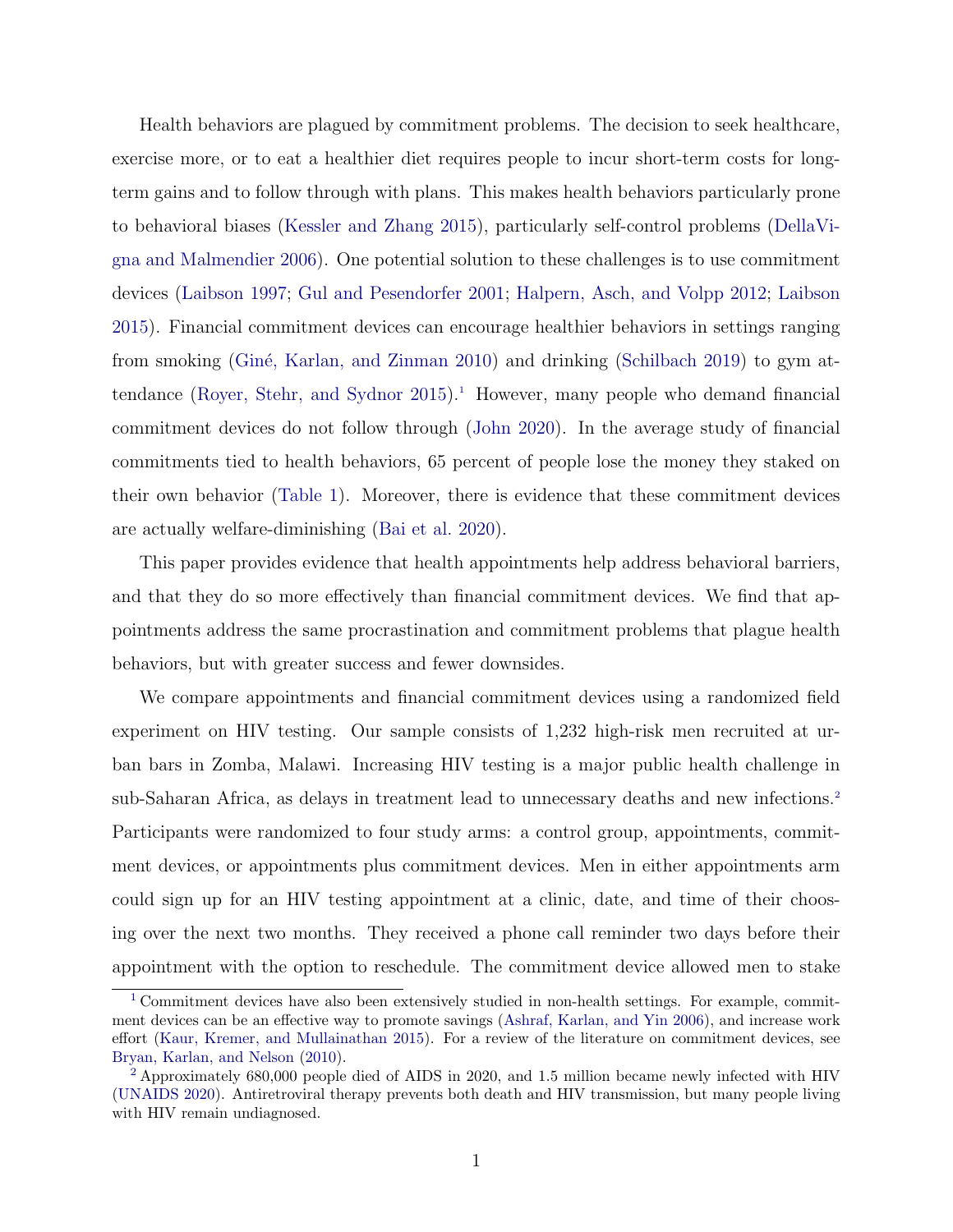Health behaviors are plagued by commitment problems. The decision to seek healthcare, exercise more, or to eat a healthier diet requires people to incur short-term costs for long-term gains and to follow through with plans. This makes health behaviors particularly prone to behavioral biases (Kessler and Zhang 2015), particularly self-control problems (DellaVigna and Malmendier 2006). One potential solution to these challenges is to use commitment devices (Laibson 1997; Gul and Pesendorfer 2001; Halpern, Asch, and Volpp 2012; Laibson 2015). Financial commitment devices can encourage healthier behaviors in settings ranging from smoking (Giné, Karlan, and Zinman 2010) and drinking (Schilbach 2019) to gym attendance (Royer, Stehr, and Sydnor 2015).[1] However, many people who demand financial commitment devices do not follow through (John 2020). In the average study of financial commitments tied to health behaviors, 65 percent of people lose the money they staked on their own behavior (Table 1). Moreover, there is evidence that these commitment devices are actually welfare-diminishing (Bai et al. 2020).

This paper provides evidence that health appointments help address behavioral barriers, and that they do so more effectively than financial commitment devices. We find that appointments address the same procrastination and commitment problems that plague health behaviors, but with greater success and fewer downsides.

We compare appointments and financial commitment devices using a randomized field experiment on HIV testing. Our sample consists of 1,232 high-risk men recruited at urban bars in Zomba, Malawi. Increasing HIV testing is a major public health challenge in sub-Saharan Africa, as delays in treatment lead to unnecessary deaths and new infections.[2] Participants were randomized to four study arms: a control group, appointments, commitment devices, or appointments plus commitment devices. Men in either appointments arm could sign up for an HIV testing appointment at a clinic, date, and time of their choosing over the next two months. They received a phone call reminder two days before their appointment with the option to reschedule. The commitment device allowed men to stake

[1] Commitment devices have also been extensively studied in non-health settings. For example, commitment devices can be an effective way to promote savings (Ashraf, Karlan, and Yin 2006), and increase work effort (Kaur, Kremer, and Mullainathan 2015). For a review of the literature on commitment devices, see Bryan, Karlan, and Nelson (2010).

[2] Approximately 680,000 people died of AIDS in 2020, and 1.5 million became newly infected with HIV (UNAIDS 2020). Antiretroviral therapy prevents both death and HIV transmission, but many people living with HIV remain undiagnosed.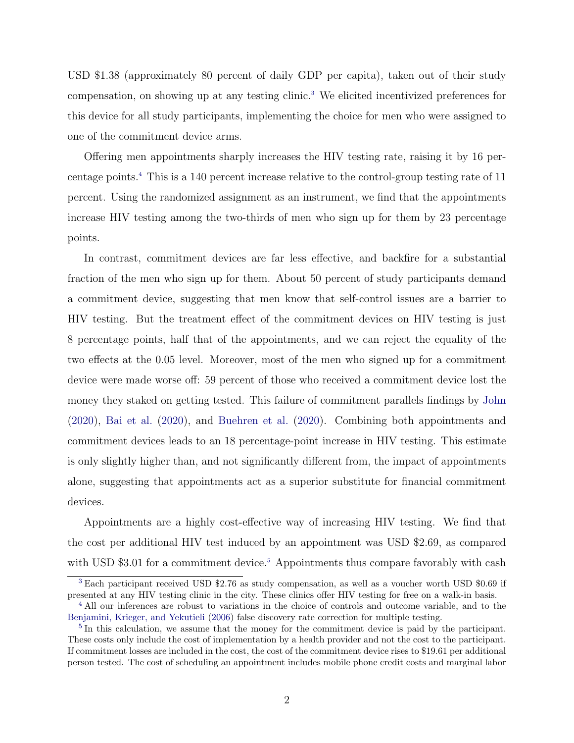USD $1.38 (approximately 80 percent of daily GDP per capita), taken out of their study compensation, on showing up at any testing clinic.[3] We elicited incentivized preferences for this device for all study participants, implementing the choice for men who were assigned to one of the commitment device arms.

Offering men appointments sharply increases the HIV testing rate, raising it by 16 percentage points.[4] This is a 140 percent increase relative to the control-group testing rate of 11 percent. Using the randomized assignment as an instrument, we find that the appointments increase HIV testing among the two-thirds of men who sign up for them by 23 percentage points.

In contrast, commitment devices are far less effective, and backfire for a substantial fraction of the men who sign up for them. About 50 percent of study participants demand a commitment device, suggesting that men know that self-control issues are a barrier to HIV testing. But the treatment effect of the commitment devices on HIV testing is just 8 percentage points, half that of the appointments, and we can reject the equality of the two effects at the 0.05 level. Moreover, most of the men who signed up for a commitment device were made worse off: 59 percent of those who received a commitment device lost the money they staked on getting tested. This failure of commitment parallels findings by John (2020), Bai et al. (2020), and Buehren et al. (2020). Combining both appointments and commitment devices leads to an 18 percentage-point increase in HIV testing. This estimate is only slightly higher than, and not significantly different from, the impact of appointments alone, suggesting that appointments act as a superior substitute for financial commitment devices.

Appointments are a highly cost-effective way of increasing HIV testing. We find that the cost per additional HIV test induced by an appointment was USD $2.69, as compared with USD $3.01 for a commitment device.[5] Appointments thus compare favorably with cash

[3] Each participant received USD $2.76 as study compensation, as well as a voucher worth USD $0.69 if presented at any HIV testing clinic in the city. These clinics offer HIV testing for free on a walk-in basis.

[4] All our inferences are robust to variations in the choice of controls and outcome variable, and to the Benjamini, Krieger, and Yekutieli (2006) false discovery rate correction for multiple testing.

[5] In this calculation, we assume that the money for the commitment device is paid by the participant. These costs only include the cost of implementation by a health provider and not the cost to the participant. If commitment losses are included in the cost, the cost of the commitment device rises to $19.61 per additional person tested. The cost of scheduling an appointment includes mobile phone credit costs and marginal labor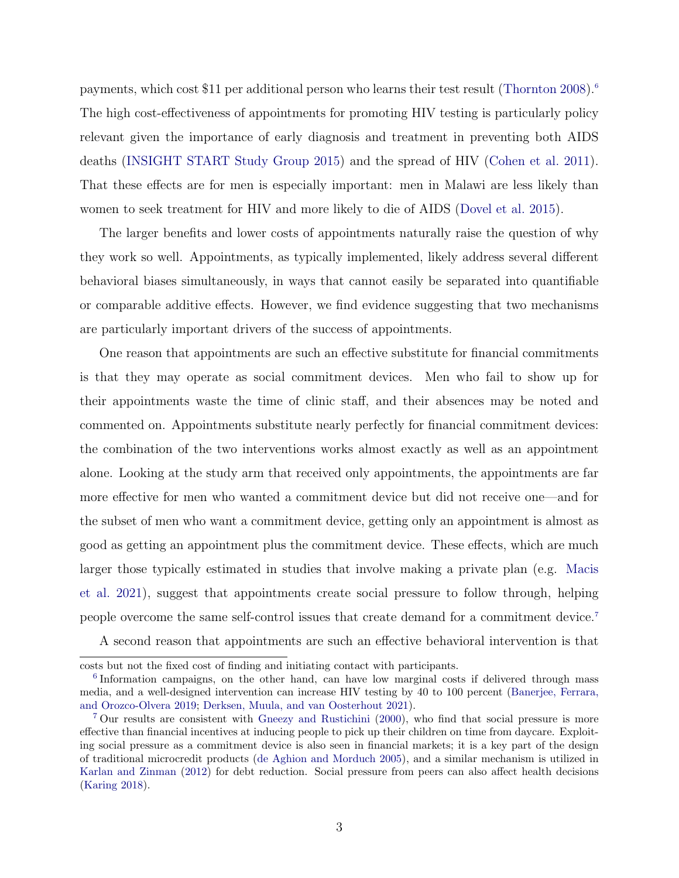payments, which cost $11 per additional person who learns their test result (Thornton 2008).[6] The high cost-effectiveness of appointments for promoting HIV testing is particularly policy relevant given the importance of early diagnosis and treatment in preventing both AIDS deaths (INSIGHT START Study Group 2015) and the spread of HIV (Cohen et al. 2011). That these effects are for men is especially important: men in Malawi are less likely than women to seek treatment for HIV and more likely to die of AIDS (Dovel et al. 2015).

The larger benefits and lower costs of appointments naturally raise the question of why they work so well. Appointments, as typically implemented, likely address several different behavioral biases simultaneously, in ways that cannot easily be separated into quantifiable or comparable additive effects. However, we find evidence suggesting that two mechanisms are particularly important drivers of the success of appointments.

One reason that appointments are such an effective substitute for financial commitments is that they may operate as social commitment devices. Men who fail to show up for their appointments waste the time of clinic staff, and their absences may be noted and commented on. Appointments substitute nearly perfectly for financial commitment devices: the combination of the two interventions works almost exactly as well as an appointment alone. Looking at the study arm that received only appointments, the appointments are far more effective for men who wanted a commitment device but did not receive one—and for the subset of men who want a commitment device, getting only an appointment is almost as good as getting an appointment plus the commitment device. These effects, which are much larger those typically estimated in studies that involve making a private plan (e.g. Macis et al. 2021), suggest that appointments create social pressure to follow through, helping people overcome the same self-control issues that create demand for a commitment device.[7]

A second reason that appointments are such an effective behavioral intervention is that

costs but not the fixed cost of finding and initiating contact with participants.

[6] Information campaigns, on the other hand, can have low marginal costs if delivered through mass media, and a well-designed intervention can increase HIV testing by 40 to 100 percent (Banerjee, Ferrara, and Orozco-Olvera 2019; Derksen, Muula, and van Oosterhout 2021).

[7] Our results are consistent with Gneezy and Rustichini (2000), who find that social pressure is more effective than financial incentives at inducing people to pick up their children on time from daycare. Exploiting social pressure as a commitment device is also seen in financial markets; it is a key part of the design of traditional microcredit products (de Aghion and Morduch 2005), and a similar mechanism is utilized in Karlan and Zinman (2012) for debt reduction. Social pressure from peers can also affect health decisions (Karing 2018).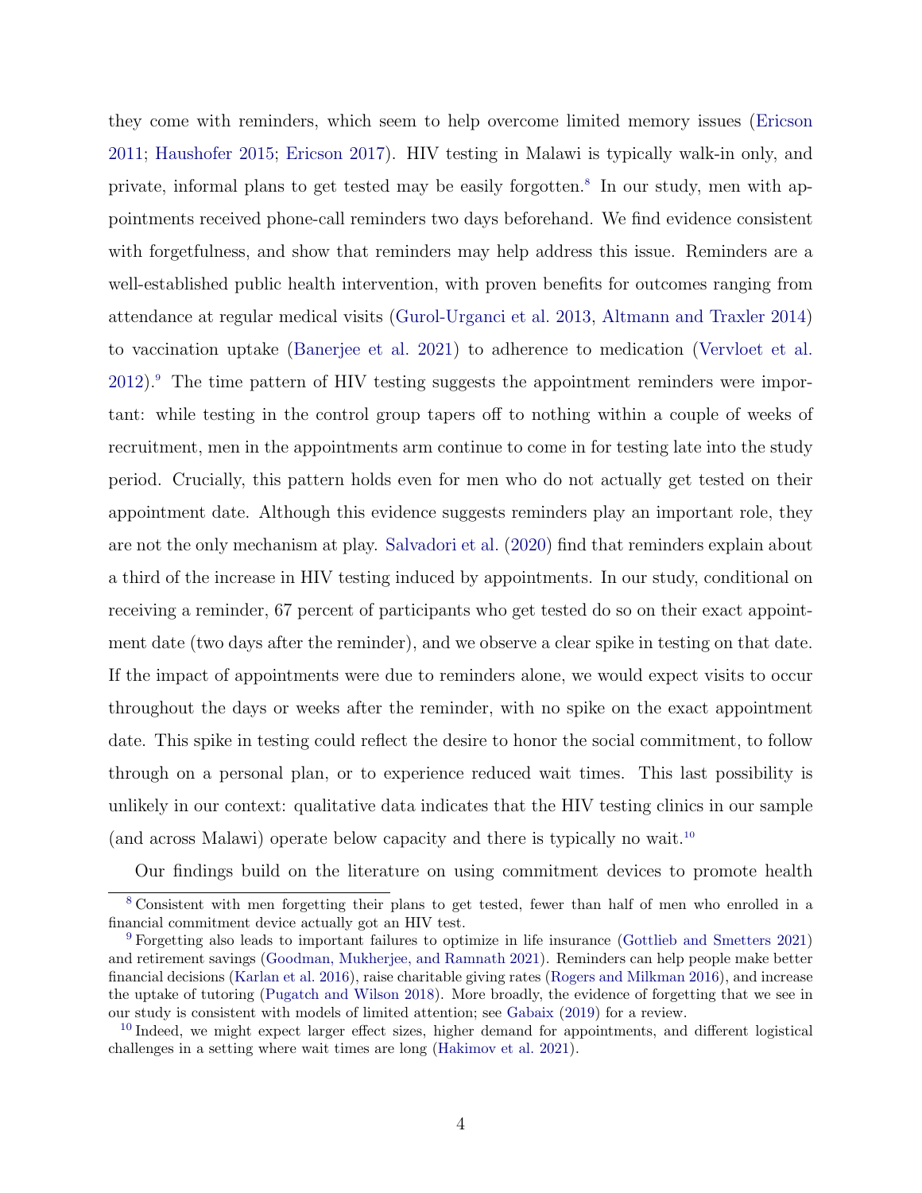they come with reminders, which seem to help overcome limited memory issues (Ericson 2011; Haushofer 2015; Ericson 2017). HIV testing in Malawi is typically walk-in only, and private, informal plans to get tested may be easily forgotten.[8] In our study, men with appointments received phone-call reminders two days beforehand. We find evidence consistent with forgetfulness, and show that reminders may help address this issue. Reminders are a well-established public health intervention, with proven benefits for outcomes ranging from attendance at regular medical visits (Gurol-Urganci et al. 2013, Altmann and Traxler 2014) to vaccination uptake (Banerjee et al. 2021) to adherence to medication (Vervloet et al. 2012).[9] The time pattern of HIV testing suggests the appointment reminders were important: while testing in the control group tapers off to nothing within a couple of weeks of recruitment, men in the appointments arm continue to come in for testing late into the study period. Crucially, this pattern holds even for men who do not actually get tested on their appointment date. Although this evidence suggests reminders play an important role, they are not the only mechanism at play. Salvadori et al. (2020) find that reminders explain about a third of the increase in HIV testing induced by appointments. In our study, conditional on receiving a reminder, 67 percent of participants who get tested do so on their exact appointment date (two days after the reminder), and we observe a clear spike in testing on that date. If the impact of appointments were due to reminders alone, we would expect visits to occur throughout the days or weeks after the reminder, with no spike on the exact appointment date. This spike in testing could reflect the desire to honor the social commitment, to follow through on a personal plan, or to experience reduced wait times. This last possibility is unlikely in our context: qualitative data indicates that the HIV testing clinics in our sample (and across Malawi) operate below capacity and there is typically no wait.[10]

Our findings build on the literature on using commitment devices to promote health

[8] Consistent with men forgetting their plans to get tested, fewer than half of men who enrolled in a financial commitment device actually got an HIV test.

[9] Forgetting also leads to important failures to optimize in life insurance (Gottlieb and Smetters 2021) and retirement savings (Goodman, Mukherjee, and Ramnath 2021). Reminders can help people make better financial decisions (Karlan et al. 2016), raise charitable giving rates (Rogers and Milkman 2016), and increase the uptake of tutoring (Pugatch and Wilson 2018). More broadly, the evidence of forgetting that we see in our study is consistent with models of limited attention; see Gabaix (2019) for a review.

[10] Indeed, we might expect larger effect sizes, higher demand for appointments, and different logistical challenges in a setting where wait times are long (Hakimov et al. 2021).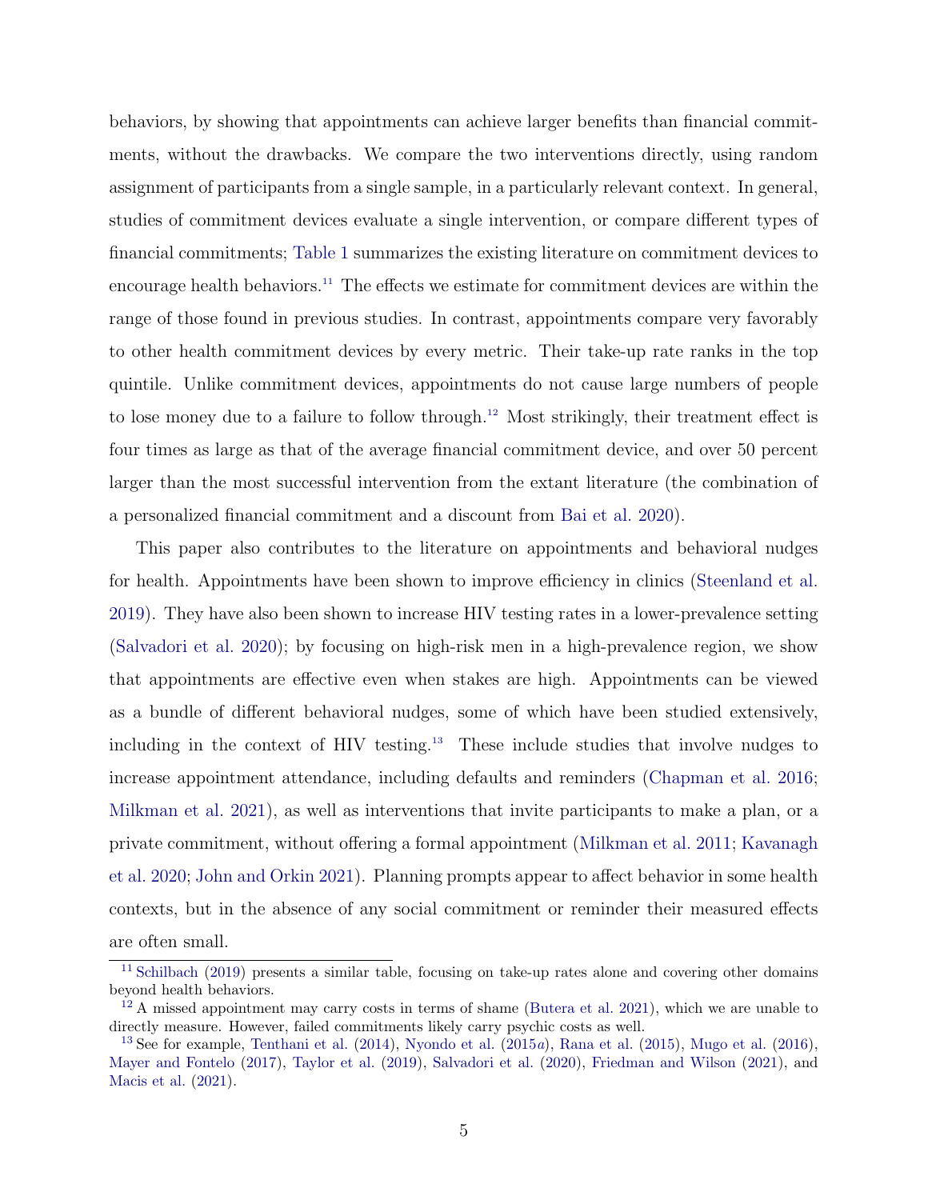behaviors, by showing that appointments can achieve larger benefits than financial commitments, without the drawbacks. We compare the two interventions directly, using random assignment of participants from a single sample, in a particularly relevant context. In general, studies of commitment devices evaluate a single intervention, or compare different types of financial commitments; Table 1 summarizes the existing literature on commitment devices to encourage health behaviors.[11] The effects we estimate for commitment devices are within the range of those found in previous studies. In contrast, appointments compare very favorably to other health commitment devices by every metric. Their take-up rate ranks in the top quintile. Unlike commitment devices, appointments do not cause large numbers of people to lose money due to a failure to follow through.[12] Most strikingly, their treatment effect is four times as large as that of the average financial commitment device, and over 50 percent larger than the most successful intervention from the extant literature (the combination of a personalized financial commitment and a discount from Bai et al. 2020).

This paper also contributes to the literature on appointments and behavioral nudges for health. Appointments have been shown to improve efficiency in clinics (Steenland et al. 2019). They have also been shown to increase HIV testing rates in a lower-prevalence setting (Salvadori et al. 2020); by focusing on high-risk men in a high-prevalence region, we show that appointments are effective even when stakes are high. Appointments can be viewed as a bundle of different behavioral nudges, some of which have been studied extensively, including in the context of HIV testing.[13] These include studies that involve nudges to increase appointment attendance, including defaults and reminders (Chapman et al. 2016; Milkman et al. 2021), as well as interventions that invite participants to make a plan, or a private commitment, without offering a formal appointment (Milkman et al. 2011; Kavanagh et al. 2020; John and Orkin 2021). Planning prompts appear to affect behavior in some health contexts, but in the absence of any social commitment or reminder their measured effects are often small.

[11] Schilbach (2019) presents a similar table, focusing on take-up rates alone and covering other domains beyond health behaviors.

[12] A missed appointment may carry costs in terms of shame (Butera et al. 2021), which we are unable to directly measure. However, failed commitments likely carry psychic costs as well.

[13] See for example, Tenthani et al. (2014), Nyondo et al. (2015*a*), Rana et al. (2015), Mugo et al. (2016), Mayer and Fontelo (2017), Taylor et al. (2019), Salvadori et al. (2020), Friedman and Wilson (2021), and Macis et al. (2021).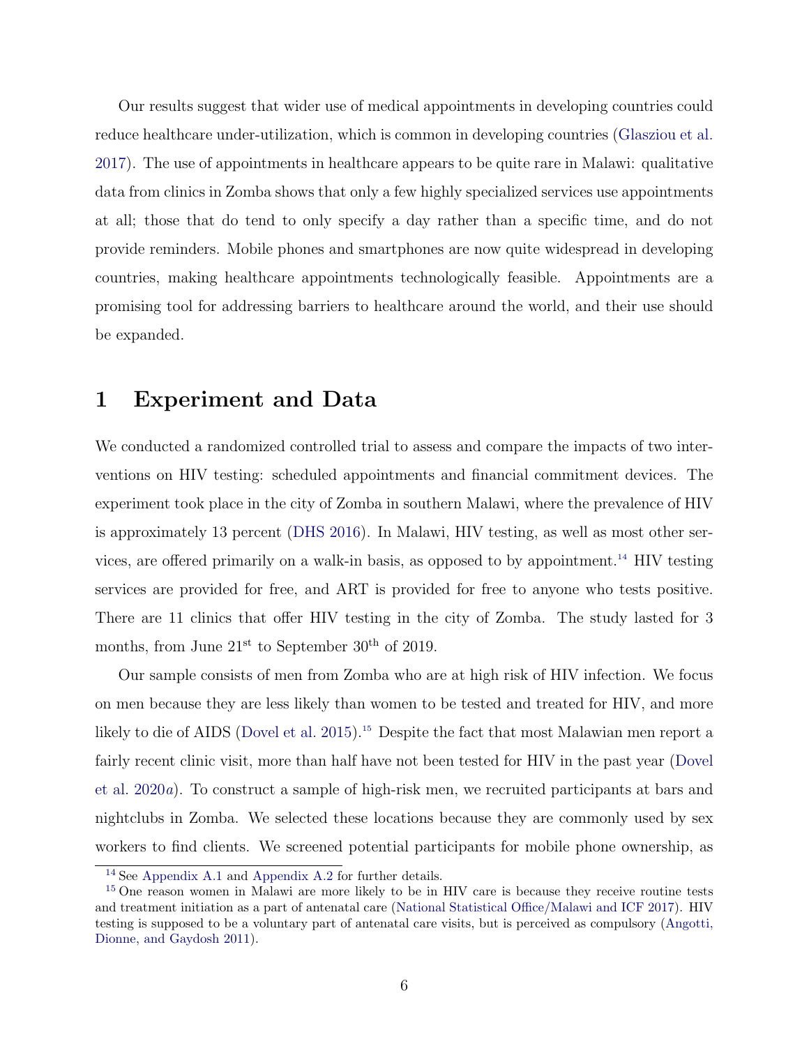Our results suggest that wider use of medical appointments in developing countries could reduce healthcare under-utilization, which is common in developing countries (Glasziou et al. 2017). The use of appointments in healthcare appears to be quite rare in Malawi: qualitative data from clinics in Zomba shows that only a few highly specialized services use appointments at all; those that do tend to only specify a day rather than a specific time, and do not provide reminders. Mobile phones and smartphones are now quite widespread in developing countries, making healthcare appointments technologically feasible. Appointments are a promising tool for addressing barriers to healthcare around the world, and their use should be expanded.

# 1 Experiment and Data

We conducted a randomized controlled trial to assess and compare the impacts of two interventions on HIV testing: scheduled appointments and financial commitment devices. The experiment took place in the city of Zomba in southern Malawi, where the prevalence of HIV is approximately 13 percent (DHS 2016). In Malawi, HIV testing, as well as most other services, are offered primarily on a walk-in basis, as opposed to by appointment.[14] HIV testing services are provided for free, and ART is provided for free to anyone who tests positive. There are 11 clinics that offer HIV testing in the city of Zomba. The study lasted for 3 months, from June 21st to September 30th of 2019.

Our sample consists of men from Zomba who are at high risk of HIV infection. We focus on men because they are less likely than women to be tested and treated for HIV, and more likely to die of AIDS (Dovel et al. 2015).[15] Despite the fact that most Malawian men report a fairly recent clinic visit, more than half have not been tested for HIV in the past year (Dovel et al. 2020*a*). To construct a sample of high-risk men, we recruited participants at bars and nightclubs in Zomba. We selected these locations because they are commonly used by sex workers to find clients. We screened potential participants for mobile phone ownership, as

[14] See Appendix A.1 and Appendix A.2 for further details.

[15] One reason women in Malawi are more likely to be in HIV care is because they receive routine tests and treatment initiation as a part of antenatal care (National Statistical Office/Malawi and ICF 2017). HIV testing is supposed to be a voluntary part of antenatal care visits, but is perceived as compulsory (Angotti, Dionne, and Gaydosh 2011).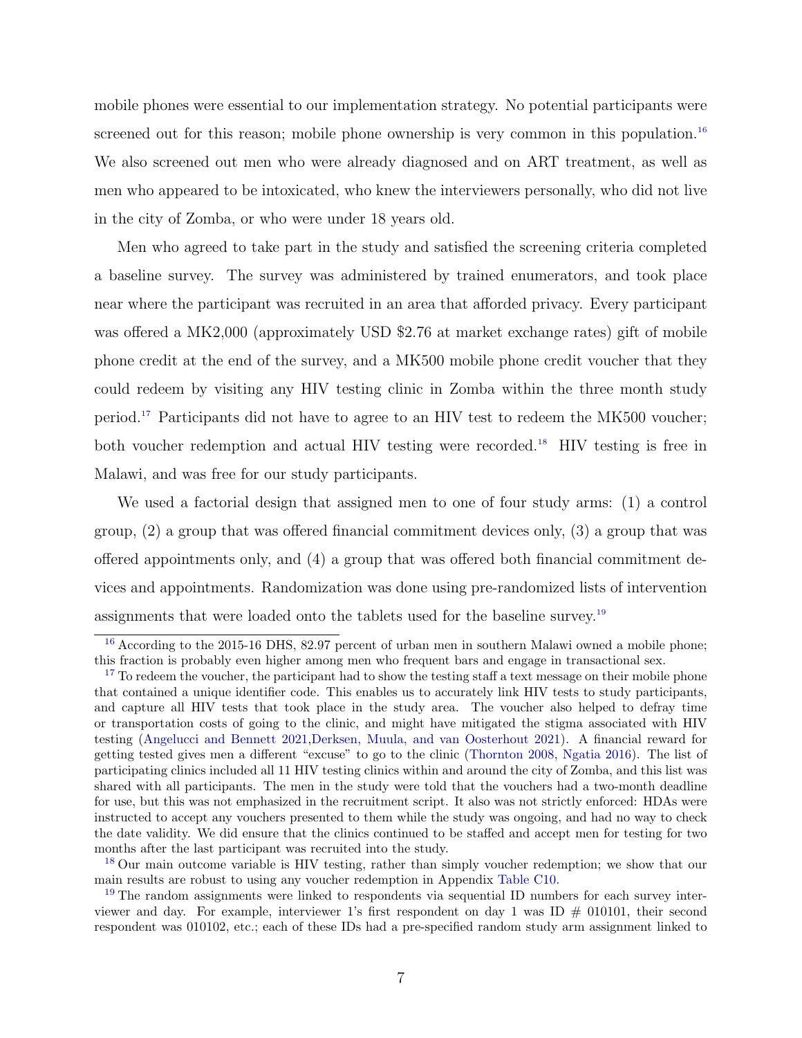mobile phones were essential to our implementation strategy. No potential participants were screened out for this reason; mobile phone ownership is very common in this population.[16] We also screened out men who were already diagnosed and on ART treatment, as well as men who appeared to be intoxicated, who knew the interviewers personally, who did not live in the city of Zomba, or who were under 18 years old.

Men who agreed to take part in the study and satisfied the screening criteria completed a baseline survey. The survey was administered by trained enumerators, and took place near where the participant was recruited in an area that afforded privacy. Every participant was offered a MK2,000 (approximately USD $2.76 at market exchange rates) gift of mobile phone credit at the end of the survey, and a MK500 mobile phone credit voucher that they could redeem by visiting any HIV testing clinic in Zomba within the three month study period.[17] Participants did not have to agree to an HIV test to redeem the MK500 voucher; both voucher redemption and actual HIV testing were recorded.[18] HIV testing is free in Malawi, and was free for our study participants.

We used a factorial design that assigned men to one of four study arms: (1) a control group, (2) a group that was offered financial commitment devices only, (3) a group that was offered appointments only, and (4) a group that was offered both financial commitment devices and appointments. Randomization was done using pre-randomized lists of intervention assignments that were loaded onto the tablets used for the baseline survey.[19]

---

[16] According to the 2015-16 DHS, 82.97 percent of urban men in southern Malawi owned a mobile phone; this fraction is probably even higher among men who frequent bars and engage in transactional sex.

[17] To redeem the voucher, the participant had to show the testing staff a text message on their mobile phone that contained a unique identifier code. This enables us to accurately link HIV tests to study participants, and capture all HIV tests that took place in the study area. The voucher also helped to defray time or transportation costs of going to the clinic, and might have mitigated the stigma associated with HIV testing (Angelucci and Bennett 2021,Derksen, Muula, and van Oosterhout 2021). A financial reward for getting tested gives men a different "excuse" to go to the clinic (Thornton 2008, Ngatia 2016). The list of participating clinics included all 11 HIV testing clinics within and around the city of Zomba, and this list was shared with all participants. The men in the study were told that the vouchers had a two-month deadline for use, but this was not emphasized in the recruitment script. It also was not strictly enforced: HDAs were instructed to accept any vouchers presented to them while the study was ongoing, and had no way to check the date validity. We did ensure that the clinics continued to be staffed and accept men for testing for two months after the last participant was recruited into the study.

[18] Our main outcome variable is HIV testing, rather than simply voucher redemption; we show that our main results are robust to using any voucher redemption in Appendix Table C10.

[19] The random assignments were linked to respondents via sequential ID numbers for each survey interviewer and day. For example, interviewer 1's first respondent on day 1 was ID # 010101, their second respondent was 010102, etc.; each of these IDs had a pre-specified random study arm assignment linked to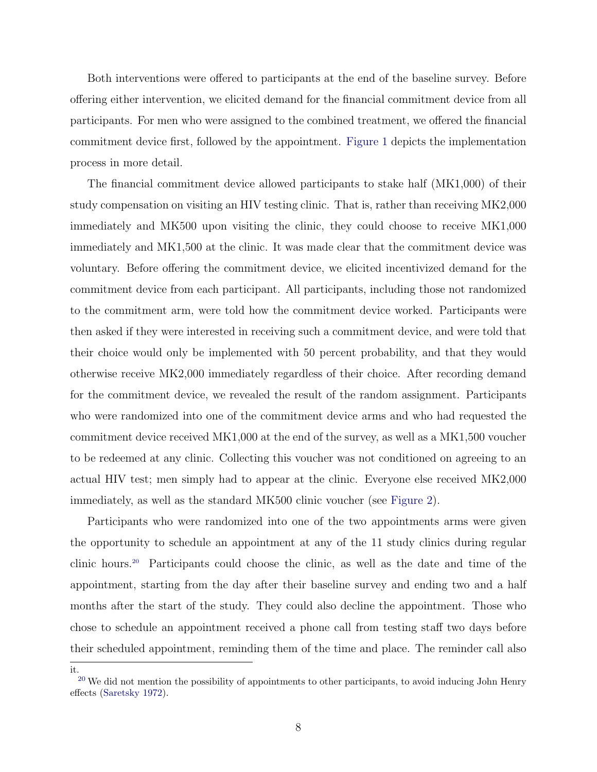Both interventions were offered to participants at the end of the baseline survey. Before offering either intervention, we elicited demand for the financial commitment device from all participants. For men who were assigned to the combined treatment, we offered the financial commitment device first, followed by the appointment. Figure 1 depicts the implementation process in more detail.

The financial commitment device allowed participants to stake half (MK1,000) of their study compensation on visiting an HIV testing clinic. That is, rather than receiving MK2,000 immediately and MK500 upon visiting the clinic, they could choose to receive MK1,000 immediately and MK1,500 at the clinic. It was made clear that the commitment device was voluntary. Before offering the commitment device, we elicited incentivized demand for the commitment device from each participant. All participants, including those not randomized to the commitment arm, were told how the commitment device worked. Participants were then asked if they were interested in receiving such a commitment device, and were told that their choice would only be implemented with 50 percent probability, and that they would otherwise receive MK2,000 immediately regardless of their choice. After recording demand for the commitment device, we revealed the result of the random assignment. Participants who were randomized into one of the commitment device arms and who had requested the commitment device received MK1,000 at the end of the survey, as well as a MK1,500 voucher to be redeemed at any clinic. Collecting this voucher was not conditioned on agreeing to an actual HIV test; men simply had to appear at the clinic. Everyone else received MK2,000 immediately, as well as the standard MK500 clinic voucher (see Figure 2).

Participants who were randomized into one of the two appointments arms were given the opportunity to schedule an appointment at any of the 11 study clinics during regular clinic hours.[20] Participants could choose the clinic, as well as the date and time of the appointment, starting from the day after their baseline survey and ending two and a half months after the start of the study. They could also decline the appointment. Those who chose to schedule an appointment received a phone call from testing staff two days before their scheduled appointment, reminding them of the time and place. The reminder call also

it.

[20] We did not mention the possibility of appointments to other participants, to avoid inducing John Henry effects (Saretsky 1972).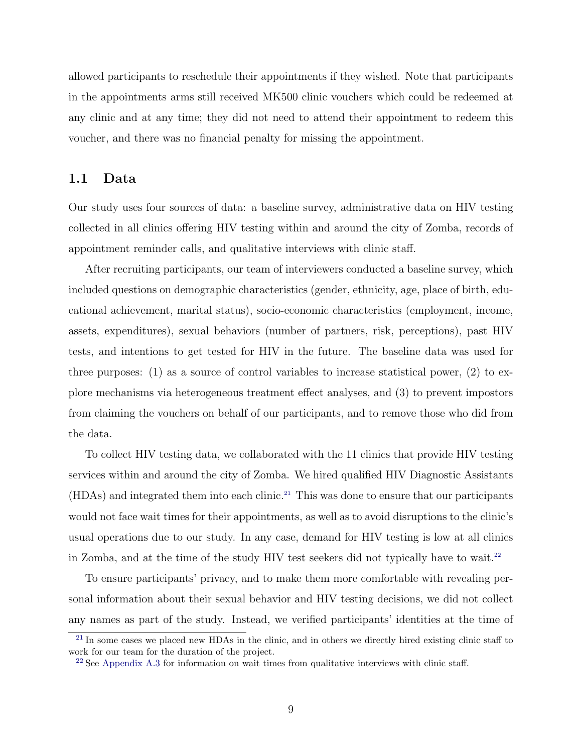allowed participants to reschedule their appointments if they wished. Note that participants in the appointments arms still received MK500 clinic vouchers which could be redeemed at any clinic and at any time; they did not need to attend their appointment to redeem this voucher, and there was no financial penalty for missing the appointment.

## 1.1 Data

Our study uses four sources of data: a baseline survey, administrative data on HIV testing collected in all clinics offering HIV testing within and around the city of Zomba, records of appointment reminder calls, and qualitative interviews with clinic staff.

After recruiting participants, our team of interviewers conducted a baseline survey, which included questions on demographic characteristics (gender, ethnicity, age, place of birth, educational achievement, marital status), socio-economic characteristics (employment, income, assets, expenditures), sexual behaviors (number of partners, risk, perceptions), past HIV tests, and intentions to get tested for HIV in the future. The baseline data was used for three purposes: (1) as a source of control variables to increase statistical power, (2) to explore mechanisms via heterogeneous treatment effect analyses, and (3) to prevent impostors from claiming the vouchers on behalf of our participants, and to remove those who did from the data.

To collect HIV testing data, we collaborated with the 11 clinics that provide HIV testing services within and around the city of Zomba. We hired qualified HIV Diagnostic Assistants (HDAs) and integrated them into each clinic.[21] This was done to ensure that our participants would not face wait times for their appointments, as well as to avoid disruptions to the clinic's usual operations due to our study. In any case, demand for HIV testing is low at all clinics in Zomba, and at the time of the study HIV test seekers did not typically have to wait.[22]

To ensure participants' privacy, and to make them more comfortable with revealing personal information about their sexual behavior and HIV testing decisions, we did not collect any names as part of the study. Instead, we verified participants' identities at the time of

[21] In some cases we placed new HDAs in the clinic, and in others we directly hired existing clinic staff to work for our team for the duration of the project.

[22] See Appendix A.3 for information on wait times from qualitative interviews with clinic staff.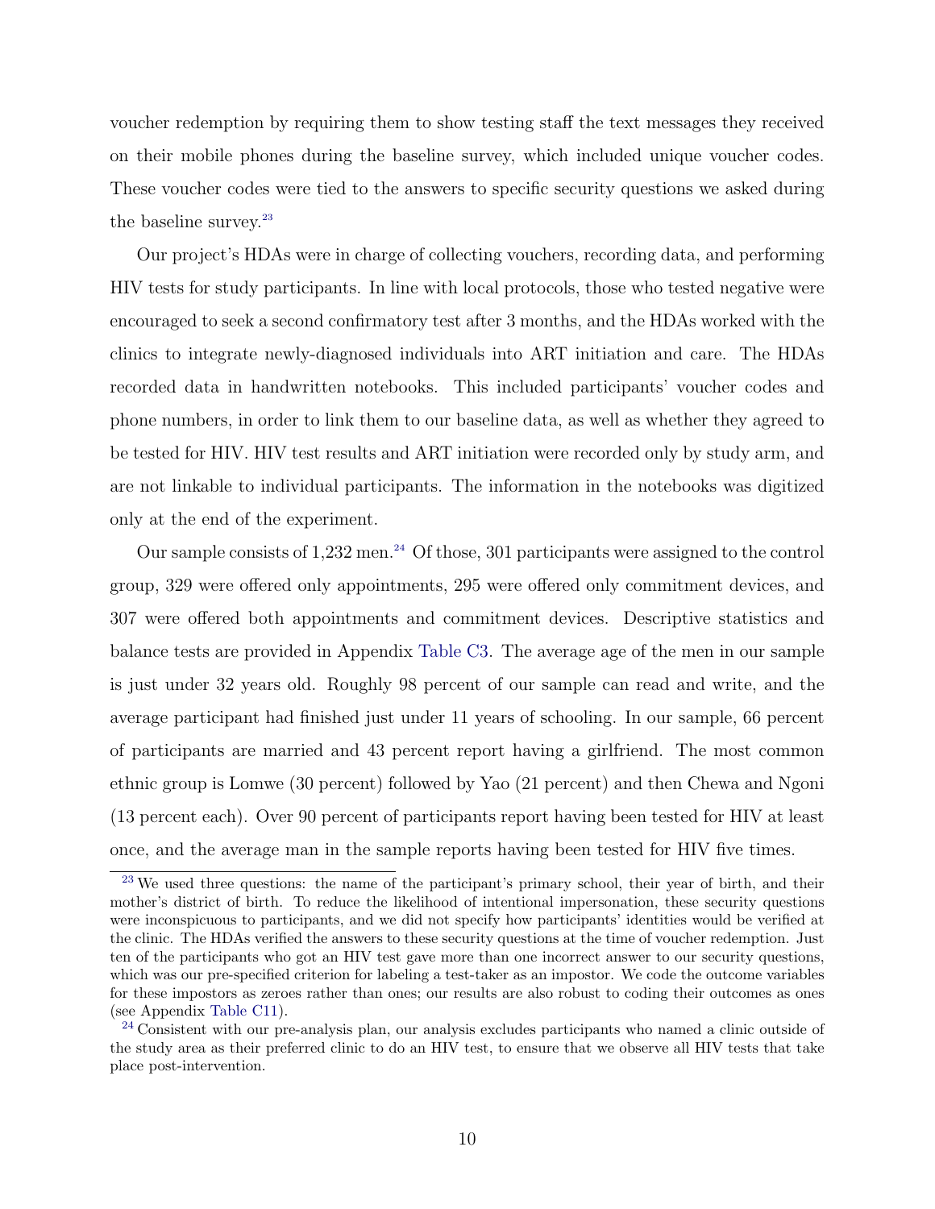voucher redemption by requiring them to show testing staff the text messages they received on their mobile phones during the baseline survey, which included unique voucher codes. These voucher codes were tied to the answers to specific security questions we asked during the baseline survey.[23]

Our project's HDAs were in charge of collecting vouchers, recording data, and performing HIV tests for study participants. In line with local protocols, those who tested negative were encouraged to seek a second confirmatory test after 3 months, and the HDAs worked with the clinics to integrate newly-diagnosed individuals into ART initiation and care. The HDAs recorded data in handwritten notebooks. This included participants' voucher codes and phone numbers, in order to link them to our baseline data, as well as whether they agreed to be tested for HIV. HIV test results and ART initiation were recorded only by study arm, and are not linkable to individual participants. The information in the notebooks was digitized only at the end of the experiment.

Our sample consists of 1,232 men.[24] Of those, 301 participants were assigned to the control group, 329 were offered only appointments, 295 were offered only commitment devices, and 307 were offered both appointments and commitment devices. Descriptive statistics and balance tests are provided in Appendix Table C3. The average age of the men in our sample is just under 32 years old. Roughly 98 percent of our sample can read and write, and the average participant had finished just under 11 years of schooling. In our sample, 66 percent of participants are married and 43 percent report having a girlfriend. The most common ethnic group is Lomwe (30 percent) followed by Yao (21 percent) and then Chewa and Ngoni (13 percent each). Over 90 percent of participants report having been tested for HIV at least once, and the average man in the sample reports having been tested for HIV five times.

[23] We used three questions: the name of the participant's primary school, their year of birth, and their mother's district of birth. To reduce the likelihood of intentional impersonation, these security questions were inconspicuous to participants, and we did not specify how participants' identities would be verified at the clinic. The HDAs verified the answers to these security questions at the time of voucher redemption. Just ten of the participants who got an HIV test gave more than one incorrect answer to our security questions, which was our pre-specified criterion for labeling a test-taker as an impostor. We code the outcome variables for these impostors as zeroes rather than ones; our results are also robust to coding their outcomes as ones (see Appendix Table C11).

[24] Consistent with our pre-analysis plan, our analysis excludes participants who named a clinic outside of the study area as their preferred clinic to do an HIV test, to ensure that we observe all HIV tests that take place post-intervention.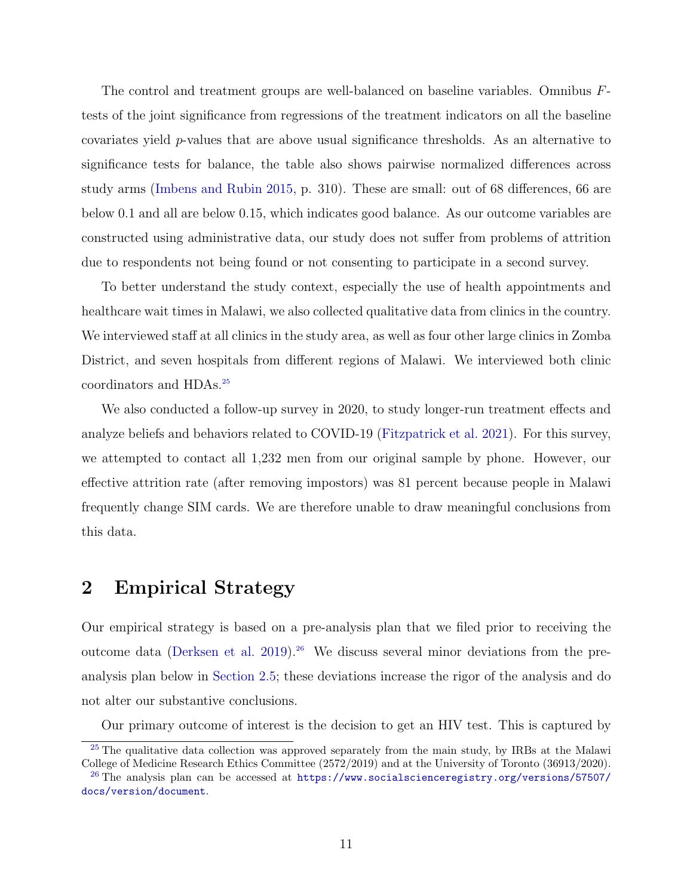The control and treatment groups are well-balanced on baseline variables. Omnibus $F$-tests of the joint significance from regressions of the treatment indicators on all the baseline covariates yield $p$-values that are above usual significance thresholds. As an alternative to significance tests for balance, the table also shows pairwise normalized differences across study arms (Imbens and Rubin 2015, p. 310). These are small: out of 68 differences, 66 are below 0.1 and all are below 0.15, which indicates good balance. As our outcome variables are constructed using administrative data, our study does not suffer from problems of attrition due to respondents not being found or not consenting to participate in a second survey.

To better understand the study context, especially the use of health appointments and healthcare wait times in Malawi, we also collected qualitative data from clinics in the country. We interviewed staff at all clinics in the study area, as well as four other large clinics in Zomba District, and seven hospitals from different regions of Malawi. We interviewed both clinic coordinators and HDAs.[25]

We also conducted a follow-up survey in 2020, to study longer-run treatment effects and analyze beliefs and behaviors related to COVID-19 (Fitzpatrick et al. 2021). For this survey, we attempted to contact all 1,232 men from our original sample by phone. However, our effective attrition rate (after removing impostors) was 81 percent because people in Malawi frequently change SIM cards. We are therefore unable to draw meaningful conclusions from this data.

## 2 Empirical Strategy

Our empirical strategy is based on a pre-analysis plan that we filed prior to receiving the outcome data (Derksen et al. 2019).[26] We discuss several minor deviations from the pre-analysis plan below in Section 2.5; these deviations increase the rigor of the analysis and do not alter our substantive conclusions.

Our primary outcome of interest is the decision to get an HIV test. This is captured by

[25] The qualitative data collection was approved separately from the main study, by IRBs at the Malawi College of Medicine Research Ethics Committee (2572/2019) and at the University of Toronto (36913/2020).

[26] The analysis plan can be accessed at https://www.socialscienceregistry.org/versions/57507/docs/version/document.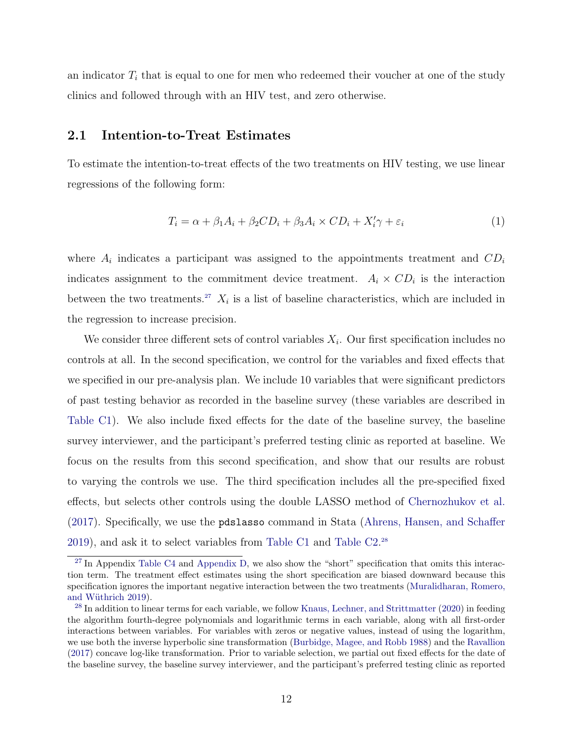an indicator $T_i$ that is equal to one for men who redeemed their voucher at one of the study clinics and followed through with an HIV test, and zero otherwise.

## 2.1 Intention-to-Treat Estimates

To estimate the intention-to-treat effects of the two treatments on HIV testing, we use linear regressions of the following form:

$$T_i = \alpha + \beta_1 A_i + \beta_2 CD_i + \beta_3 A_i \times CD_i + X_i'\gamma + \varepsilon_i \tag{1}$$

where $A_i$ indicates a participant was assigned to the appointments treatment and $CD_i$ indicates assignment to the commitment device treatment. $A_i \times CD_i$ is the interaction between the two treatments.[27] $X_i$ is a list of baseline characteristics, which are included in the regression to increase precision.

We consider three different sets of control variables $X_i$. Our first specification includes no controls at all. In the second specification, we control for the variables and fixed effects that we specified in our pre-analysis plan. We include 10 variables that were significant predictors of past testing behavior as recorded in the baseline survey (these variables are described in Table C1). We also include fixed effects for the date of the baseline survey, the baseline survey interviewer, and the participant's preferred testing clinic as reported at baseline. We focus on the results from this second specification, and show that our results are robust to varying the controls we use. The third specification includes all the pre-specified fixed effects, but selects other controls using the double LASSO method of Chernozhukov et al. (2017). Specifically, we use the `pdslasso` command in Stata (Ahrens, Hansen, and Schaffer 2019), and ask it to select variables from Table C1 and Table C2.[28]

[27] In Appendix Table C4 and Appendix D, we also show the "short" specification that omits this interaction term. The treatment effect estimates using the short specification are biased downward because this specification ignores the important negative interaction between the two treatments (Muralidharan, Romero, and Wüthrich 2019).

[28] In addition to linear terms for each variable, we follow Knaus, Lechner, and Strittmatter (2020) in feeding the algorithm fourth-degree polynomials and logarithmic terms in each variable, along with all first-order interactions between variables. For variables with zeros or negative values, instead of using the logarithm, we use both the inverse hyperbolic sine transformation (Burbidge, Magee, and Robb 1988) and the Ravallion (2017) concave log-like transformation. Prior to variable selection, we partial out fixed effects for the date of the baseline survey, the baseline survey interviewer, and the participant's preferred testing clinic as reported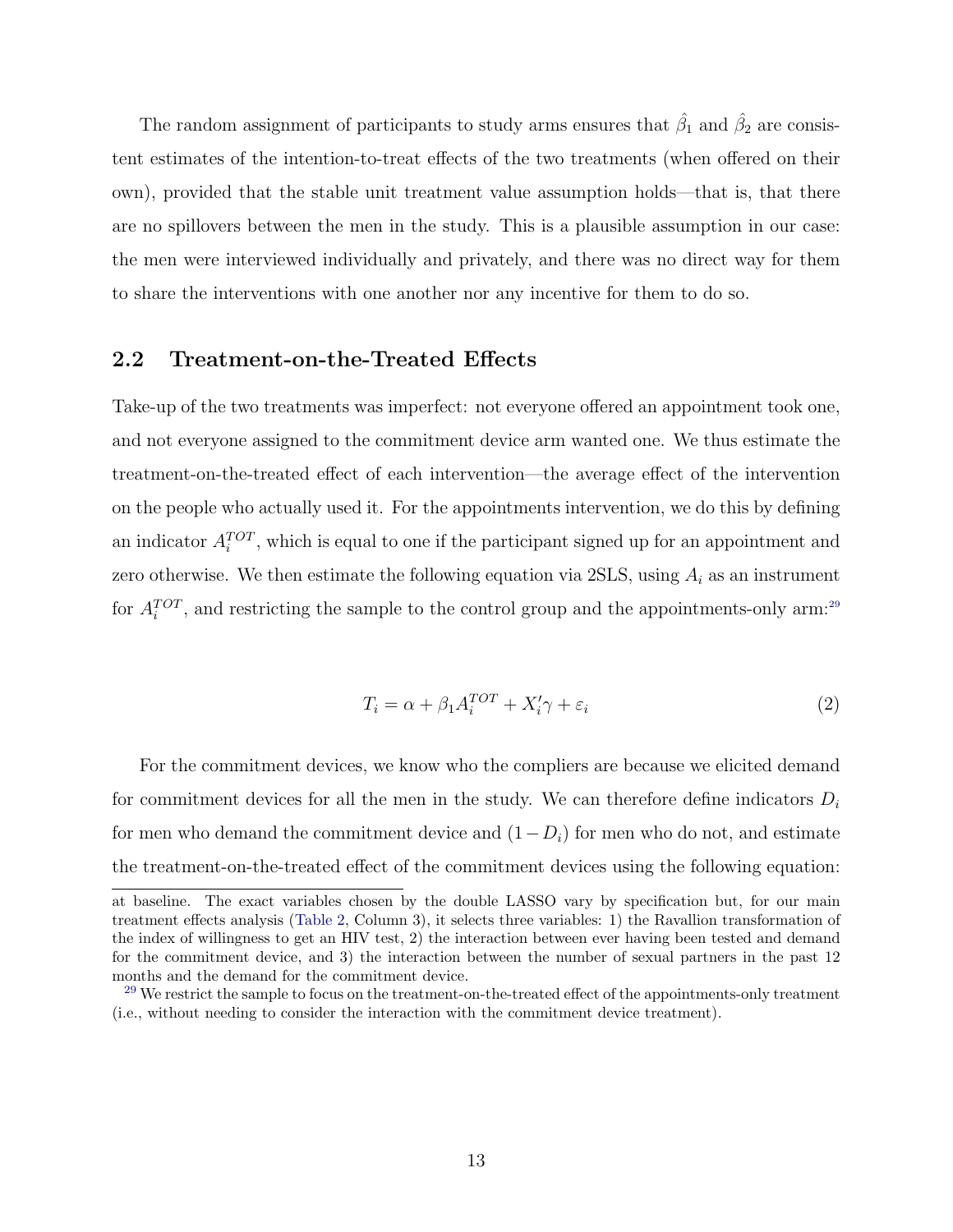The random assignment of participants to study arms ensures that $\hat{\beta}_1$ and $\hat{\beta}_2$ are consistent estimates of the intention-to-treat effects of the two treatments (when offered on their own), provided that the stable unit treatment value assumption holds—that is, that there are no spillovers between the men in the study. This is a plausible assumption in our case: the men were interviewed individually and privately, and there was no direct way for them to share the interventions with one another nor any incentive for them to do so.

## 2.2 Treatment-on-the-Treated Effects

Take-up of the two treatments was imperfect: not everyone offered an appointment took one, and not everyone assigned to the commitment device arm wanted one. We thus estimate the treatment-on-the-treated effect of each intervention—the average effect of the intervention on the people who actually used it. For the appointments intervention, we do this by defining an indicator $A_i^{TOT}$, which is equal to one if the participant signed up for an appointment and zero otherwise. We then estimate the following equation via 2SLS, using $A_i$ as an instrument for $A_i^{TOT}$, and restricting the sample to the control group and the appointments-only arm:[29]

$$T_i = \alpha + \beta_1 A_i^{TOT} + X_i'\gamma + \varepsilon_i \tag{2}$$

For the commitment devices, we know who the compliers are because we elicited demand for commitment devices for all the men in the study. We can therefore define indicators $D_i$ for men who demand the commitment device and $(1 - D_i)$ for men who do not, and estimate the treatment-on-the-treated effect of the commitment devices using the following equation:

at baseline. The exact variables chosen by the double LASSO vary by specification but, for our main treatment effects analysis (Table 2, Column 3), it selects three variables: 1) the Ravallion transformation of the index of willingness to get an HIV test, 2) the interaction between ever having been tested and demand for the commitment device, and 3) the interaction between the number of sexual partners in the past 12 months and the demand for the commitment device.

[29] We restrict the sample to focus on the treatment-on-the-treated effect of the appointments-only treatment (i.e., without needing to consider the interaction with the commitment device treatment).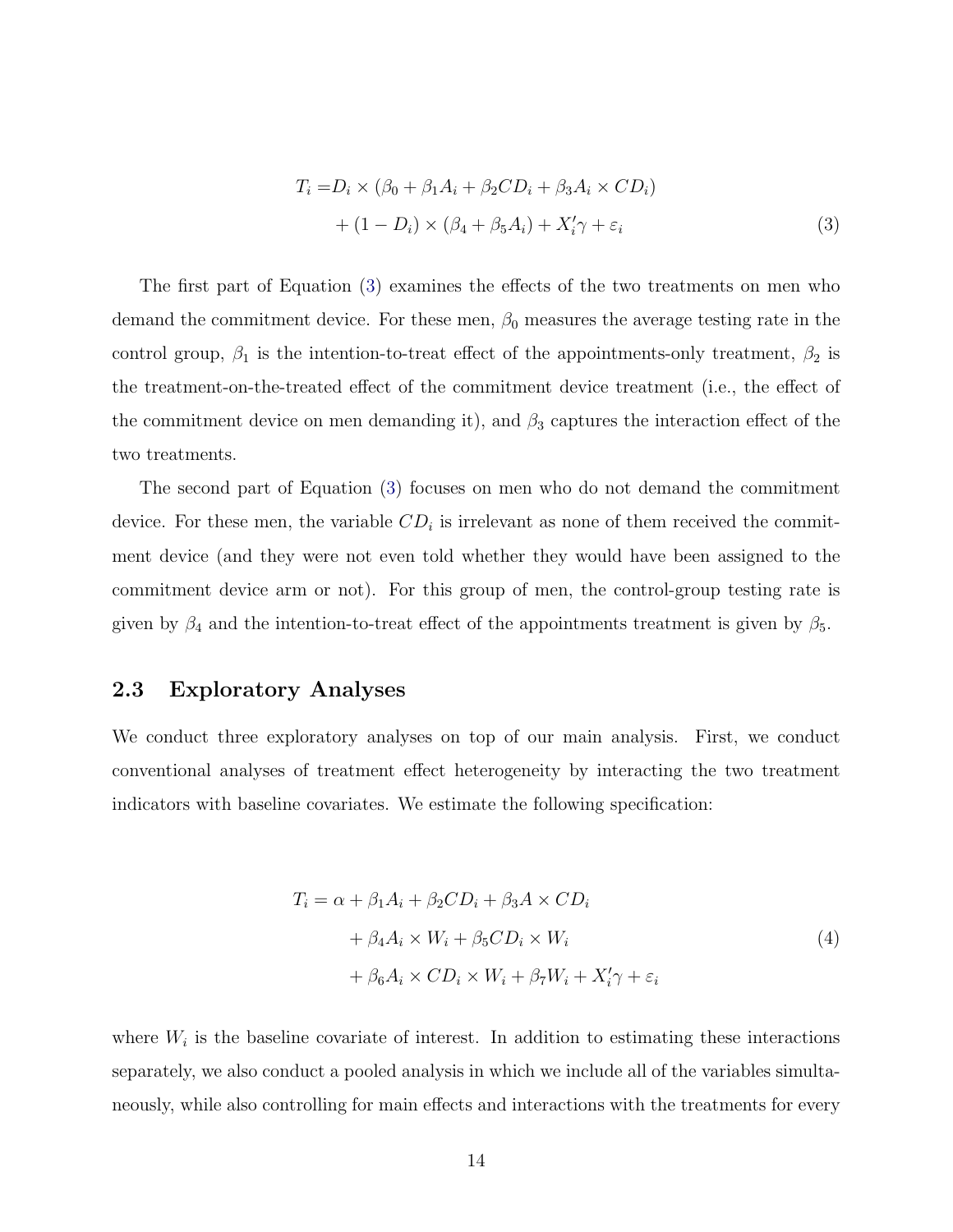$$
\begin{aligned}
T_i = & D_i \times (\beta_0 + \beta_1 A_i + \beta_2 CD_i + \beta_3 A_i \times CD_i) \\
& + (1 - D_i) \times (\beta_4 + \beta_5 A_i) + X_i'\gamma + \varepsilon_i
\end{aligned} \tag{3}
$$

The first part of Equation (3) examines the effects of the two treatments on men who demand the commitment device. For these men, $\beta_0$ measures the average testing rate in the control group, $\beta_1$ is the intention-to-treat effect of the appointments-only treatment, $\beta_2$ is the treatment-on-the-treated effect of the commitment device treatment (i.e., the effect of the commitment device on men demanding it), and $\beta_3$ captures the interaction effect of the two treatments.

The second part of Equation (3) focuses on men who do not demand the commitment device. For these men, the variable $CD_i$ is irrelevant as none of them received the commitment device (and they were not even told whether they would have been assigned to the commitment device arm or not). For this group of men, the control-group testing rate is given by $\beta_4$ and the intention-to-treat effect of the appointments treatment is given by $\beta_5$.

## 2.3 Exploratory Analyses

We conduct three exploratory analyses on top of our main analysis. First, we conduct conventional analyses of treatment effect heterogeneity by interacting the two treatment indicators with baseline covariates. We estimate the following specification:

$$
\begin{aligned}
T_i = \alpha & + \beta_1 A_i + \beta_2 CD_i + \beta_3 A \times CD_i \\
& + \beta_4 A_i \times W_i + \beta_5 CD_i \times W_i \\
& + \beta_6 A_i \times CD_i \times W_i + \beta_7 W_i + X_i'\gamma + \varepsilon_i
\end{aligned} \tag{4}
$$

where $W_i$ is the baseline covariate of interest. In addition to estimating these interactions separately, we also conduct a pooled analysis in which we include all of the variables simultaneously, while also controlling for main effects and interactions with the treatments for every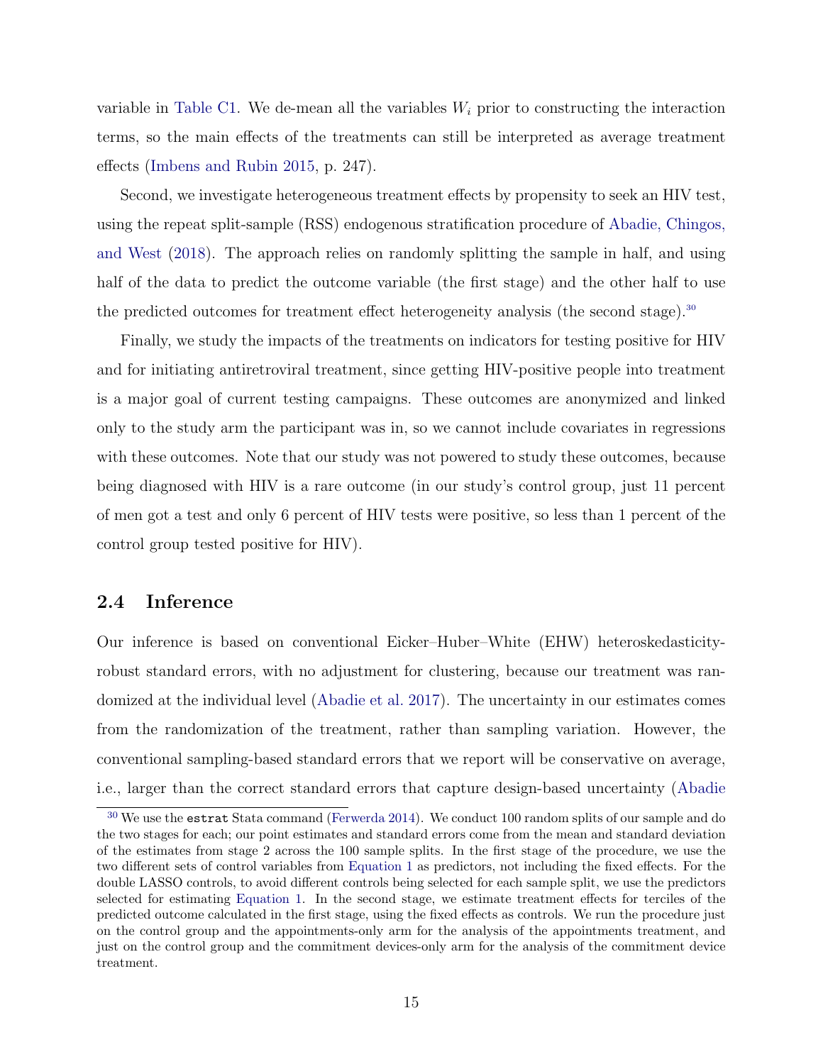variable in Table C1. We de-mean all the variables $W_i$ prior to constructing the interaction terms, so the main effects of the treatments can still be interpreted as average treatment effects (Imbens and Rubin 2015, p. 247).

Second, we investigate heterogeneous treatment effects by propensity to seek an HIV test, using the repeat split-sample (RSS) endogenous stratification procedure of Abadie, Chingos, and West (2018). The approach relies on randomly splitting the sample in half, and using half of the data to predict the outcome variable (the first stage) and the other half to use the predicted outcomes for treatment effect heterogeneity analysis (the second stage).[30]

Finally, we study the impacts of the treatments on indicators for testing positive for HIV and for initiating antiretroviral treatment, since getting HIV-positive people into treatment is a major goal of current testing campaigns. These outcomes are anonymized and linked only to the study arm the participant was in, so we cannot include covariates in regressions with these outcomes. Note that our study was not powered to study these outcomes, because being diagnosed with HIV is a rare outcome (in our study's control group, just 11 percent of men got a test and only 6 percent of HIV tests were positive, so less than 1 percent of the control group tested positive for HIV).

## 2.4 Inference

Our inference is based on conventional Eicker–Huber–White (EHW) heteroskedasticity-robust standard errors, with no adjustment for clustering, because our treatment was randomized at the individual level (Abadie et al. 2017). The uncertainty in our estimates comes from the randomization of the treatment, rather than sampling variation. However, the conventional sampling-based standard errors that we report will be conservative on average, i.e., larger than the correct standard errors that capture design-based uncertainty (Abadie

[30] We use the `estrat` Stata command (Ferwerda 2014). We conduct 100 random splits of our sample and do the two stages for each; our point estimates and standard errors come from the mean and standard deviation of the estimates from stage 2 across the 100 sample splits. In the first stage of the procedure, we use the two different sets of control variables from Equation 1 as predictors, not including the fixed effects. For the double LASSO controls, to avoid different controls being selected for each sample split, we use the predictors selected for estimating Equation 1. In the second stage, we estimate treatment effects for terciles of the predicted outcome calculated in the first stage, using the fixed effects as controls. We run the procedure just on the control group and the appointments-only arm for the analysis of the appointments treatment, and just on the control group and the commitment devices-only arm for the analysis of the commitment device treatment.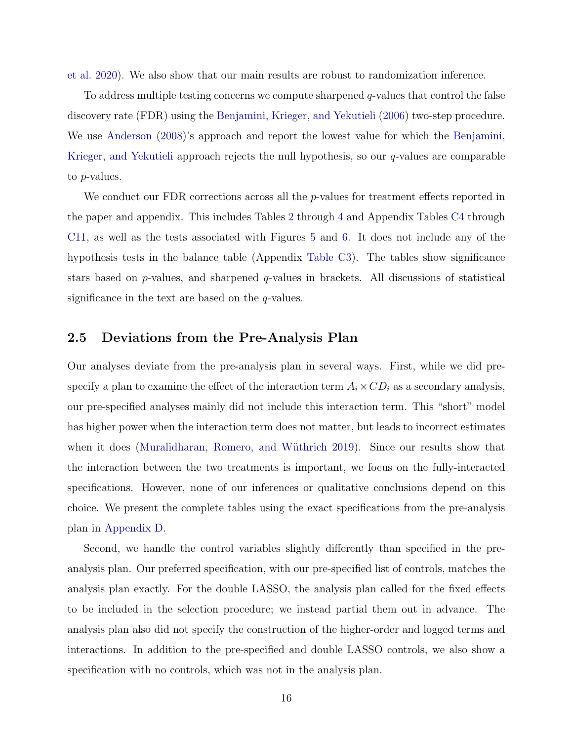et al. 2020). We also show that our main results are robust to randomization inference.

To address multiple testing concerns we compute sharpened $q$-values that control the false discovery rate (FDR) using the Benjamini, Krieger, and Yekutieli (2006) two-step procedure. We use Anderson (2008)'s approach and report the lowest value for which the Benjamini, Krieger, and Yekutieli approach rejects the null hypothesis, so our $q$-values are comparable to $p$-values.

We conduct our FDR corrections across all the $p$-values for treatment effects reported in the paper and appendix. This includes Tables 2 through 4 and Appendix Tables C4 through C11, as well as the tests associated with Figures 5 and 6. It does not include any of the hypothesis tests in the balance table (Appendix Table C3). The tables show significance stars based on $p$-values, and sharpened $q$-values in brackets. All discussions of statistical significance in the text are based on the $q$-values.

## 2.5 Deviations from the Pre-Analysis Plan

Our analyses deviate from the pre-analysis plan in several ways. First, while we did pre-specify a plan to examine the effect of the interaction term $A_i \times CD_i$ as a secondary analysis, our pre-specified analyses mainly did not include this interaction term. This "short" model has higher power when the interaction term does not matter, but leads to incorrect estimates when it does (Muralidharan, Romero, and Wüthrich 2019). Since our results show that the interaction between the two treatments is important, we focus on the fully-interacted specifications. However, none of our inferences or qualitative conclusions depend on this choice. We present the complete tables using the exact specifications from the pre-analysis plan in Appendix D.

Second, we handle the control variables slightly differently than specified in the pre-analysis plan. Our preferred specification, with our pre-specified list of controls, matches the analysis plan exactly. For the double LASSO, the analysis plan called for the fixed effects to be included in the selection procedure; we instead partial them out in advance. The analysis plan also did not specify the construction of the higher-order and logged terms and interactions. In addition to the pre-specified and double LASSO controls, we also show a specification with no controls, which was not in the analysis plan.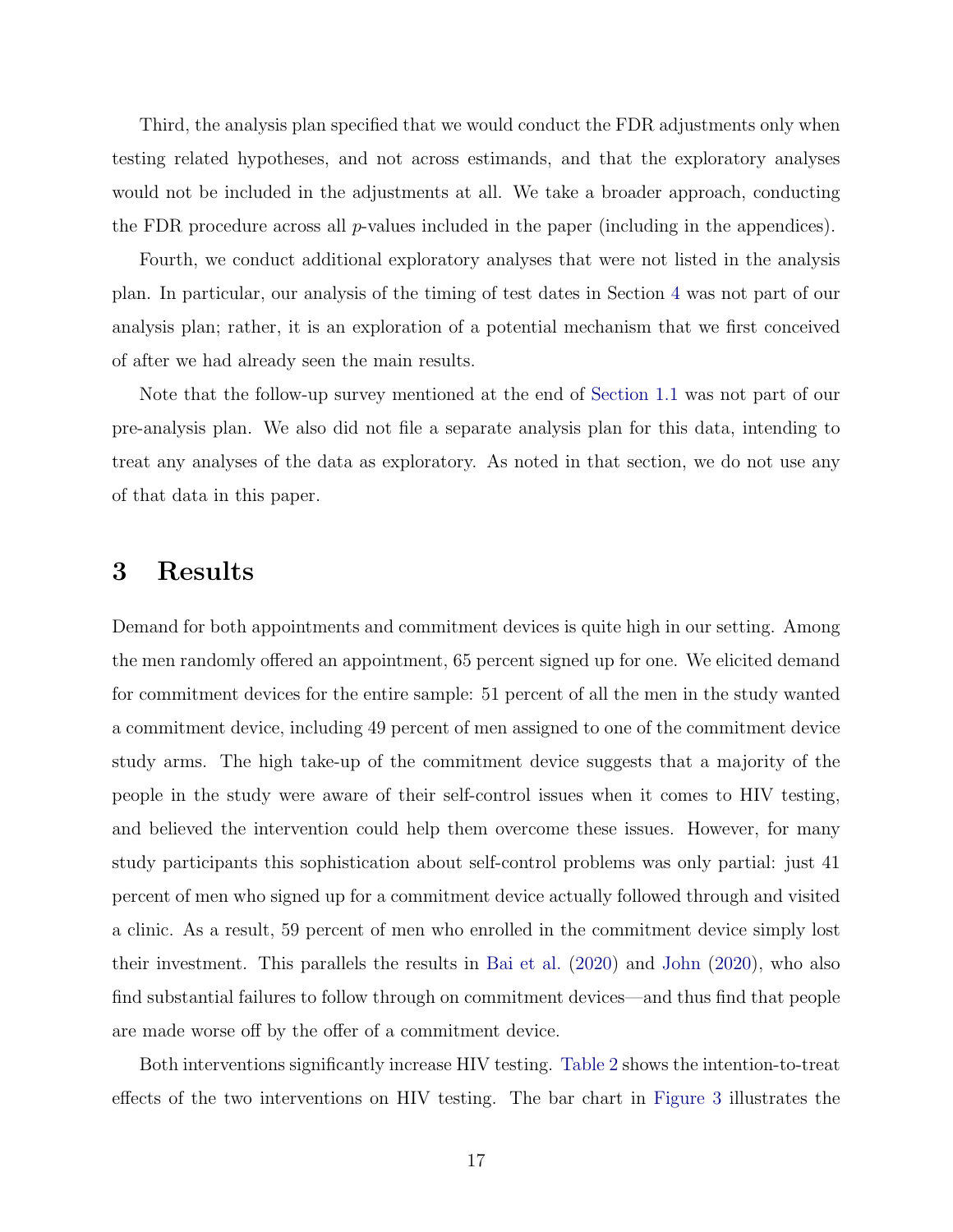Third, the analysis plan specified that we would conduct the FDR adjustments only when testing related hypotheses, and not across estimands, and that the exploratory analyses would not be included in the adjustments at all. We take a broader approach, conducting the FDR procedure across all $p$-values included in the paper (including in the appendices).

Fourth, we conduct additional exploratory analyses that were not listed in the analysis plan. In particular, our analysis of the timing of test dates in Section 4 was not part of our analysis plan; rather, it is an exploration of a potential mechanism that we first conceived of after we had already seen the main results.

Note that the follow-up survey mentioned at the end of Section 1.1 was not part of our pre-analysis plan. We also did not file a separate analysis plan for this data, intending to treat any analyses of the data as exploratory. As noted in that section, we do not use any of that data in this paper.

# 3 Results

Demand for both appointments and commitment devices is quite high in our setting. Among the men randomly offered an appointment, 65 percent signed up for one. We elicited demand for commitment devices for the entire sample: 51 percent of all the men in the study wanted a commitment device, including 49 percent of men assigned to one of the commitment device study arms. The high take-up of the commitment device suggests that a majority of the people in the study were aware of their self-control issues when it comes to HIV testing, and believed the intervention could help them overcome these issues. However, for many study participants this sophistication about self-control problems was only partial: just 41 percent of men who signed up for a commitment device actually followed through and visited a clinic. As a result, 59 percent of men who enrolled in the commitment device simply lost their investment. This parallels the results in Bai et al. (2020) and John (2020), who also find substantial failures to follow through on commitment devices—and thus find that people are made worse off by the offer of a commitment device.

Both interventions significantly increase HIV testing. Table 2 shows the intention-to-treat effects of the two interventions on HIV testing. The bar chart in Figure 3 illustrates the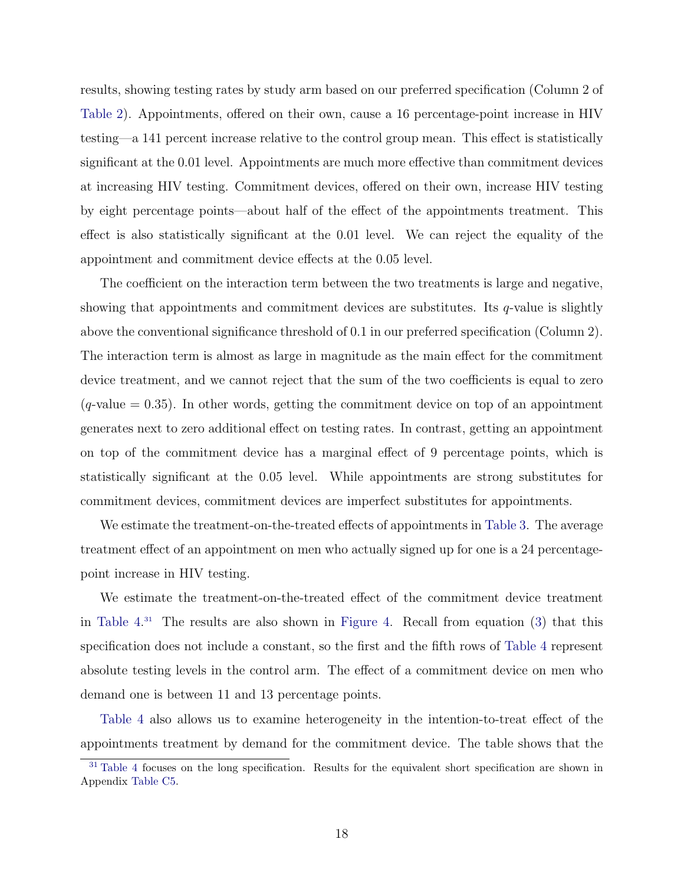results, showing testing rates by study arm based on our preferred specification (Column 2 of Table 2). Appointments, offered on their own, cause a 16 percentage-point increase in HIV testing—a 141 percent increase relative to the control group mean. This effect is statistically significant at the 0.01 level. Appointments are much more effective than commitment devices at increasing HIV testing. Commitment devices, offered on their own, increase HIV testing by eight percentage points—about half of the effect of the appointments treatment. This effect is also statistically significant at the 0.01 level. We can reject the equality of the appointment and commitment device effects at the 0.05 level.

The coefficient on the interaction term between the two treatments is large and negative, showing that appointments and commitment devices are substitutes. Its $q$-value is slightly above the conventional significance threshold of 0.1 in our preferred specification (Column 2). The interaction term is almost as large in magnitude as the main effect for the commitment device treatment, and we cannot reject that the sum of the two coefficients is equal to zero ($q$-value = 0.35). In other words, getting the commitment device on top of an appointment generates next to zero additional effect on testing rates. In contrast, getting an appointment on top of the commitment device has a marginal effect of 9 percentage points, which is statistically significant at the 0.05 level. While appointments are strong substitutes for commitment devices, commitment devices are imperfect substitutes for appointments.

We estimate the treatment-on-the-treated effects of appointments in Table 3. The average treatment effect of an appointment on men who actually signed up for one is a 24 percentage-point increase in HIV testing.

We estimate the treatment-on-the-treated effect of the commitment device treatment in Table 4.[31] The results are also shown in Figure 4. Recall from equation (3) that this specification does not include a constant, so the first and the fifth rows of Table 4 represent absolute testing levels in the control arm. The effect of a commitment device on men who demand one is between 11 and 13 percentage points.

Table 4 also allows us to examine heterogeneity in the intention-to-treat effect of the appointments treatment by demand for the commitment device. The table shows that the

[31] Table 4 focuses on the long specification. Results for the equivalent short specification are shown in Appendix Table C5.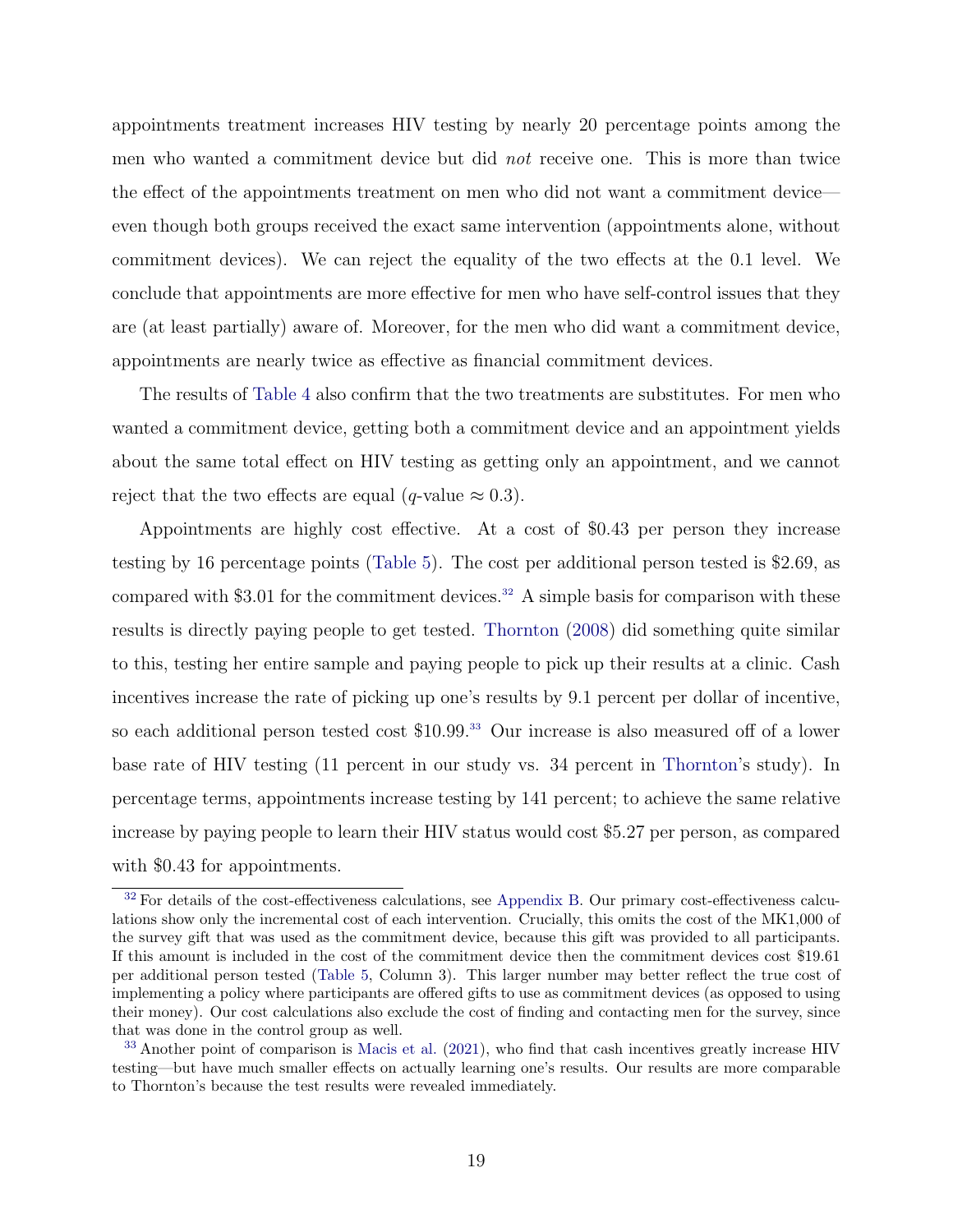appointments treatment increases HIV testing by nearly 20 percentage points among the men who wanted a commitment device but did *not* receive one. This is more than twice the effect of the appointments treatment on men who did not want a commitment device—even though both groups received the exact same intervention (appointments alone, without commitment devices). We can reject the equality of the two effects at the 0.1 level. We conclude that appointments are more effective for men who have self-control issues that they are (at least partially) aware of. Moreover, for the men who did want a commitment device, appointments are nearly twice as effective as financial commitment devices.

The results of Table 4 also confirm that the two treatments are substitutes. For men who wanted a commitment device, getting both a commitment device and an appointment yields about the same total effect on HIV testing as getting only an appointment, and we cannot reject that the two effects are equal ($q$-value $\approx 0.3$).

Appointments are highly cost effective. At a cost of \$0.43 per person they increase testing by 16 percentage points (Table 5). The cost per additional person tested is \$2.69, as compared with \$3.01 for the commitment devices.[32] A simple basis for comparison with these results is directly paying people to get tested. Thornton (2008) did something quite similar to this, testing her entire sample and paying people to pick up their results at a clinic. Cash incentives increase the rate of picking up one's results by 9.1 percent per dollar of incentive, so each additional person tested cost \$10.99.[33] Our increase is also measured off of a lower base rate of HIV testing (11 percent in our study vs. 34 percent in Thornton's study). In percentage terms, appointments increase testing by 141 percent; to achieve the same relative increase by paying people to learn their HIV status would cost \$5.27 per person, as compared with \$0.43 for appointments.

[32] For details of the cost-effectiveness calculations, see Appendix B. Our primary cost-effectiveness calculations show only the incremental cost of each intervention. Crucially, this omits the cost of the MK1,000 of the survey gift that was used as the commitment device, because this gift was provided to all participants. If this amount is included in the cost of the commitment device then the commitment devices cost \$19.61 per additional person tested (Table 5, Column 3). This larger number may better reflect the true cost of implementing a policy where participants are offered gifts to use as commitment devices (as opposed to using their money). Our cost calculations also exclude the cost of finding and contacting men for the survey, since that was done in the control group as well.

[33] Another point of comparison is Macis et al. (2021), who find that cash incentives greatly increase HIV testing—but have much smaller effects on actually learning one's results. Our results are more comparable to Thornton's because the test results were revealed immediately.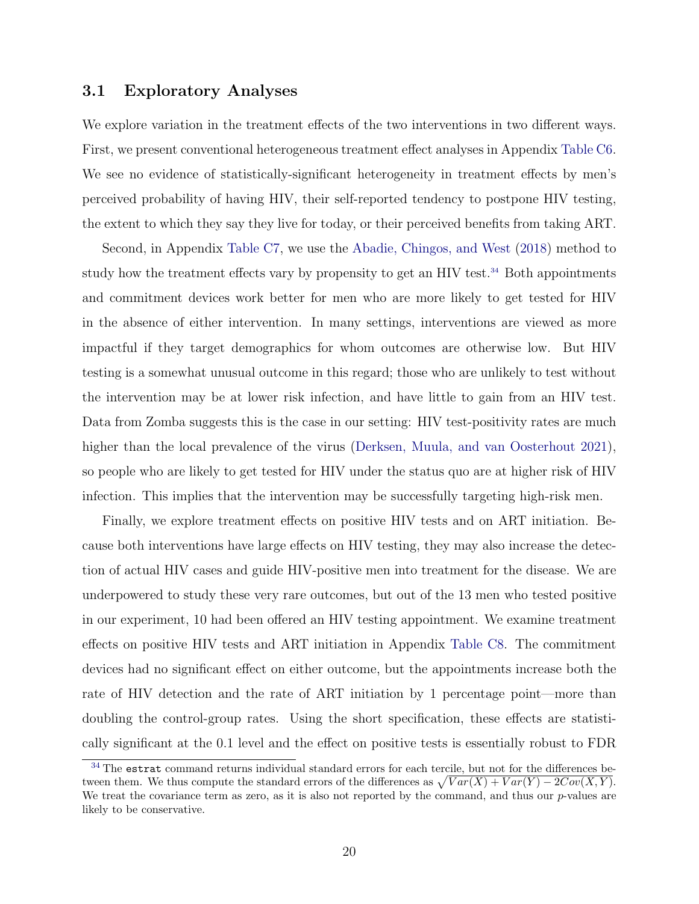### 3.1 Exploratory Analyses

We explore variation in the treatment effects of the two interventions in two different ways. First, we present conventional heterogeneous treatment effect analyses in Appendix Table C6. We see no evidence of statistically-significant heterogeneity in treatment effects by men's perceived probability of having HIV, their self-reported tendency to postpone HIV testing, the extent to which they say they live for today, or their perceived benefits from taking ART.

Second, in Appendix Table C7, we use the Abadie, Chingos, and West (2018) method to study how the treatment effects vary by propensity to get an HIV test.[34] Both appointments and commitment devices work better for men who are more likely to get tested for HIV in the absence of either intervention. In many settings, interventions are viewed as more impactful if they target demographics for whom outcomes are otherwise low. But HIV testing is a somewhat unusual outcome in this regard; those who are unlikely to test without the intervention may be at lower risk infection, and have little to gain from an HIV test. Data from Zomba suggests this is the case in our setting: HIV test-positivity rates are much higher than the local prevalence of the virus (Derksen, Muula, and van Oosterhout 2021), so people who are likely to get tested for HIV under the status quo are at higher risk of HIV infection. This implies that the intervention may be successfully targeting high-risk men.

Finally, we explore treatment effects on positive HIV tests and on ART initiation. Because both interventions have large effects on HIV testing, they may also increase the detection of actual HIV cases and guide HIV-positive men into treatment for the disease. We are underpowered to study these very rare outcomes, but out of the 13 men who tested positive in our experiment, 10 had been offered an HIV testing appointment. We examine treatment effects on positive HIV tests and ART initiation in Appendix Table C8. The commitment devices had no significant effect on either outcome, but the appointments increase both the rate of HIV detection and the rate of ART initiation by 1 percentage point—more than doubling the control-group rates. Using the short specification, these effects are statistically significant at the 0.1 level and the effect on positive tests is essentially robust to FDR

[34] The `estrat` command returns individual standard errors for each tercile, but not for the differences between them. We thus compute the standard errors of the differences as $\sqrt{Var(X) + Var(Y) - 2Cov(X, Y)}$. We treat the covariance term as zero, as it is also not reported by the command, and thus our $p$-values are likely to be conservative.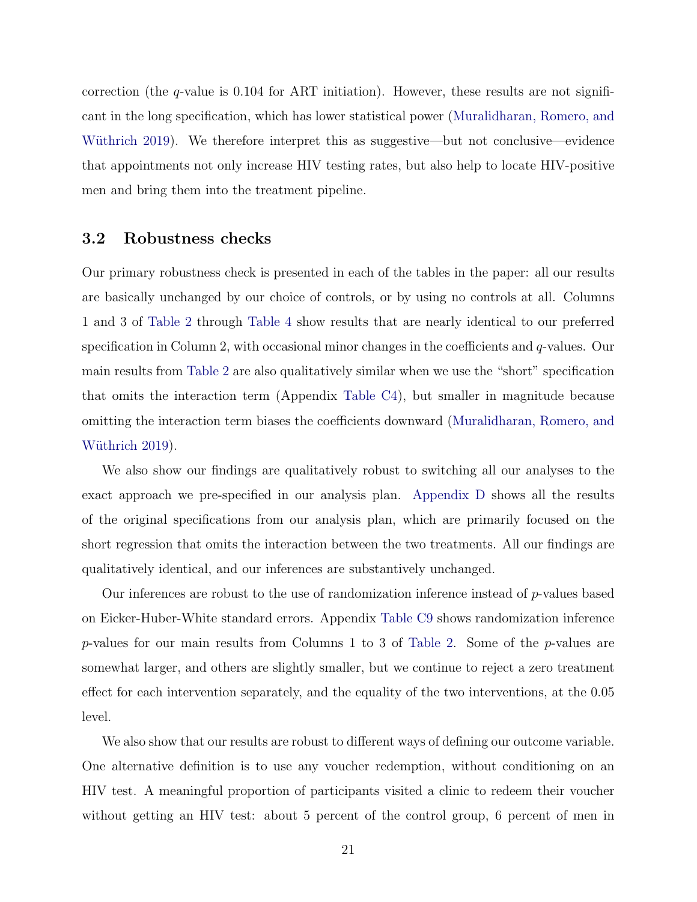correction (the $q$-value is 0.104 for ART initiation). However, these results are not significant in the long specification, which has lower statistical power (Muralidharan, Romero, and Wüthrich 2019). We therefore interpret this as suggestive—but not conclusive—evidence that appointments not only increase HIV testing rates, but also help to locate HIV-positive men and bring them into the treatment pipeline.

### 3.2 Robustness checks

Our primary robustness check is presented in each of the tables in the paper: all our results are basically unchanged by our choice of controls, or by using no controls at all. Columns 1 and 3 of Table 2 through Table 4 show results that are nearly identical to our preferred specification in Column 2, with occasional minor changes in the coefficients and $q$-values. Our main results from Table 2 are also qualitatively similar when we use the "short" specification that omits the interaction term (Appendix Table C4), but smaller in magnitude because omitting the interaction term biases the coefficients downward (Muralidharan, Romero, and Wüthrich 2019).

We also show our findings are qualitatively robust to switching all our analyses to the exact approach we pre-specified in our analysis plan. Appendix D shows all the results of the original specifications from our analysis plan, which are primarily focused on the short regression that omits the interaction between the two treatments. All our findings are qualitatively identical, and our inferences are substantively unchanged.

Our inferences are robust to the use of randomization inference instead of $p$-values based on Eicker-Huber-White standard errors. Appendix Table C9 shows randomization inference $p$-values for our main results from Columns 1 to 3 of Table 2. Some of the $p$-values are somewhat larger, and others are slightly smaller, but we continue to reject a zero treatment effect for each intervention separately, and the equality of the two interventions, at the 0.05 level.

We also show that our results are robust to different ways of defining our outcome variable. One alternative definition is to use any voucher redemption, without conditioning on an HIV test. A meaningful proportion of participants visited a clinic to redeem their voucher without getting an HIV test: about 5 percent of the control group, 6 percent of men in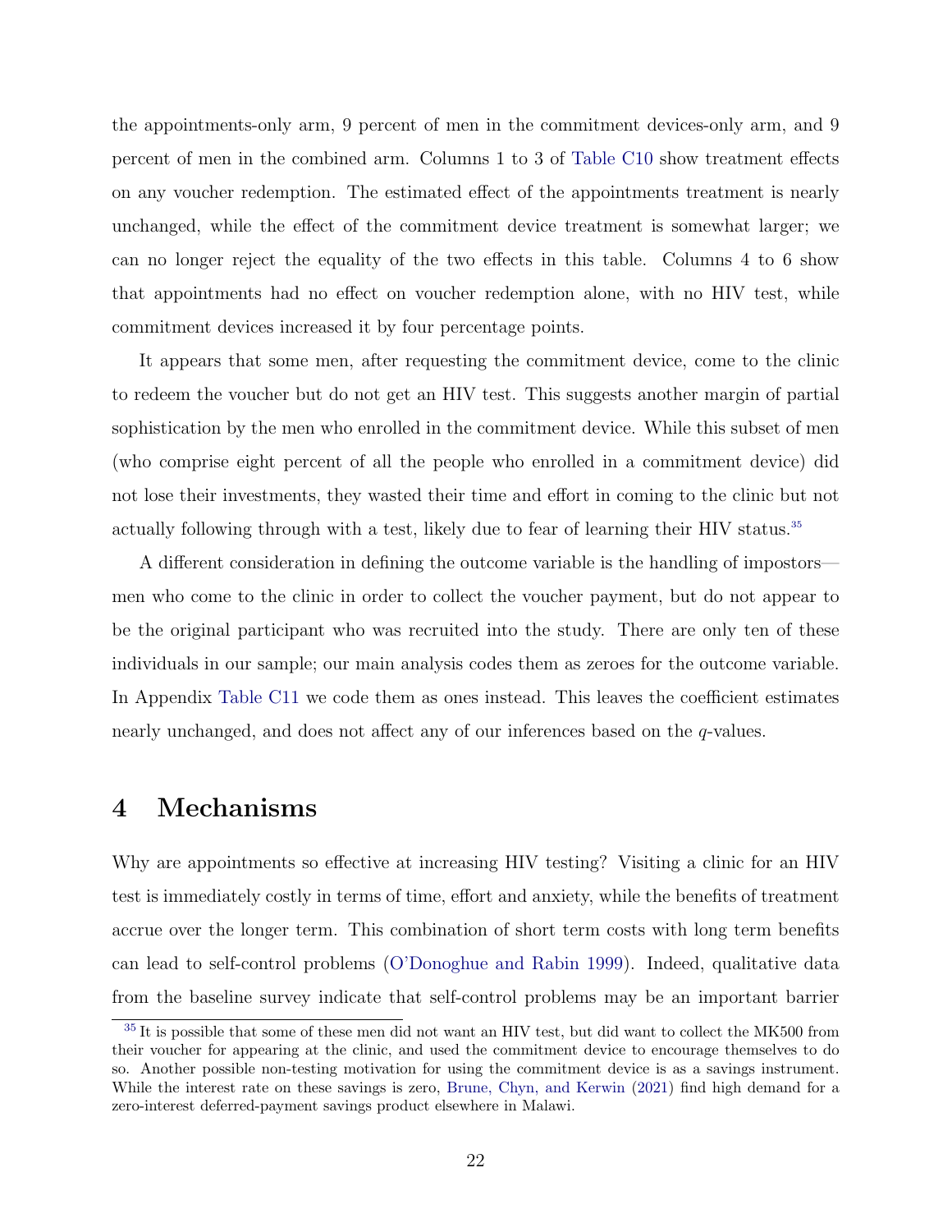the appointments-only arm, 9 percent of men in the commitment devices-only arm, and 9 percent of men in the combined arm. Columns 1 to 3 of Table C10 show treatment effects on any voucher redemption. The estimated effect of the appointments treatment is nearly unchanged, while the effect of the commitment device treatment is somewhat larger; we can no longer reject the equality of the two effects in this table. Columns 4 to 6 show that appointments had no effect on voucher redemption alone, with no HIV test, while commitment devices increased it by four percentage points.

It appears that some men, after requesting the commitment device, come to the clinic to redeem the voucher but do not get an HIV test. This suggests another margin of partial sophistication by the men who enrolled in the commitment device. While this subset of men (who comprise eight percent of all the people who enrolled in a commitment device) did not lose their investments, they wasted their time and effort in coming to the clinic but not actually following through with a test, likely due to fear of learning their HIV status.[35]

A different consideration in defining the outcome variable is the handling of impostors—men who come to the clinic in order to collect the voucher payment, but do not appear to be the original participant who was recruited into the study. There are only ten of these individuals in our sample; our main analysis codes them as zeroes for the outcome variable. In Appendix Table C11 we code them as ones instead. This leaves the coefficient estimates nearly unchanged, and does not affect any of our inferences based on the $q$-values.

# 4 Mechanisms

Why are appointments so effective at increasing HIV testing? Visiting a clinic for an HIV test is immediately costly in terms of time, effort and anxiety, while the benefits of treatment accrue over the longer term. This combination of short term costs with long term benefits can lead to self-control problems (O'Donoghue and Rabin 1999). Indeed, qualitative data from the baseline survey indicate that self-control problems may be an important barrier

[35] It is possible that some of these men did not want an HIV test, but did want to collect the MK500 from their voucher for appearing at the clinic, and used the commitment device to encourage themselves to do so. Another possible non-testing motivation for using the commitment device is as a savings instrument. While the interest rate on these savings is zero, Brune, Chyn, and Kerwin (2021) find high demand for a zero-interest deferred-payment savings product elsewhere in Malawi.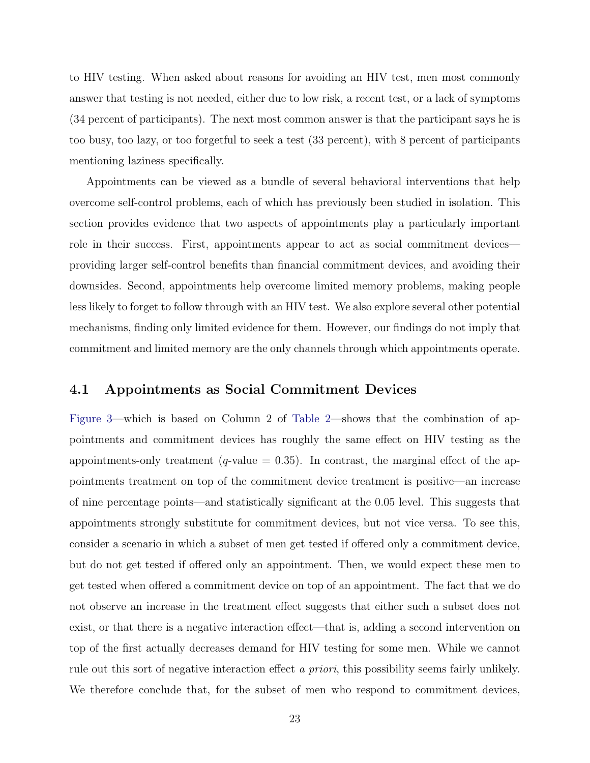to HIV testing. When asked about reasons for avoiding an HIV test, men most commonly answer that testing is not needed, either due to low risk, a recent test, or a lack of symptoms (34 percent of participants). The next most common answer is that the participant says he is too busy, too lazy, or too forgetful to seek a test (33 percent), with 8 percent of participants mentioning laziness specifically.

Appointments can be viewed as a bundle of several behavioral interventions that help overcome self-control problems, each of which has previously been studied in isolation. This section provides evidence that two aspects of appointments play a particularly important role in their success. First, appointments appear to act as social commitment devices—providing larger self-control benefits than financial commitment devices, and avoiding their downsides. Second, appointments help overcome limited memory problems, making people less likely to forget to follow through with an HIV test. We also explore several other potential mechanisms, finding only limited evidence for them. However, our findings do not imply that commitment and limited memory are the only channels through which appointments operate.

## 4.1 Appointments as Social Commitment Devices

Figure 3—which is based on Column 2 of Table 2—shows that the combination of appointments and commitment devices has roughly the same effect on HIV testing as the appointments-only treatment ($q$-value = 0.35). In contrast, the marginal effect of the appointments treatment on top of the commitment device treatment is positive—an increase of nine percentage points—and statistically significant at the 0.05 level. This suggests that appointments strongly substitute for commitment devices, but not vice versa. To see this, consider a scenario in which a subset of men get tested if offered only a commitment device, but do not get tested if offered only an appointment. Then, we would expect these men to get tested when offered a commitment device on top of an appointment. The fact that we do not observe an increase in the treatment effect suggests that either such a subset does not exist, or that there is a negative interaction effect—that is, adding a second intervention on top of the first actually decreases demand for HIV testing for some men. While we cannot rule out this sort of negative interaction effect *a priori*, this possibility seems fairly unlikely. We therefore conclude that, for the subset of men who respond to commitment devices,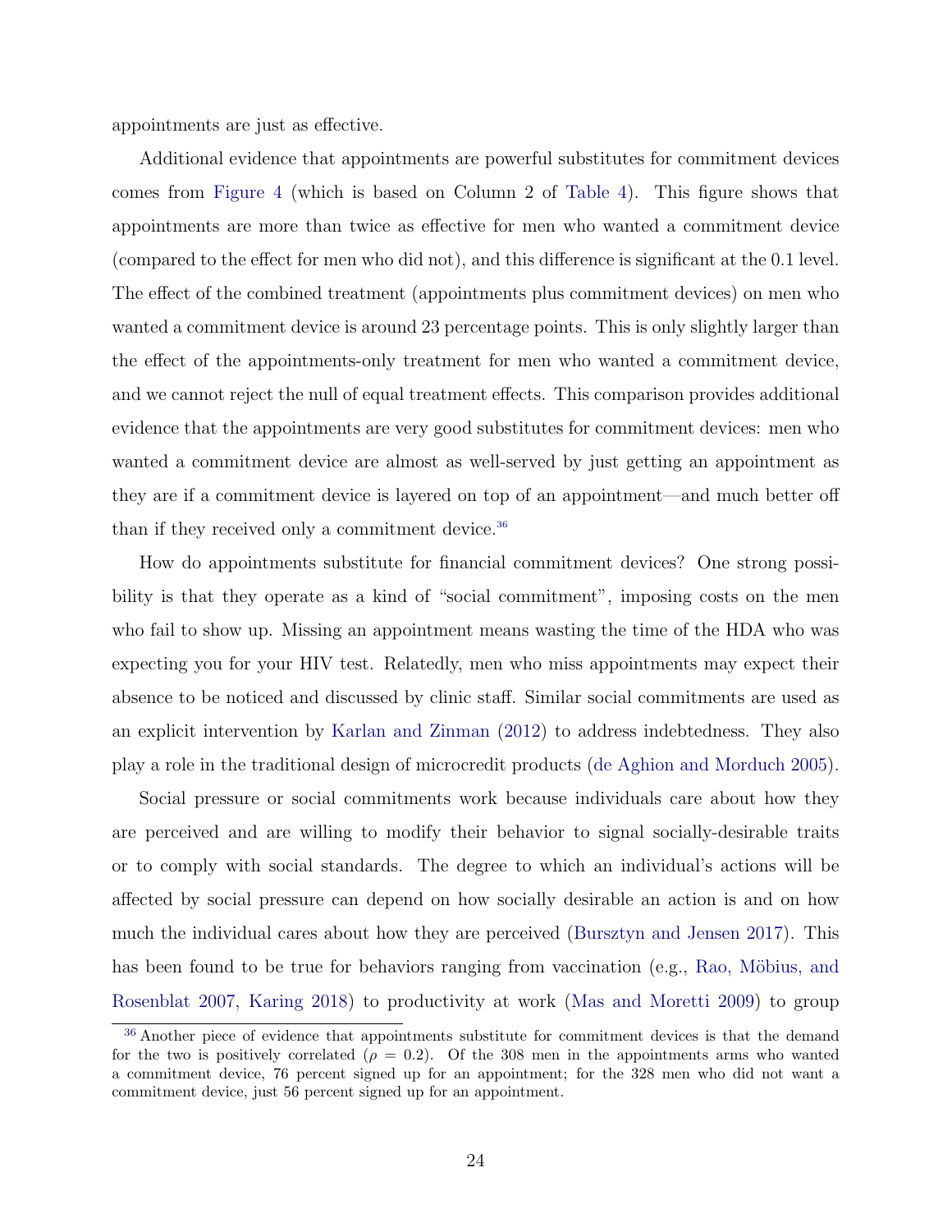appointments are just as effective.

Additional evidence that appointments are powerful substitutes for commitment devices comes from Figure 4 (which is based on Column 2 of Table 4). This figure shows that appointments are more than twice as effective for men who wanted a commitment device (compared to the effect for men who did not), and this difference is significant at the 0.1 level. The effect of the combined treatment (appointments plus commitment devices) on men who wanted a commitment device is around 23 percentage points. This is only slightly larger than the effect of the appointments-only treatment for men who wanted a commitment device, and we cannot reject the null of equal treatment effects. This comparison provides additional evidence that the appointments are very good substitutes for commitment devices: men who wanted a commitment device are almost as well-served by just getting an appointment as they are if a commitment device is layered on top of an appointment—and much better off than if they received only a commitment device.[36]

How do appointments substitute for financial commitment devices? One strong possibility is that they operate as a kind of "social commitment", imposing costs on the men who fail to show up. Missing an appointment means wasting the time of the HDA who was expecting you for your HIV test. Relatedly, men who miss appointments may expect their absence to be noticed and discussed by clinic staff. Similar social commitments are used as an explicit intervention by Karlan and Zinman (2012) to address indebtedness. They also play a role in the traditional design of microcredit products (de Aghion and Morduch 2005).

Social pressure or social commitments work because individuals care about how they are perceived and are willing to modify their behavior to signal socially-desirable traits or to comply with social standards. The degree to which an individual's actions will be affected by social pressure can depend on how socially desirable an action is and on how much the individual cares about how they are perceived (Bursztyn and Jensen 2017). This has been found to be true for behaviors ranging from vaccination (e.g., Rao, Möbius, and Rosenblat 2007, Karing 2018) to productivity at work (Mas and Moretti 2009) to group

[36] Another piece of evidence that appointments substitute for commitment devices is that the demand for the two is positively correlated ($\rho = 0.2$). Of the 308 men in the appointments arms who wanted a commitment device, 76 percent signed up for an appointment; for the 328 men who did not want a commitment device, just 56 percent signed up for an appointment.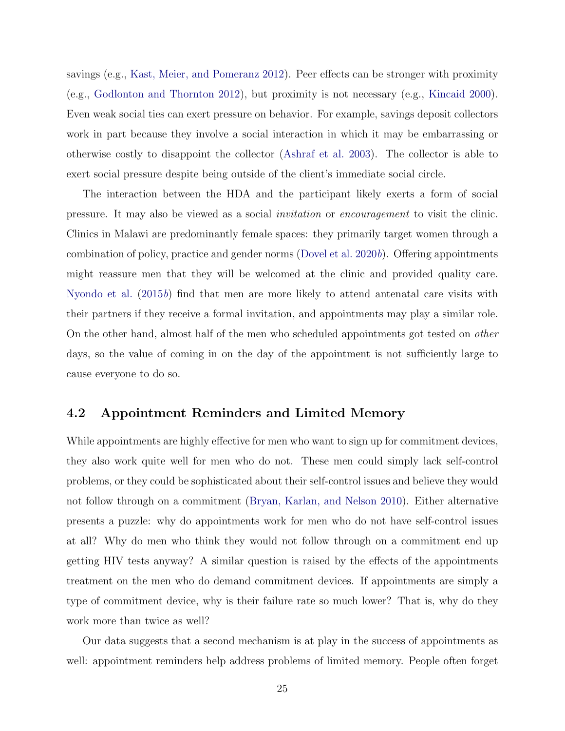savings (e.g., Kast, Meier, and Pomeranz 2012). Peer effects can be stronger with proximity (e.g., Godlonton and Thornton 2012), but proximity is not necessary (e.g., Kincaid 2000). Even weak social ties can exert pressure on behavior. For example, savings deposit collectors work in part because they involve a social interaction in which it may be embarrassing or otherwise costly to disappoint the collector (Ashraf et al. 2003). The collector is able to exert social pressure despite being outside of the client's immediate social circle.

The interaction between the HDA and the participant likely exerts a form of social pressure. It may also be viewed as a social *invitation* or *encouragement* to visit the clinic. Clinics in Malawi are predominantly female spaces: they primarily target women through a combination of policy, practice and gender norms (Dovel et al. 2020*b*). Offering appointments might reassure men that they will be welcomed at the clinic and provided quality care. Nyondo et al. (2015*b*) find that men are more likely to attend antenatal care visits with their partners if they receive a formal invitation, and appointments may play a similar role. On the other hand, almost half of the men who scheduled appointments got tested on *other* days, so the value of coming in on the day of the appointment is not sufficiently large to cause everyone to do so.

## 4.2 Appointment Reminders and Limited Memory

While appointments are highly effective for men who want to sign up for commitment devices, they also work quite well for men who do not. These men could simply lack self-control problems, or they could be sophisticated about their self-control issues and believe they would not follow through on a commitment (Bryan, Karlan, and Nelson 2010). Either alternative presents a puzzle: why do appointments work for men who do not have self-control issues at all? Why do men who think they would not follow through on a commitment end up getting HIV tests anyway? A similar question is raised by the effects of the appointments treatment on the men who do demand commitment devices. If appointments are simply a type of commitment device, why is their failure rate so much lower? That is, why do they work more than twice as well?

Our data suggests that a second mechanism is at play in the success of appointments as well: appointment reminders help address problems of limited memory. People often forget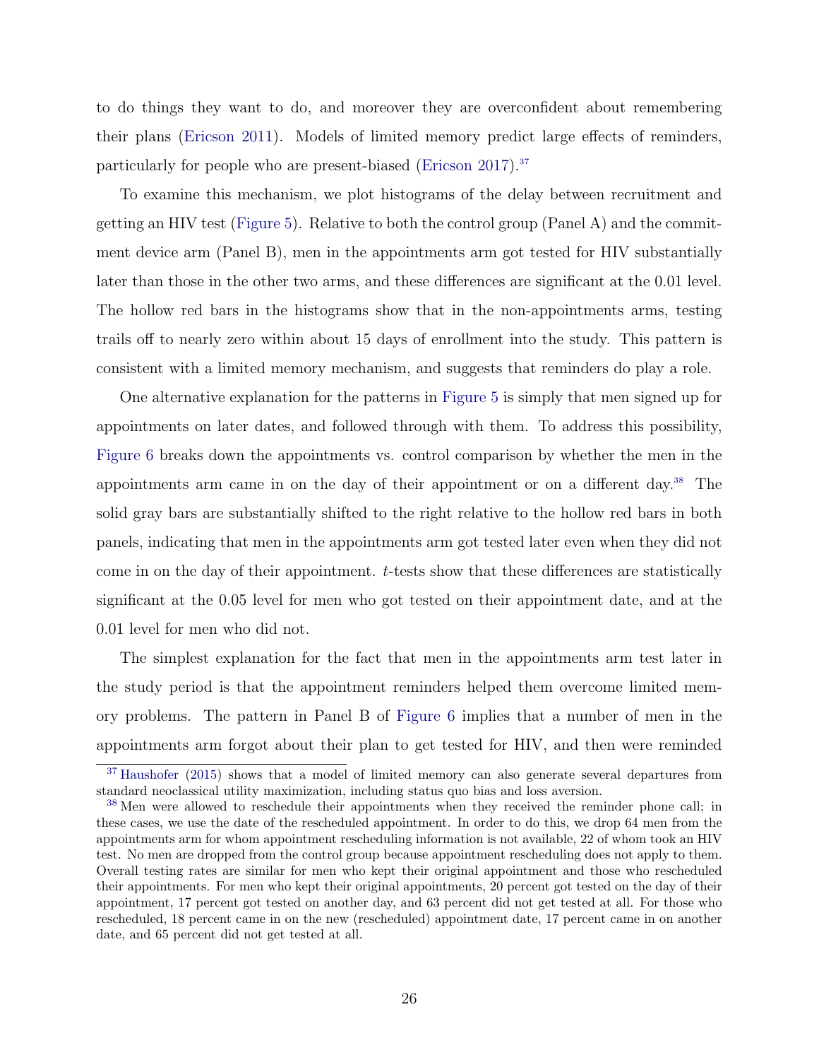to do things they want to do, and moreover they are overconfident about remembering their plans (Ericson 2011). Models of limited memory predict large effects of reminders, particularly for people who are present-biased (Ericson 2017).[37]

To examine this mechanism, we plot histograms of the delay between recruitment and getting an HIV test (Figure 5). Relative to both the control group (Panel A) and the commitment device arm (Panel B), men in the appointments arm got tested for HIV substantially later than those in the other two arms, and these differences are significant at the 0.01 level. The hollow red bars in the histograms show that in the non-appointments arms, testing trails off to nearly zero within about 15 days of enrollment into the study. This pattern is consistent with a limited memory mechanism, and suggests that reminders do play a role.

One alternative explanation for the patterns in Figure 5 is simply that men signed up for appointments on later dates, and followed through with them. To address this possibility, Figure 6 breaks down the appointments vs. control comparison by whether the men in the appointments arm came in on the day of their appointment or on a different day.[38] The solid gray bars are substantially shifted to the right relative to the hollow red bars in both panels, indicating that men in the appointments arm got tested later even when they did not come in on the day of their appointment. *t*-tests show that these differences are statistically significant at the 0.05 level for men who got tested on their appointment date, and at the 0.01 level for men who did not.

The simplest explanation for the fact that men in the appointments arm test later in the study period is that the appointment reminders helped them overcome limited memory problems. The pattern in Panel B of Figure 6 implies that a number of men in the appointments arm forgot about their plan to get tested for HIV, and then were reminded

[37] Haushofer (2015) shows that a model of limited memory can also generate several departures from standard neoclassical utility maximization, including status quo bias and loss aversion.

[38] Men were allowed to reschedule their appointments when they received the reminder phone call; in these cases, we use the date of the rescheduled appointment. In order to do this, we drop 64 men from the appointments arm for whom appointment rescheduling information is not available, 22 of whom took an HIV test. No men are dropped from the control group because appointment rescheduling does not apply to them. Overall testing rates are similar for men who kept their original appointment and those who rescheduled their appointments. For men who kept their original appointments, 20 percent got tested on the day of their appointment, 17 percent got tested on another day, and 63 percent did not get tested at all. For those who rescheduled, 18 percent came in on the new (rescheduled) appointment date, 17 percent came in on another date, and 65 percent did not get tested at all.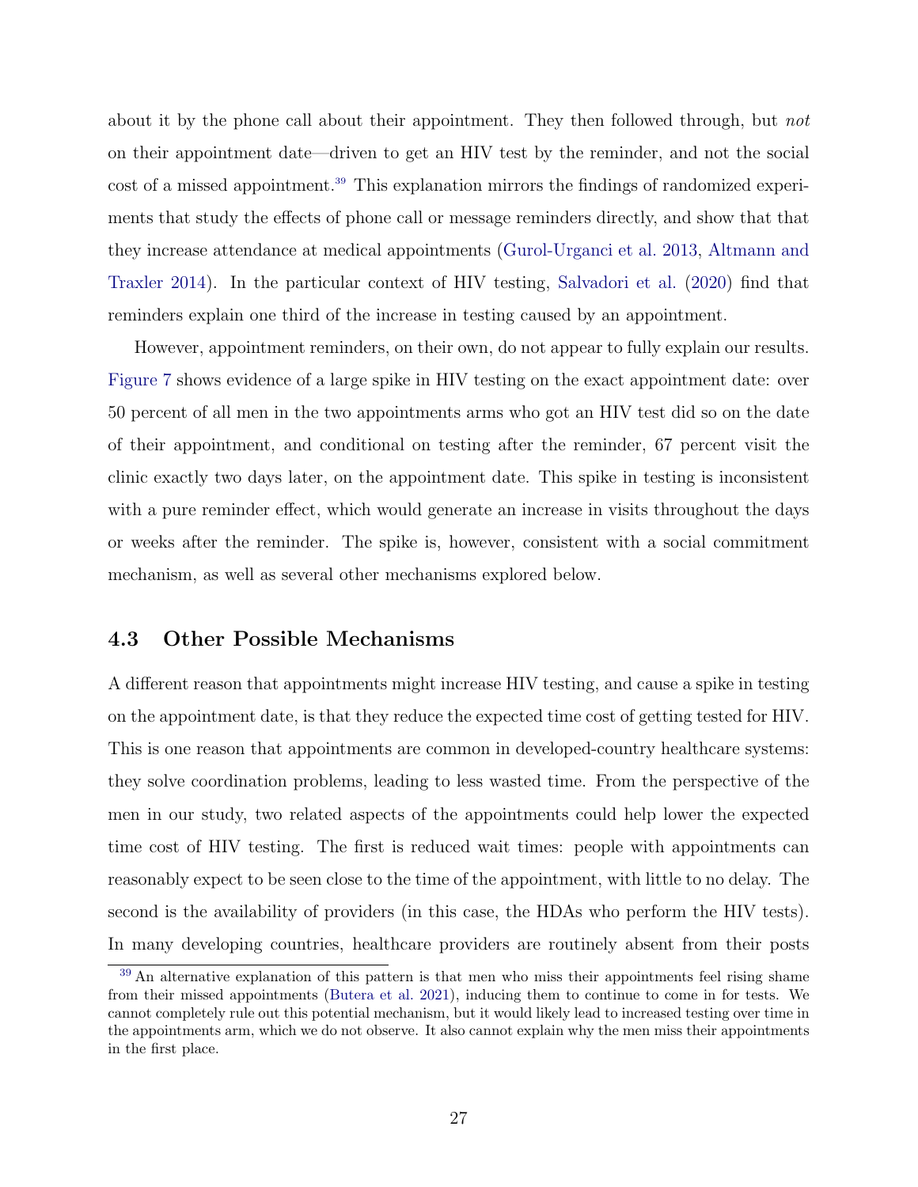about it by the phone call about their appointment. They then followed through, but *not* on their appointment date—driven to get an HIV test by the reminder, and not the social cost of a missed appointment.[39] This explanation mirrors the findings of randomized experiments that study the effects of phone call or message reminders directly, and show that that they increase attendance at medical appointments (Gurol-Urganci et al. 2013, Altmann and Traxler 2014). In the particular context of HIV testing, Salvadori et al. (2020) find that reminders explain one third of the increase in testing caused by an appointment.

However, appointment reminders, on their own, do not appear to fully explain our results. Figure 7 shows evidence of a large spike in HIV testing on the exact appointment date: over 50 percent of all men in the two appointments arms who got an HIV test did so on the date of their appointment, and conditional on testing after the reminder, 67 percent visit the clinic exactly two days later, on the appointment date. This spike in testing is inconsistent with a pure reminder effect, which would generate an increase in visits throughout the days or weeks after the reminder. The spike is, however, consistent with a social commitment mechanism, as well as several other mechanisms explored below.

### 4.3 Other Possible Mechanisms

A different reason that appointments might increase HIV testing, and cause a spike in testing on the appointment date, is that they reduce the expected time cost of getting tested for HIV. This is one reason that appointments are common in developed-country healthcare systems: they solve coordination problems, leading to less wasted time. From the perspective of the men in our study, two related aspects of the appointments could help lower the expected time cost of HIV testing. The first is reduced wait times: people with appointments can reasonably expect to be seen close to the time of the appointment, with little to no delay. The second is the availability of providers (in this case, the HDAs who perform the HIV tests). In many developing countries, healthcare providers are routinely absent from their posts

[39] An alternative explanation of this pattern is that men who miss their appointments feel rising shame from their missed appointments (Butera et al. 2021), inducing them to continue to come in for tests. We cannot completely rule out this potential mechanism, but it would likely lead to increased testing over time in the appointments arm, which we do not observe. It also cannot explain why the men miss their appointments in the first place.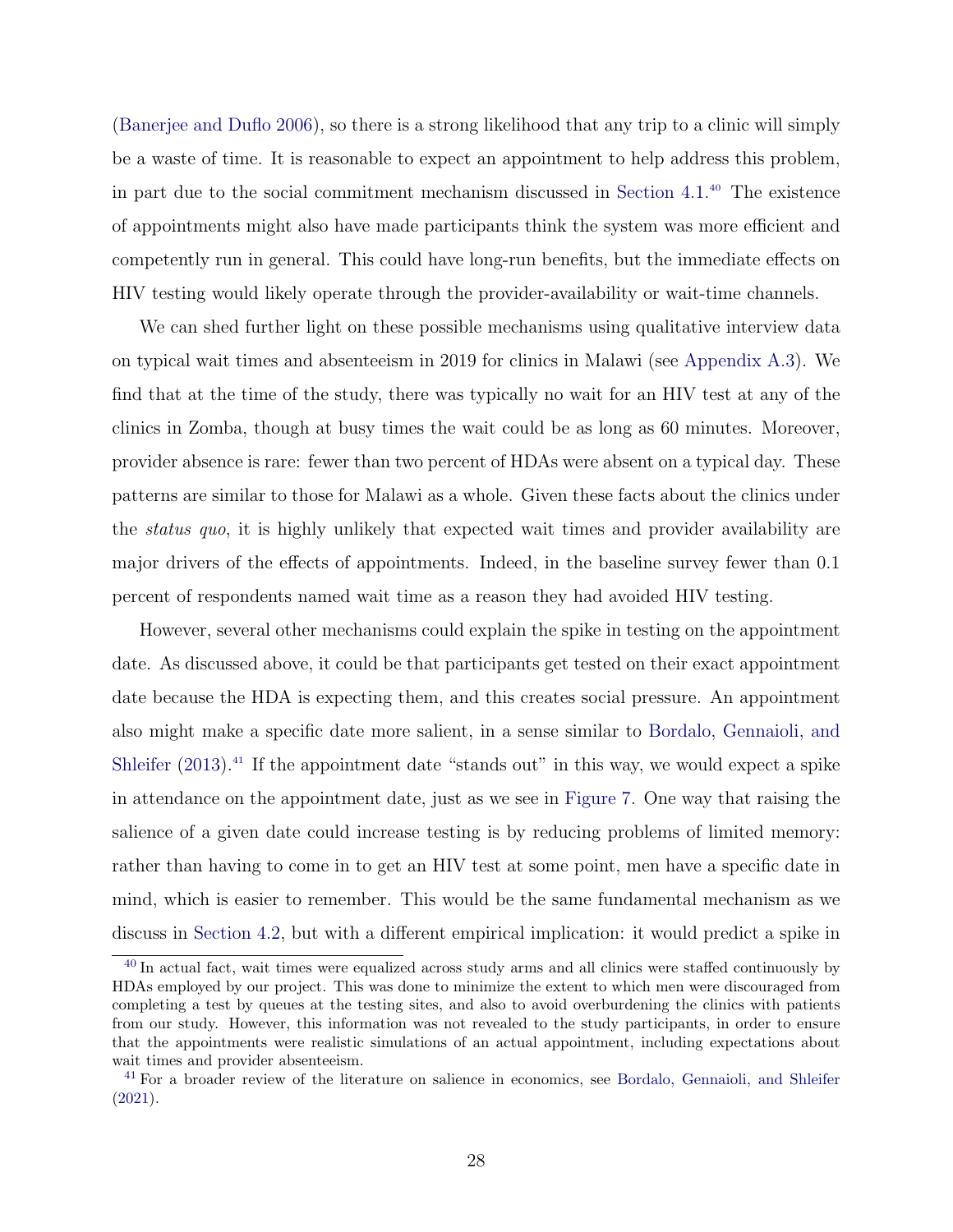(Banerjee and Duflo 2006), so there is a strong likelihood that any trip to a clinic will simply be a waste of time. It is reasonable to expect an appointment to help address this problem, in part due to the social commitment mechanism discussed in Section 4.1.[40] The existence of appointments might also have made participants think the system was more efficient and competently run in general. This could have long-run benefits, but the immediate effects on HIV testing would likely operate through the provider-availability or wait-time channels.

We can shed further light on these possible mechanisms using qualitative interview data on typical wait times and absenteeism in 2019 for clinics in Malawi (see Appendix A.3). We find that at the time of the study, there was typically no wait for an HIV test at any of the clinics in Zomba, though at busy times the wait could be as long as 60 minutes. Moreover, provider absence is rare: fewer than two percent of HDAs were absent on a typical day. These patterns are similar to those for Malawi as a whole. Given these facts about the clinics under the *status quo*, it is highly unlikely that expected wait times and provider availability are major drivers of the effects of appointments. Indeed, in the baseline survey fewer than 0.1 percent of respondents named wait time as a reason they had avoided HIV testing.

However, several other mechanisms could explain the spike in testing on the appointment date. As discussed above, it could be that participants get tested on their exact appointment date because the HDA is expecting them, and this creates social pressure. An appointment also might make a specific date more salient, in a sense similar to Bordalo, Gennaioli, and Shleifer (2013).[41] If the appointment date "stands out" in this way, we would expect a spike in attendance on the appointment date, just as we see in Figure 7. One way that raising the salience of a given date could increase testing is by reducing problems of limited memory: rather than having to come in to get an HIV test at some point, men have a specific date in mind, which is easier to remember. This would be the same fundamental mechanism as we discuss in Section 4.2, but with a different empirical implication: it would predict a spike in

[40] In actual fact, wait times were equalized across study arms and all clinics were staffed continuously by HDAs employed by our project. This was done to minimize the extent to which men were discouraged from completing a test by queues at the testing sites, and also to avoid overburdening the clinics with patients from our study. However, this information was not revealed to the study participants, in order to ensure that the appointments were realistic simulations of an actual appointment, including expectations about wait times and provider absenteeism.

[41] For a broader review of the literature on salience in economics, see Bordalo, Gennaioli, and Shleifer (2021).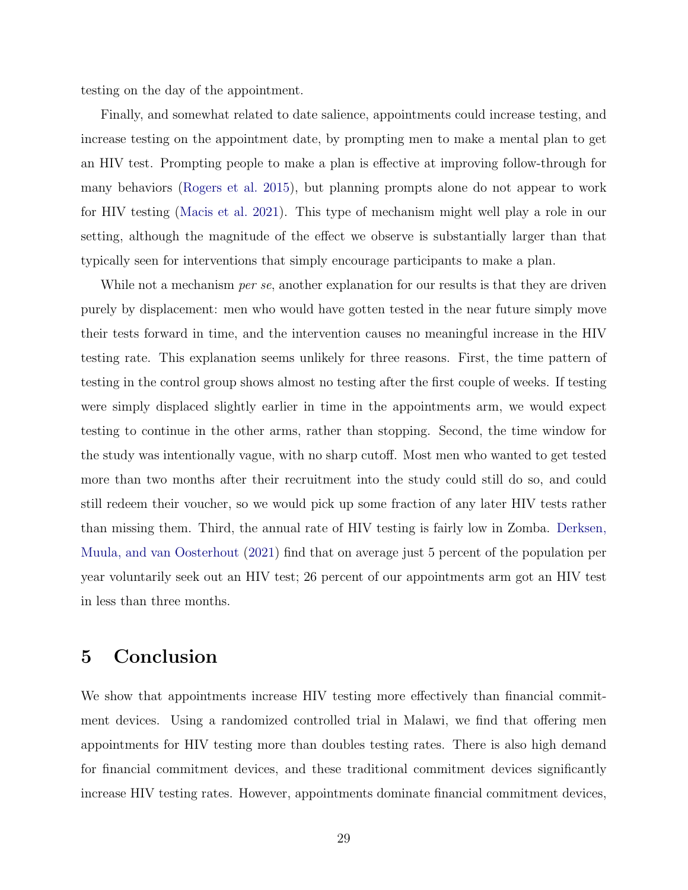testing on the day of the appointment.

Finally, and somewhat related to date salience, appointments could increase testing, and increase testing on the appointment date, by prompting men to make a mental plan to get an HIV test. Prompting people to make a plan is effective at improving follow-through for many behaviors (Rogers et al. 2015), but planning prompts alone do not appear to work for HIV testing (Macis et al. 2021). This type of mechanism might well play a role in our setting, although the magnitude of the effect we observe is substantially larger than that typically seen for interventions that simply encourage participants to make a plan.

While not a mechanism *per se*, another explanation for our results is that they are driven purely by displacement: men who would have gotten tested in the near future simply move their tests forward in time, and the intervention causes no meaningful increase in the HIV testing rate. This explanation seems unlikely for three reasons. First, the time pattern of testing in the control group shows almost no testing after the first couple of weeks. If testing were simply displaced slightly earlier in time in the appointments arm, we would expect testing to continue in the other arms, rather than stopping. Second, the time window for the study was intentionally vague, with no sharp cutoff. Most men who wanted to get tested more than two months after their recruitment into the study could still do so, and could still redeem their voucher, so we would pick up some fraction of any later HIV tests rather than missing them. Third, the annual rate of HIV testing is fairly low in Zomba. Derksen, Muula, and van Oosterhout (2021) find that on average just 5 percent of the population per year voluntarily seek out an HIV test; 26 percent of our appointments arm got an HIV test in less than three months.

## 5 Conclusion

We show that appointments increase HIV testing more effectively than financial commitment devices. Using a randomized controlled trial in Malawi, we find that offering men appointments for HIV testing more than doubles testing rates. There is also high demand for financial commitment devices, and these traditional commitment devices significantly increase HIV testing rates. However, appointments dominate financial commitment devices,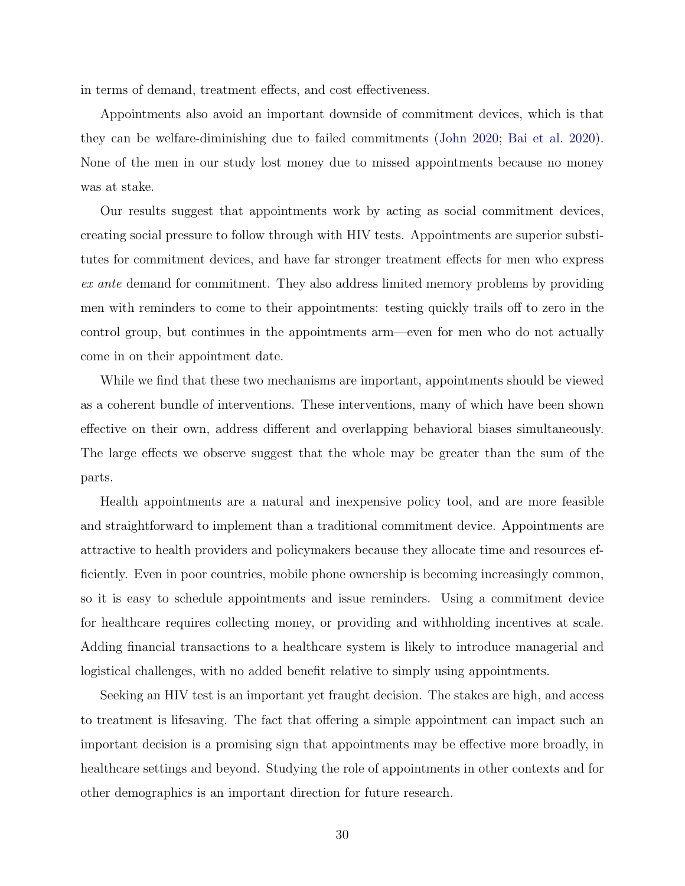in terms of demand, treatment effects, and cost effectiveness.

Appointments also avoid an important downside of commitment devices, which is that they can be welfare-diminishing due to failed commitments (John 2020; Bai et al. 2020). None of the men in our study lost money due to missed appointments because no money was at stake.

Our results suggest that appointments work by acting as social commitment devices, creating social pressure to follow through with HIV tests. Appointments are superior substitutes for commitment devices, and have far stronger treatment effects for men who express *ex ante* demand for commitment. They also address limited memory problems by providing men with reminders to come to their appointments: testing quickly trails off to zero in the control group, but continues in the appointments arm—even for men who do not actually come in on their appointment date.

While we find that these two mechanisms are important, appointments should be viewed as a coherent bundle of interventions. These interventions, many of which have been shown effective on their own, address different and overlapping behavioral biases simultaneously. The large effects we observe suggest that the whole may be greater than the sum of the parts.

Health appointments are a natural and inexpensive policy tool, and are more feasible and straightforward to implement than a traditional commitment device. Appointments are attractive to health providers and policymakers because they allocate time and resources efficiently. Even in poor countries, mobile phone ownership is becoming increasingly common, so it is easy to schedule appointments and issue reminders. Using a commitment device for healthcare requires collecting money, or providing and withholding incentives at scale. Adding financial transactions to a healthcare system is likely to introduce managerial and logistical challenges, with no added benefit relative to simply using appointments.

Seeking an HIV test is an important yet fraught decision. The stakes are high, and access to treatment is lifesaving. The fact that offering a simple appointment can impact such an important decision is a promising sign that appointments may be effective more broadly, in healthcare settings and beyond. Studying the role of appointments in other contexts and for other demographics is an important direction for future research.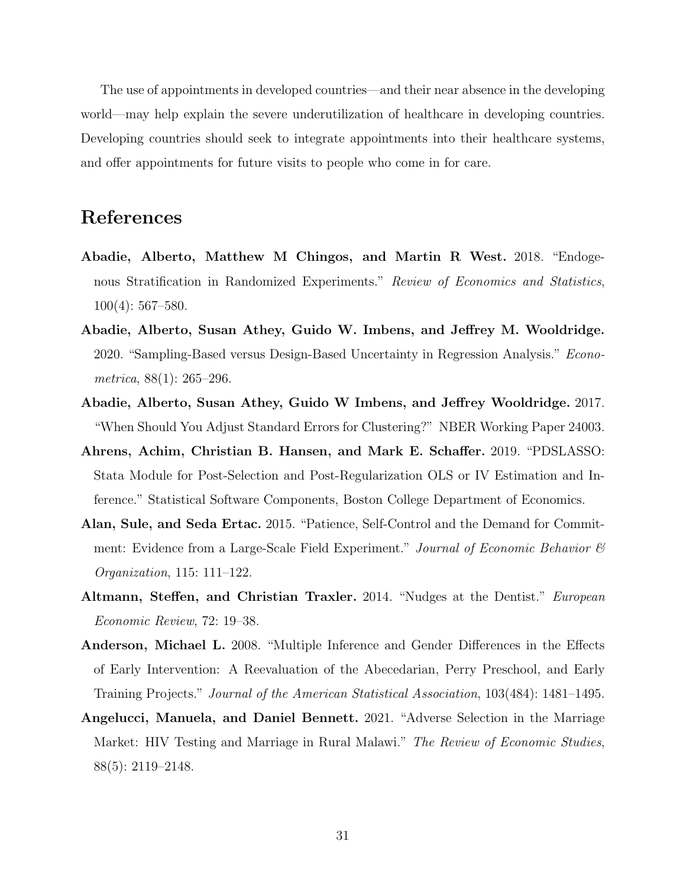The use of appointments in developed countries—and their near absence in the developing world—may help explain the severe underutilization of healthcare in developing countries. Developing countries should seek to integrate appointments into their healthcare systems, and offer appointments for future visits to people who come in for care.

# References

**Abadie, Alberto, Matthew M Chingos, and Martin R West.** 2018. "Endogenous Stratification in Randomized Experiments." *Review of Economics and Statistics*, 100(4): 567–580.

**Abadie, Alberto, Susan Athey, Guido W. Imbens, and Jeffrey M. Wooldridge.** 2020. "Sampling-Based versus Design-Based Uncertainty in Regression Analysis." *Econometrica*, 88(1): 265–296.

**Abadie, Alberto, Susan Athey, Guido W Imbens, and Jeffrey Wooldridge.** 2017. "When Should You Adjust Standard Errors for Clustering?" NBER Working Paper 24003.

**Ahrens, Achim, Christian B. Hansen, and Mark E. Schaffer.** 2019. "PDSLASSO: Stata Module for Post-Selection and Post-Regularization OLS or IV Estimation and Inference." Statistical Software Components, Boston College Department of Economics.

**Alan, Sule, and Seda Ertac.** 2015. "Patience, Self-Control and the Demand for Commitment: Evidence from a Large-Scale Field Experiment." *Journal of Economic Behavior & Organization*, 115: 111–122.

**Altmann, Steffen, and Christian Traxler.** 2014. "Nudges at the Dentist." *European Economic Review*, 72: 19–38.

**Anderson, Michael L.** 2008. "Multiple Inference and Gender Differences in the Effects of Early Intervention: A Reevaluation of the Abecedarian, Perry Preschool, and Early Training Projects." *Journal of the American Statistical Association*, 103(484): 1481–1495.

**Angelucci, Manuela, and Daniel Bennett.** 2021. "Adverse Selection in the Marriage Market: HIV Testing and Marriage in Rural Malawi." *The Review of Economic Studies*, 88(5): 2119–2148.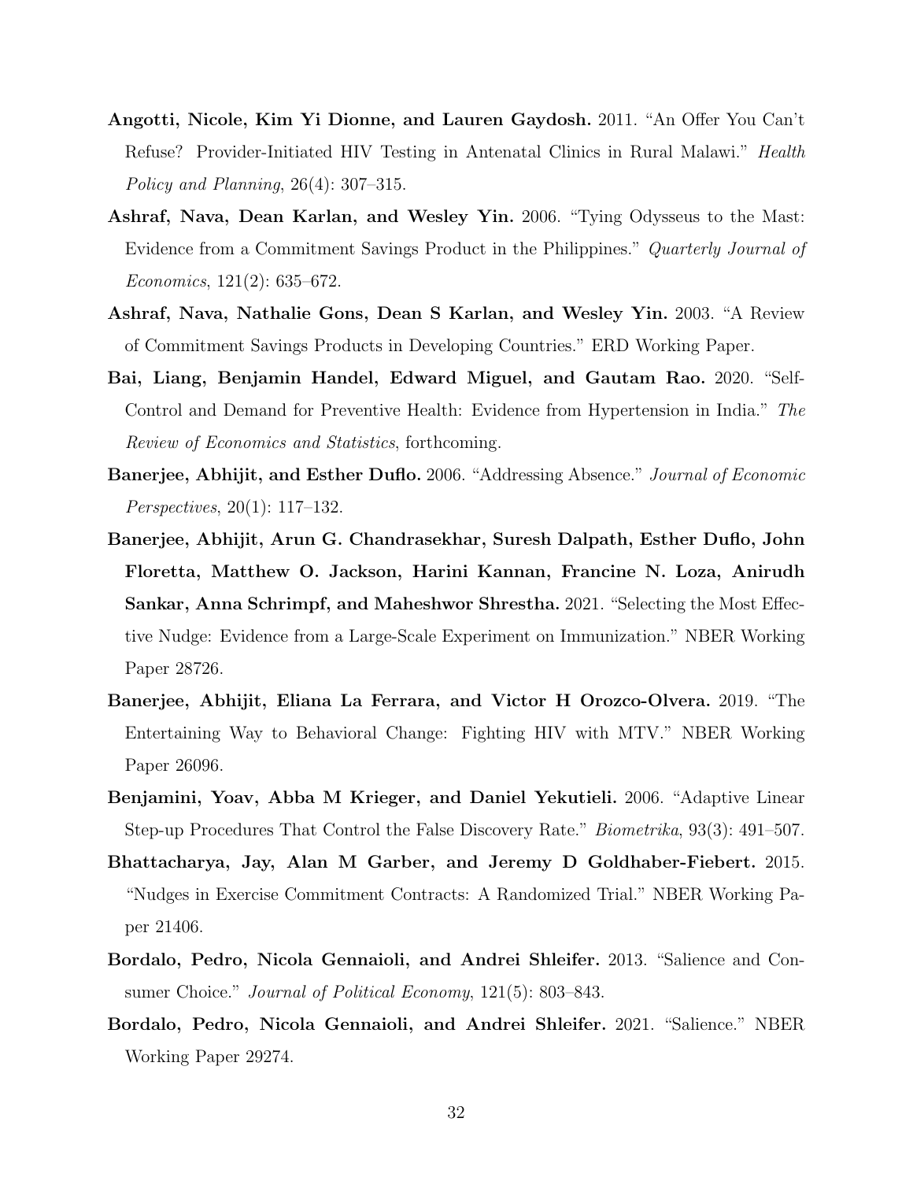**Angotti, Nicole, Kim Yi Dionne, and Lauren Gaydosh.** 2011. "An Offer You Can't Refuse? Provider-Initiated HIV Testing in Antenatal Clinics in Rural Malawi." *Health Policy and Planning*, 26(4): 307–315.

**Ashraf, Nava, Dean Karlan, and Wesley Yin.** 2006. "Tying Odysseus to the Mast: Evidence from a Commitment Savings Product in the Philippines." *Quarterly Journal of Economics*, 121(2): 635–672.

**Ashraf, Nava, Nathalie Gons, Dean S Karlan, and Wesley Yin.** 2003. "A Review of Commitment Savings Products in Developing Countries." ERD Working Paper.

**Bai, Liang, Benjamin Handel, Edward Miguel, and Gautam Rao.** 2020. "Self-Control and Demand for Preventive Health: Evidence from Hypertension in India." *The Review of Economics and Statistics*, forthcoming.

**Banerjee, Abhijit, and Esther Duflo.** 2006. "Addressing Absence." *Journal of Economic Perspectives*, 20(1): 117–132.

**Banerjee, Abhijit, Arun G. Chandrasekhar, Suresh Dalpath, Esther Duflo, John Floretta, Matthew O. Jackson, Harini Kannan, Francine N. Loza, Anirudh Sankar, Anna Schrimpf, and Maheshwor Shrestha.** 2021. "Selecting the Most Effective Nudge: Evidence from a Large-Scale Experiment on Immunization." NBER Working Paper 28726.

**Banerjee, Abhijit, Eliana La Ferrara, and Victor H Orozco-Olvera.** 2019. "The Entertaining Way to Behavioral Change: Fighting HIV with MTV." NBER Working Paper 26096.

**Benjamini, Yoav, Abba M Krieger, and Daniel Yekutieli.** 2006. "Adaptive Linear Step-up Procedures That Control the False Discovery Rate." *Biometrika*, 93(3): 491–507.

**Bhattacharya, Jay, Alan M Garber, and Jeremy D Goldhaber-Fiebert.** 2015. "Nudges in Exercise Commitment Contracts: A Randomized Trial." NBER Working Paper 21406.

**Bordalo, Pedro, Nicola Gennaioli, and Andrei Shleifer.** 2013. "Salience and Consumer Choice." *Journal of Political Economy*, 121(5): 803–843.

**Bordalo, Pedro, Nicola Gennaioli, and Andrei Shleifer.** 2021. "Salience." NBER Working Paper 29274.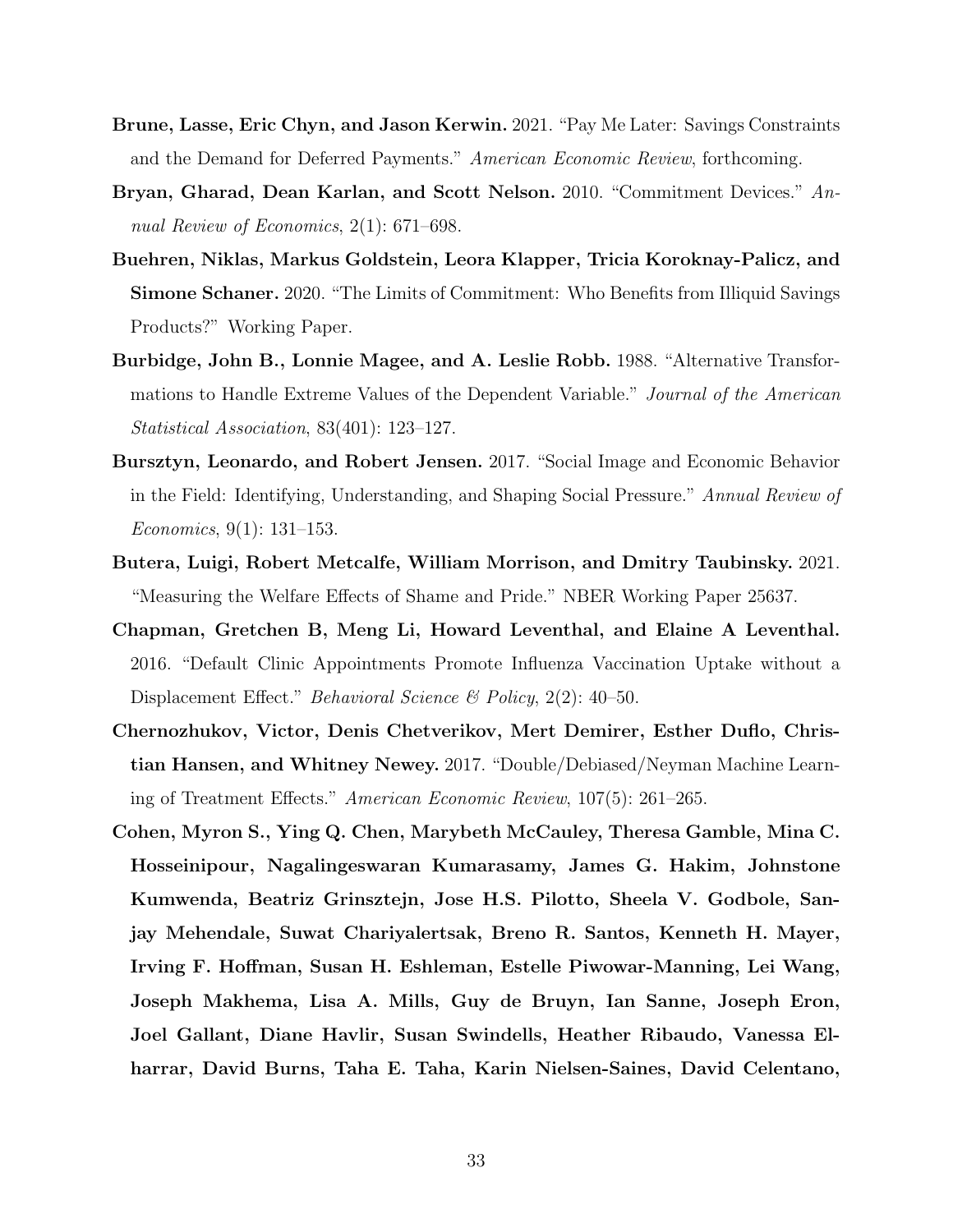**Brune, Lasse, Eric Chyn, and Jason Kerwin.** 2021. "Pay Me Later: Savings Constraints and the Demand for Deferred Payments." *American Economic Review*, forthcoming.

**Bryan, Gharad, Dean Karlan, and Scott Nelson.** 2010. "Commitment Devices." *Annual Review of Economics*, 2(1): 671–698.

**Buehren, Niklas, Markus Goldstein, Leora Klapper, Tricia Koroknay-Palicz, and Simone Schaner.** 2020. "The Limits of Commitment: Who Benefits from Illiquid Savings Products?" Working Paper.

**Burbidge, John B., Lonnie Magee, and A. Leslie Robb.** 1988. "Alternative Transformations to Handle Extreme Values of the Dependent Variable." *Journal of the American Statistical Association*, 83(401): 123–127.

**Bursztyn, Leonardo, and Robert Jensen.** 2017. "Social Image and Economic Behavior in the Field: Identifying, Understanding, and Shaping Social Pressure." *Annual Review of Economics*, 9(1): 131–153.

**Butera, Luigi, Robert Metcalfe, William Morrison, and Dmitry Taubinsky.** 2021. "Measuring the Welfare Effects of Shame and Pride." NBER Working Paper 25637.

**Chapman, Gretchen B, Meng Li, Howard Leventhal, and Elaine A Leventhal.** 2016. "Default Clinic Appointments Promote Influenza Vaccination Uptake without a Displacement Effect." *Behavioral Science & Policy*, 2(2): 40–50.

**Chernozhukov, Victor, Denis Chetverikov, Mert Demirer, Esther Duflo, Christian Hansen, and Whitney Newey.** 2017. "Double/Debiased/Neyman Machine Learning of Treatment Effects." *American Economic Review*, 107(5): 261–265.

**Cohen, Myron S., Ying Q. Chen, Marybeth McCauley, Theresa Gamble, Mina C. Hosseinipour, Nagalingeswaran Kumarasamy, James G. Hakim, Johnstone Kumwenda, Beatriz Grinsztejn, Jose H.S. Pilotto, Sheela V. Godbole, Sanjay Mehendale, Suwat Chariyalertsak, Breno R. Santos, Kenneth H. Mayer, Irving F. Hoffman, Susan H. Eshleman, Estelle Piwowar-Manning, Lei Wang, Joseph Makhema, Lisa A. Mills, Guy de Bruyn, Ian Sanne, Joseph Eron, Joel Gallant, Diane Havlir, Susan Swindells, Heather Ribaudo, Vanessa Elharrar, David Burns, Taha E. Taha, Karin Nielsen-Saines, David Celentano,**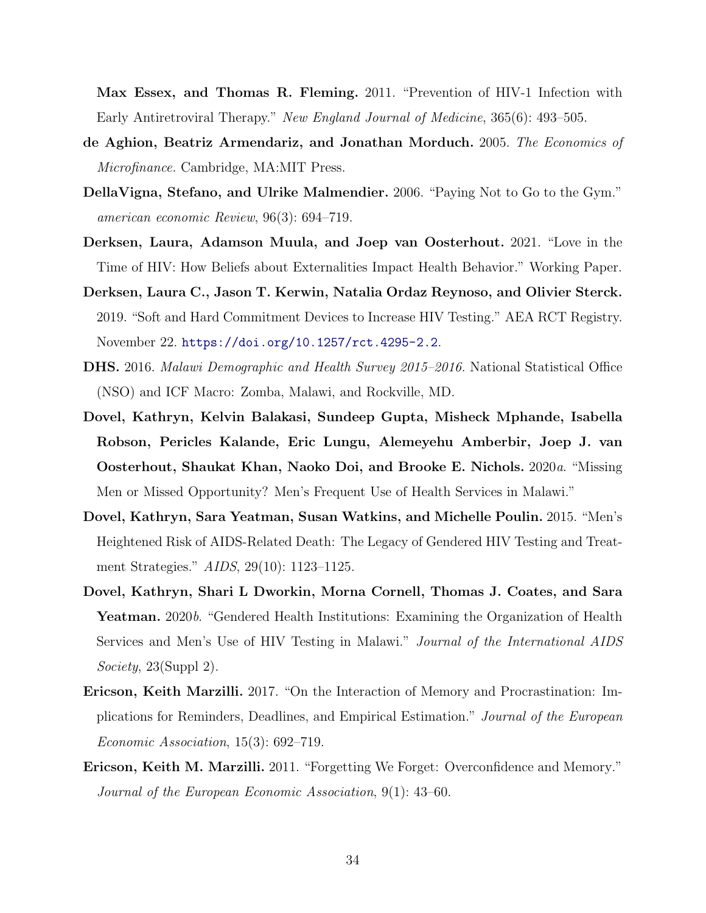**Max Essex, and Thomas R. Fleming.** 2011. "Prevention of HIV-1 Infection with Early Antiretroviral Therapy." *New England Journal of Medicine*, 365(6): 493–505.

**de Aghion, Beatriz Armendariz, and Jonathan Morduch.** 2005. *The Economics of Microfinance.* Cambridge, MA:MIT Press.

**DellaVigna, Stefano, and Ulrike Malmendier.** 2006. "Paying Not to Go to the Gym." *american economic Review*, 96(3): 694–719.

**Derksen, Laura, Adamson Muula, and Joep van Oosterhout.** 2021. "Love in the Time of HIV: How Beliefs about Externalities Impact Health Behavior." Working Paper.

**Derksen, Laura C., Jason T. Kerwin, Natalia Ordaz Reynoso, and Olivier Sterck.** 2019. "Soft and Hard Commitment Devices to Increase HIV Testing." AEA RCT Registry. November 22. https://doi.org/10.1257/rct.4295-2.2.

**DHS.** 2016. *Malawi Demographic and Health Survey 2015–2016.* National Statistical Office (NSO) and ICF Macro: Zomba, Malawi, and Rockville, MD.

**Dovel, Kathryn, Kelvin Balakasi, Sundeep Gupta, Misheck Mphande, Isabella Robson, Pericles Kalande, Eric Lungu, Alemeyehu Amberbir, Joep J. van Oosterhout, Shaukat Khan, Naoko Doi, and Brooke E. Nichols.** 2020*a*. "Missing Men or Missed Opportunity? Men's Frequent Use of Health Services in Malawi."

**Dovel, Kathryn, Sara Yeatman, Susan Watkins, and Michelle Poulin.** 2015. "Men's Heightened Risk of AIDS-Related Death: The Legacy of Gendered HIV Testing and Treatment Strategies." *AIDS*, 29(10): 1123–1125.

**Dovel, Kathryn, Shari L Dworkin, Morna Cornell, Thomas J. Coates, and Sara Yeatman.** 2020*b*. "Gendered Health Institutions: Examining the Organization of Health Services and Men's Use of HIV Testing in Malawi." *Journal of the International AIDS Society*, 23(Suppl 2).

**Ericson, Keith Marzilli.** 2017. "On the Interaction of Memory and Procrastination: Implications for Reminders, Deadlines, and Empirical Estimation." *Journal of the European Economic Association*, 15(3): 692–719.

**Ericson, Keith M. Marzilli.** 2011. "Forgetting We Forget: Overconfidence and Memory." *Journal of the European Economic Association*, 9(1): 43–60.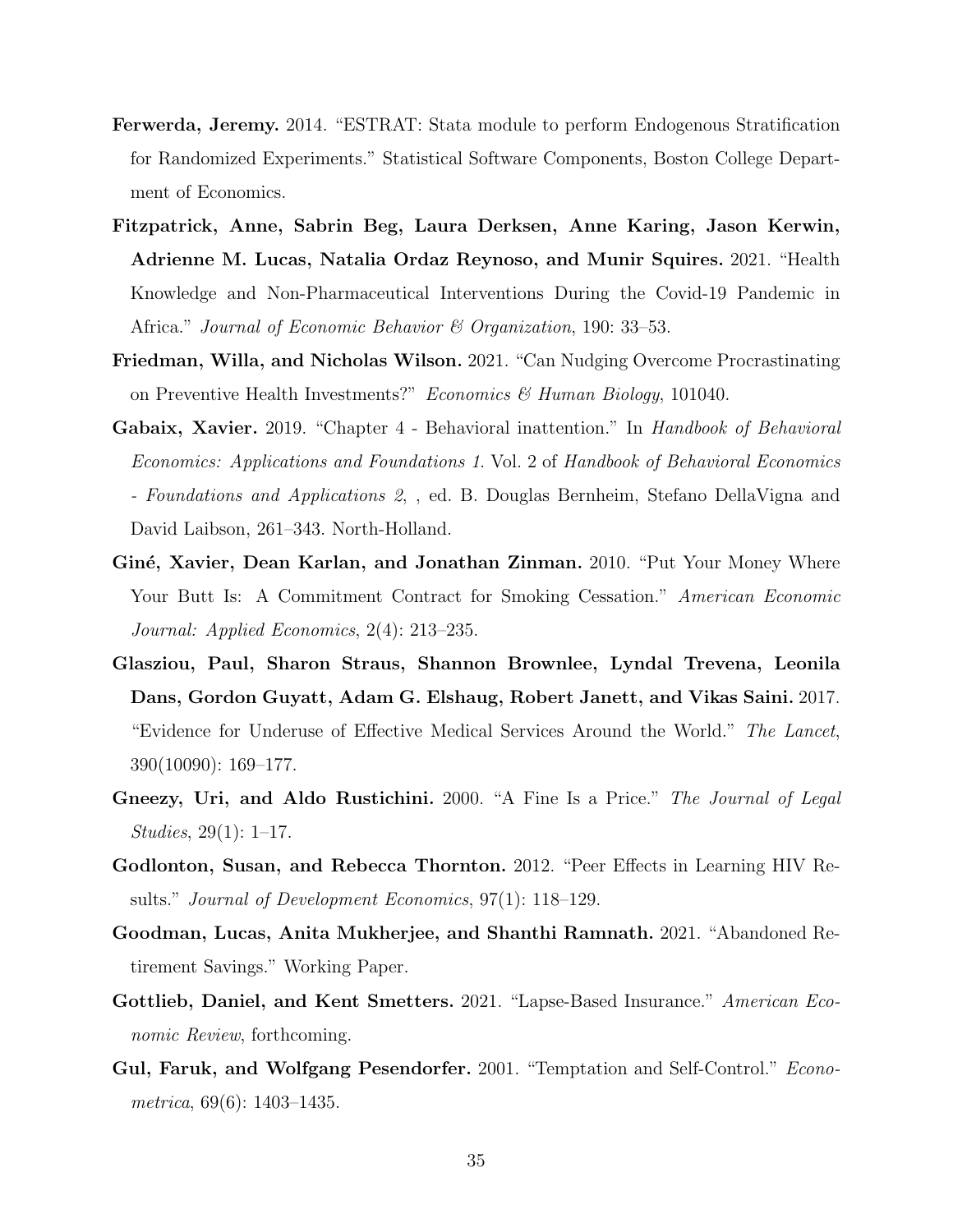**Ferwerda, Jeremy.** 2014. "ESTRAT: Stata module to perform Endogenous Stratification for Randomized Experiments." Statistical Software Components, Boston College Department of Economics.

**Fitzpatrick, Anne, Sabrin Beg, Laura Derksen, Anne Karing, Jason Kerwin, Adrienne M. Lucas, Natalia Ordaz Reynoso, and Munir Squires.** 2021. "Health Knowledge and Non-Pharmaceutical Interventions During the Covid-19 Pandemic in Africa." *Journal of Economic Behavior & Organization*, 190: 33–53.

**Friedman, Willa, and Nicholas Wilson.** 2021. "Can Nudging Overcome Procrastinating on Preventive Health Investments?" *Economics & Human Biology*, 101040.

**Gabaix, Xavier.** 2019. "Chapter 4 - Behavioral inattention." In *Handbook of Behavioral Economics: Applications and Foundations 1.* Vol. 2 of *Handbook of Behavioral Economics - Foundations and Applications 2*, , ed. B. Douglas Bernheim, Stefano DellaVigna and David Laibson, 261–343. North-Holland.

**Giné, Xavier, Dean Karlan, and Jonathan Zinman.** 2010. "Put Your Money Where Your Butt Is: A Commitment Contract for Smoking Cessation." *American Economic Journal: Applied Economics*, 2(4): 213–235.

**Glasziou, Paul, Sharon Straus, Shannon Brownlee, Lyndal Trevena, Leonila Dans, Gordon Guyatt, Adam G. Elshaug, Robert Janett, and Vikas Saini.** 2017. "Evidence for Underuse of Effective Medical Services Around the World." *The Lancet*, 390(10090): 169–177.

**Gneezy, Uri, and Aldo Rustichini.** 2000. "A Fine Is a Price." *The Journal of Legal Studies*, 29(1): 1–17.

**Godlonton, Susan, and Rebecca Thornton.** 2012. "Peer Effects in Learning HIV Results." *Journal of Development Economics*, 97(1): 118–129.

**Goodman, Lucas, Anita Mukherjee, and Shanthi Ramnath.** 2021. "Abandoned Retirement Savings." Working Paper.

**Gottlieb, Daniel, and Kent Smetters.** 2021. "Lapse-Based Insurance." *American Economic Review*, forthcoming.

**Gul, Faruk, and Wolfgang Pesendorfer.** 2001. "Temptation and Self-Control." *Econometrica*, 69(6): 1403–1435.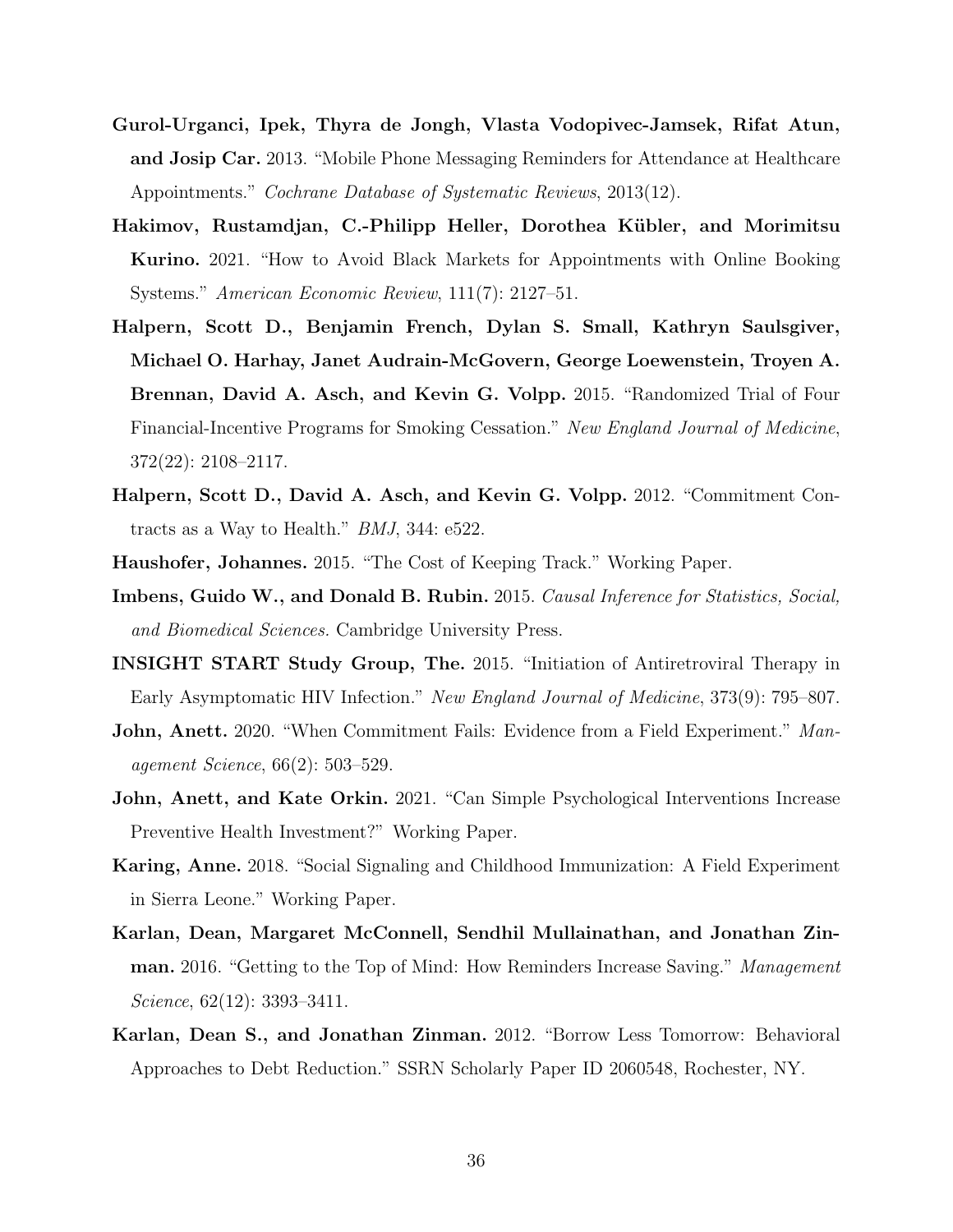**Gurol-Urganci, Ipek, Thyra de Jongh, Vlasta Vodopivec-Jamsek, Rifat Atun, and Josip Car.** 2013. "Mobile Phone Messaging Reminders for Attendance at Healthcare Appointments." *Cochrane Database of Systematic Reviews*, 2013(12).

**Hakimov, Rustamdjan, C.-Philipp Heller, Dorothea Kübler, and Morimitsu Kurino.** 2021. "How to Avoid Black Markets for Appointments with Online Booking Systems." *American Economic Review*, 111(7): 2127–51.

**Halpern, Scott D., Benjamin French, Dylan S. Small, Kathryn Saulsgiver, Michael O. Harhay, Janet Audrain-McGovern, George Loewenstein, Troyen A. Brennan, David A. Asch, and Kevin G. Volpp.** 2015. "Randomized Trial of Four Financial-Incentive Programs for Smoking Cessation." *New England Journal of Medicine*, 372(22): 2108–2117.

**Halpern, Scott D., David A. Asch, and Kevin G. Volpp.** 2012. "Commitment Contracts as a Way to Health." *BMJ*, 344: e522.

**Haushofer, Johannes.** 2015. "The Cost of Keeping Track." Working Paper.

**Imbens, Guido W., and Donald B. Rubin.** 2015. *Causal Inference for Statistics, Social, and Biomedical Sciences.* Cambridge University Press.

**INSIGHT START Study Group, The.** 2015. "Initiation of Antiretroviral Therapy in Early Asymptomatic HIV Infection." *New England Journal of Medicine*, 373(9): 795–807.

**John, Anett.** 2020. "When Commitment Fails: Evidence from a Field Experiment." *Management Science*, 66(2): 503–529.

**John, Anett, and Kate Orkin.** 2021. "Can Simple Psychological Interventions Increase Preventive Health Investment?" Working Paper.

**Karing, Anne.** 2018. "Social Signaling and Childhood Immunization: A Field Experiment in Sierra Leone." Working Paper.

**Karlan, Dean, Margaret McConnell, Sendhil Mullainathan, and Jonathan Zinman.** 2016. "Getting to the Top of Mind: How Reminders Increase Saving." *Management Science*, 62(12): 3393–3411.

**Karlan, Dean S., and Jonathan Zinman.** 2012. "Borrow Less Tomorrow: Behavioral Approaches to Debt Reduction." SSRN Scholarly Paper ID 2060548, Rochester, NY.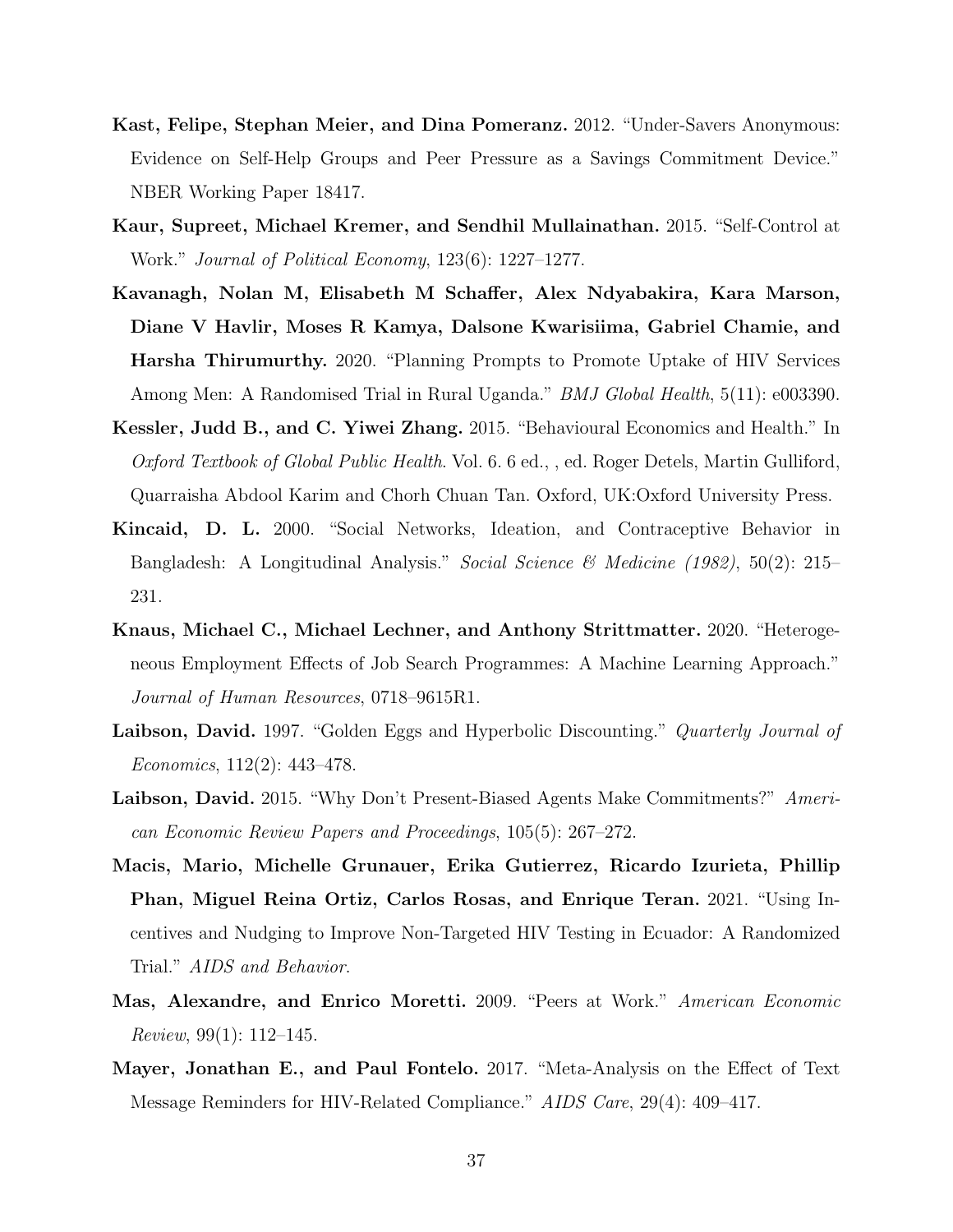**Kast, Felipe, Stephan Meier, and Dina Pomeranz.** 2012. "Under-Savers Anonymous: Evidence on Self-Help Groups and Peer Pressure as a Savings Commitment Device." NBER Working Paper 18417.

**Kaur, Supreet, Michael Kremer, and Sendhil Mullainathan.** 2015. "Self-Control at Work." *Journal of Political Economy*, 123(6): 1227–1277.

**Kavanagh, Nolan M, Elisabeth M Schaffer, Alex Ndyabakira, Kara Marson, Diane V Havlir, Moses R Kamya, Dalsone Kwarisiima, Gabriel Chamie, and Harsha Thirumurthy.** 2020. "Planning Prompts to Promote Uptake of HIV Services Among Men: A Randomised Trial in Rural Uganda." *BMJ Global Health*, 5(11): e003390.

**Kessler, Judd B., and C. Yiwei Zhang.** 2015. "Behavioural Economics and Health." In *Oxford Textbook of Global Public Health*. Vol. 6. 6 ed., , ed. Roger Detels, Martin Gulliford, Quarraisha Abdool Karim and Chorh Chuan Tan. Oxford, UK:Oxford University Press.

**Kincaid, D. L.** 2000. "Social Networks, Ideation, and Contraceptive Behavior in Bangladesh: A Longitudinal Analysis." *Social Science & Medicine (1982)*, 50(2): 215–231.

**Knaus, Michael C., Michael Lechner, and Anthony Strittmatter.** 2020. "Heterogeneous Employment Effects of Job Search Programmes: A Machine Learning Approach." *Journal of Human Resources*, 0718–9615R1.

**Laibson, David.** 1997. "Golden Eggs and Hyperbolic Discounting." *Quarterly Journal of Economics*, 112(2): 443–478.

**Laibson, David.** 2015. "Why Don't Present-Biased Agents Make Commitments?" *American Economic Review Papers and Proceedings*, 105(5): 267–272.

**Macis, Mario, Michelle Grunauer, Erika Gutierrez, Ricardo Izurieta, Phillip Phan, Miguel Reina Ortiz, Carlos Rosas, and Enrique Teran.** 2021. "Using Incentives and Nudging to Improve Non-Targeted HIV Testing in Ecuador: A Randomized Trial." *AIDS and Behavior*.

**Mas, Alexandre, and Enrico Moretti.** 2009. "Peers at Work." *American Economic Review*, 99(1): 112–145.

**Mayer, Jonathan E., and Paul Fontelo.** 2017. "Meta-Analysis on the Effect of Text Message Reminders for HIV-Related Compliance." *AIDS Care*, 29(4): 409–417.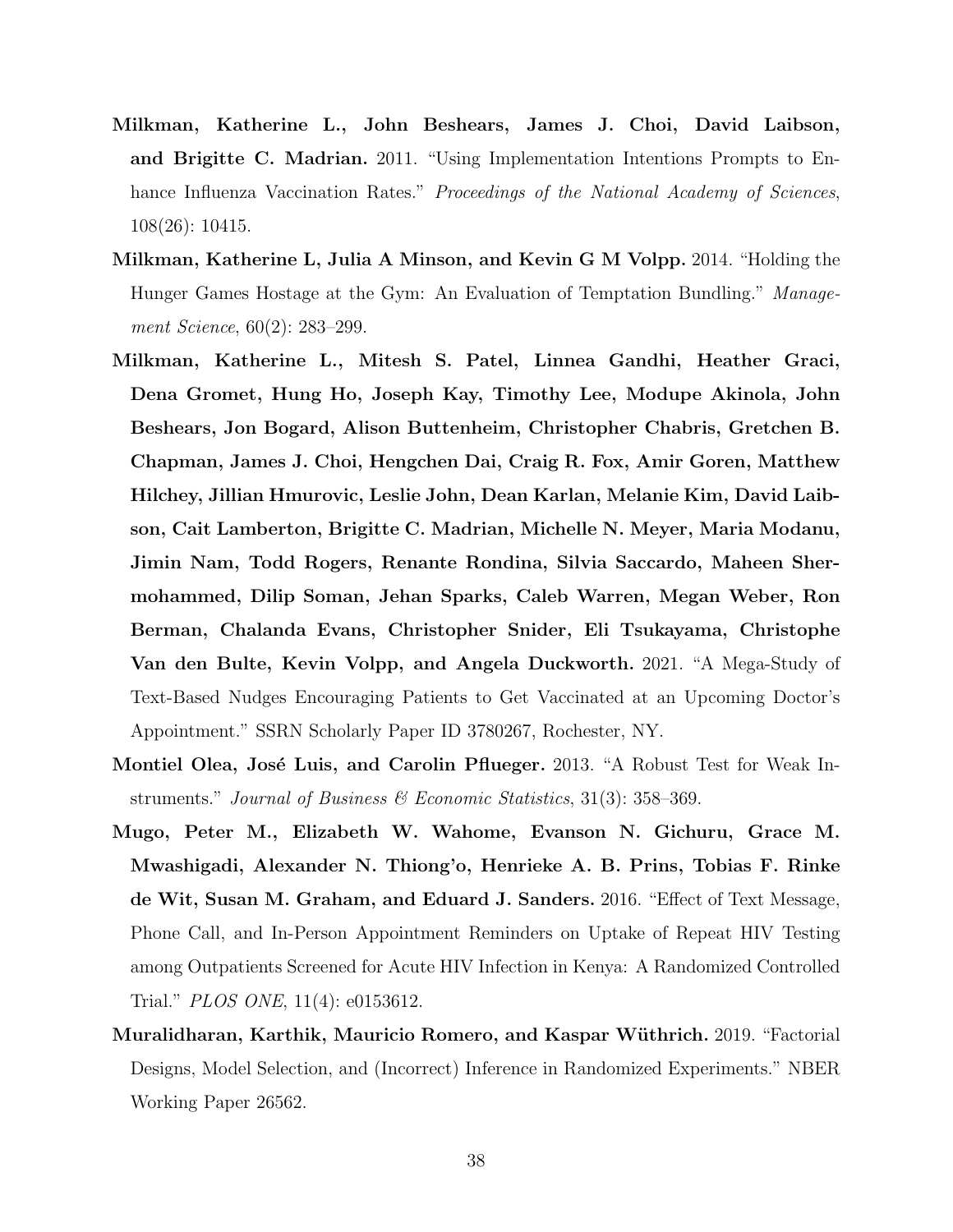**Milkman, Katherine L., John Beshears, James J. Choi, David Laibson, and Brigitte C. Madrian.** 2011. "Using Implementation Intentions Prompts to Enhance Influenza Vaccination Rates." *Proceedings of the National Academy of Sciences*, 108(26): 10415.

**Milkman, Katherine L, Julia A Minson, and Kevin G M Volpp.** 2014. "Holding the Hunger Games Hostage at the Gym: An Evaluation of Temptation Bundling." *Management Science*, 60(2): 283–299.

**Milkman, Katherine L., Mitesh S. Patel, Linnea Gandhi, Heather Graci, Dena Gromet, Hung Ho, Joseph Kay, Timothy Lee, Modupe Akinola, John Beshears, Jon Bogard, Alison Buttenheim, Christopher Chabris, Gretchen B. Chapman, James J. Choi, Hengchen Dai, Craig R. Fox, Amir Goren, Matthew Hilchey, Jillian Hmurovic, Leslie John, Dean Karlan, Melanie Kim, David Laibson, Cait Lamberton, Brigitte C. Madrian, Michelle N. Meyer, Maria Modanu, Jimin Nam, Todd Rogers, Renante Rondina, Silvia Saccardo, Maheen Shermohammed, Dilip Soman, Jehan Sparks, Caleb Warren, Megan Weber, Ron Berman, Chalanda Evans, Christopher Snider, Eli Tsukayama, Christophe Van den Bulte, Kevin Volpp, and Angela Duckworth.** 2021. "A Mega-Study of Text-Based Nudges Encouraging Patients to Get Vaccinated at an Upcoming Doctor's Appointment." SSRN Scholarly Paper ID 3780267, Rochester, NY.

**Montiel Olea, José Luis, and Carolin Pflueger.** 2013. "A Robust Test for Weak Instruments." *Journal of Business & Economic Statistics*, 31(3): 358–369.

**Mugo, Peter M., Elizabeth W. Wahome, Evanson N. Gichuru, Grace M. Mwashigadi, Alexander N. Thiong'o, Henrieke A. B. Prins, Tobias F. Rinke de Wit, Susan M. Graham, and Eduard J. Sanders.** 2016. "Effect of Text Message, Phone Call, and In-Person Appointment Reminders on Uptake of Repeat HIV Testing among Outpatients Screened for Acute HIV Infection in Kenya: A Randomized Controlled Trial." *PLOS ONE*, 11(4): e0153612.

**Muralidharan, Karthik, Mauricio Romero, and Kaspar Wüthrich.** 2019. "Factorial Designs, Model Selection, and (Incorrect) Inference in Randomized Experiments." NBER Working Paper 26562.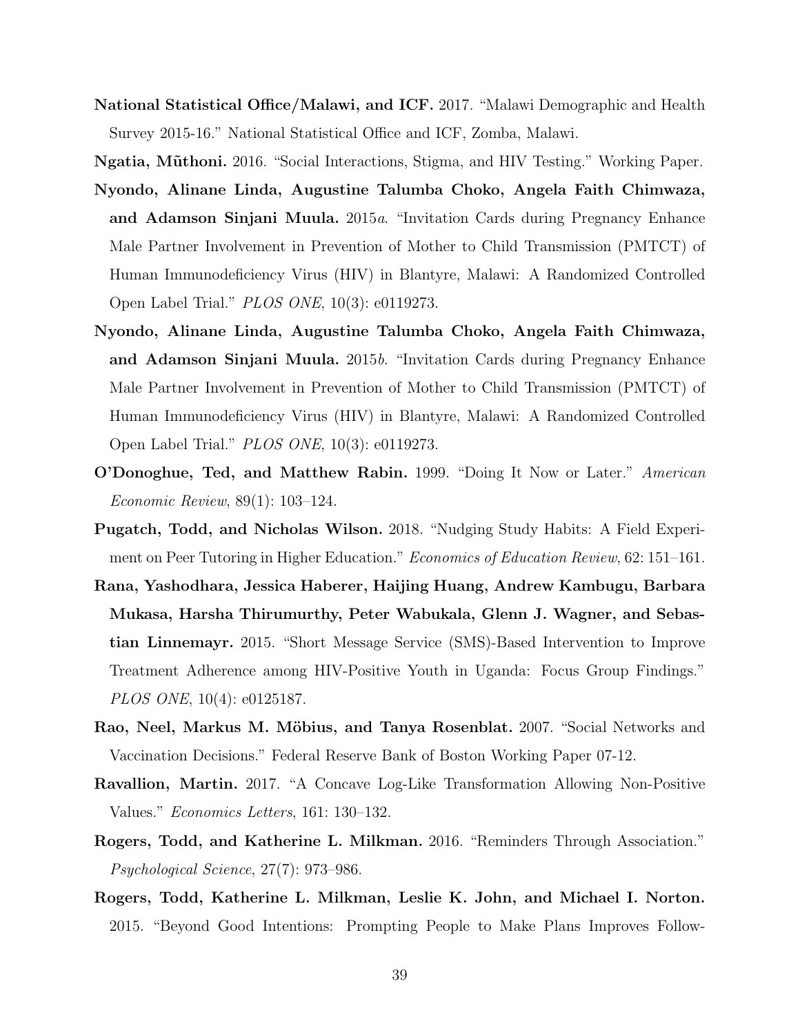**National Statistical Office/Malawi, and ICF.** 2017. "Malawi Demographic and Health Survey 2015-16." National Statistical Office and ICF, Zomba, Malawi.

**Ngatia, Mũthoni.** 2016. "Social Interactions, Stigma, and HIV Testing." Working Paper.

**Nyondo, Alinane Linda, Augustine Talumba Choko, Angela Faith Chimwaza, and Adamson Sinjani Muula.** 2015*a*. "Invitation Cards during Pregnancy Enhance Male Partner Involvement in Prevention of Mother to Child Transmission (PMTCT) of Human Immunodeficiency Virus (HIV) in Blantyre, Malawi: A Randomized Controlled Open Label Trial." *PLOS ONE*, 10(3): e0119273.

**Nyondo, Alinane Linda, Augustine Talumba Choko, Angela Faith Chimwaza, and Adamson Sinjani Muula.** 2015*b*. "Invitation Cards during Pregnancy Enhance Male Partner Involvement in Prevention of Mother to Child Transmission (PMTCT) of Human Immunodeficiency Virus (HIV) in Blantyre, Malawi: A Randomized Controlled Open Label Trial." *PLOS ONE*, 10(3): e0119273.

**O'Donoghue, Ted, and Matthew Rabin.** 1999. "Doing It Now or Later." *American Economic Review*, 89(1): 103–124.

**Pugatch, Todd, and Nicholas Wilson.** 2018. "Nudging Study Habits: A Field Experiment on Peer Tutoring in Higher Education." *Economics of Education Review*, 62: 151–161.

**Rana, Yashodhara, Jessica Haberer, Haijing Huang, Andrew Kambugu, Barbara Mukasa, Harsha Thirumurthy, Peter Wabukala, Glenn J. Wagner, and Sebastian Linnemayr.** 2015. "Short Message Service (SMS)-Based Intervention to Improve Treatment Adherence among HIV-Positive Youth in Uganda: Focus Group Findings." *PLOS ONE*, 10(4): e0125187.

**Rao, Neel, Markus M. Möbius, and Tanya Rosenblat.** 2007. "Social Networks and Vaccination Decisions." Federal Reserve Bank of Boston Working Paper 07-12.

**Ravallion, Martin.** 2017. "A Concave Log-Like Transformation Allowing Non-Positive Values." *Economics Letters*, 161: 130–132.

**Rogers, Todd, and Katherine L. Milkman.** 2016. "Reminders Through Association." *Psychological Science*, 27(7): 973–986.

**Rogers, Todd, Katherine L. Milkman, Leslie K. John, and Michael I. Norton.** 2015. "Beyond Good Intentions: Prompting People to Make Plans Improves Follow-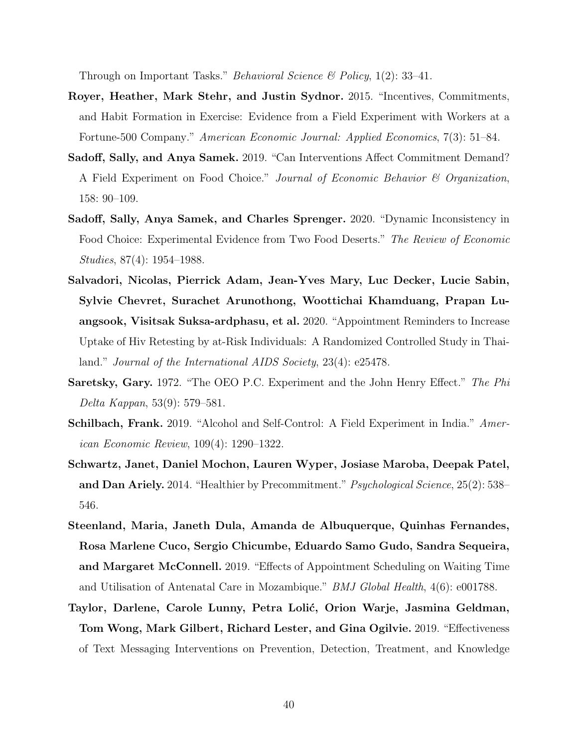Through on Important Tasks." *Behavioral Science & Policy*, 1(2): 33–41.

**Royer, Heather, Mark Stehr, and Justin Sydnor.** 2015. "Incentives, Commitments, and Habit Formation in Exercise: Evidence from a Field Experiment with Workers at a Fortune-500 Company." *American Economic Journal: Applied Economics*, 7(3): 51–84.

**Sadoff, Sally, and Anya Samek.** 2019. "Can Interventions Affect Commitment Demand? A Field Experiment on Food Choice." *Journal of Economic Behavior & Organization*, 158: 90–109.

**Sadoff, Sally, Anya Samek, and Charles Sprenger.** 2020. "Dynamic Inconsistency in Food Choice: Experimental Evidence from Two Food Deserts." *The Review of Economic Studies*, 87(4): 1954–1988.

**Salvadori, Nicolas, Pierrick Adam, Jean-Yves Mary, Luc Decker, Lucie Sabin, Sylvie Chevret, Surachet Arunothong, Woottichai Khamduang, Prapan Luangsook, Visitsak Suksa-ardphasu, et al.** 2020. "Appointment Reminders to Increase Uptake of Hiv Retesting by at-Risk Individuals: A Randomized Controlled Study in Thailand." *Journal of the International AIDS Society*, 23(4): e25478.

**Saretsky, Gary.** 1972. "The OEO P.C. Experiment and the John Henry Effect." *The Phi Delta Kappan*, 53(9): 579–581.

**Schilbach, Frank.** 2019. "Alcohol and Self-Control: A Field Experiment in India." *American Economic Review*, 109(4): 1290–1322.

**Schwartz, Janet, Daniel Mochon, Lauren Wyper, Josiase Maroba, Deepak Patel, and Dan Ariely.** 2014. "Healthier by Precommitment." *Psychological Science*, 25(2): 538–546.

**Steenland, Maria, Janeth Dula, Amanda de Albuquerque, Quinhas Fernandes, Rosa Marlene Cuco, Sergio Chicumbe, Eduardo Samo Gudo, Sandra Sequeira, and Margaret McConnell.** 2019. "Effects of Appointment Scheduling on Waiting Time and Utilisation of Antenatal Care in Mozambique." *BMJ Global Health*, 4(6): e001788.

**Taylor, Darlene, Carole Lunny, Petra Lolić, Orion Warje, Jasmina Geldman, Tom Wong, Mark Gilbert, Richard Lester, and Gina Ogilvie.** 2019. "Effectiveness of Text Messaging Interventions on Prevention, Detection, Treatment, and Knowledge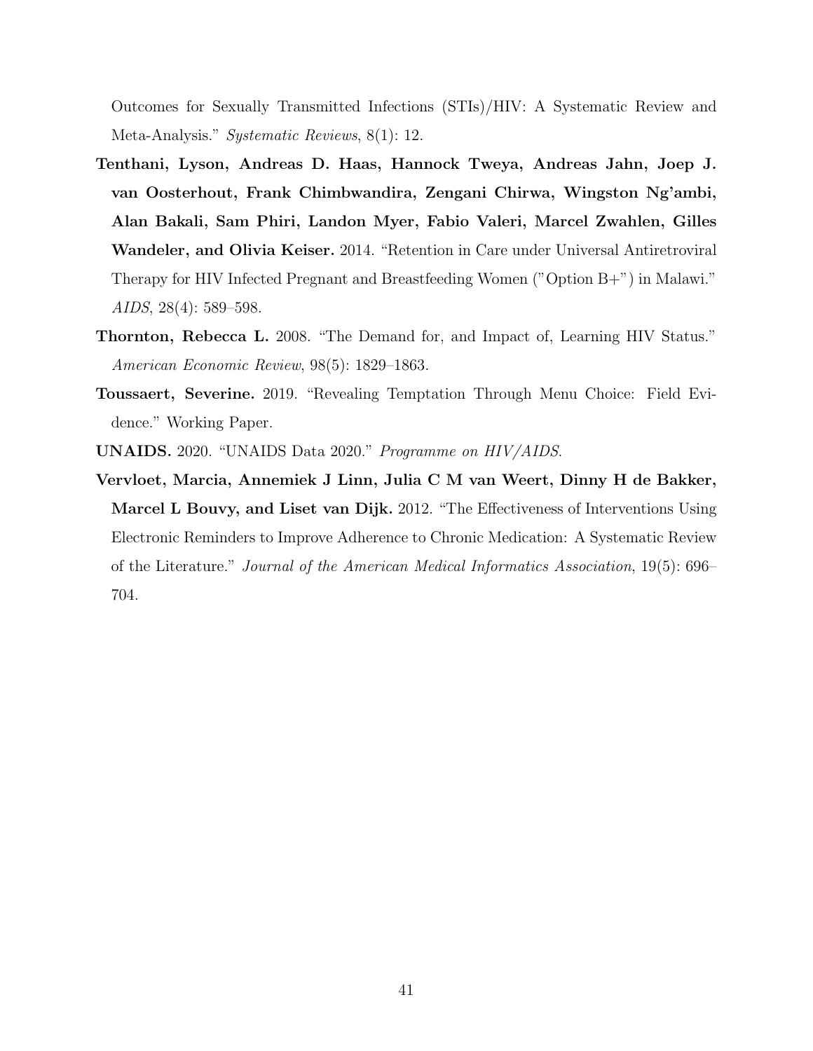Outcomes for Sexually Transmitted Infections (STIs)/HIV: A Systematic Review and Meta-Analysis." *Systematic Reviews*, 8(1): 12.

**Tenthani, Lyson, Andreas D. Haas, Hannock Tweya, Andreas Jahn, Joep J. van Oosterhout, Frank Chimbwandira, Zengani Chirwa, Wingston Ng'ambi, Alan Bakali, Sam Phiri, Landon Myer, Fabio Valeri, Marcel Zwahlen, Gilles Wandeler, and Olivia Keiser.** 2014. "Retention in Care under Universal Antiretroviral Therapy for HIV Infected Pregnant and Breastfeeding Women ("Option B+") in Malawi." *AIDS*, 28(4): 589–598.

**Thornton, Rebecca L.** 2008. "The Demand for, and Impact of, Learning HIV Status." *American Economic Review*, 98(5): 1829–1863.

**Toussaert, Severine.** 2019. "Revealing Temptation Through Menu Choice: Field Evidence." Working Paper.

**UNAIDS.** 2020. "UNAIDS Data 2020." *Programme on HIV/AIDS*.

**Vervloet, Marcia, Annemiek J Linn, Julia C M van Weert, Dinny H de Bakker, Marcel L Bouvy, and Liset van Dijk.** 2012. "The Effectiveness of Interventions Using Electronic Reminders to Improve Adherence to Chronic Medication: A Systematic Review of the Literature." *Journal of the American Medical Informatics Association*, 19(5): 696–704.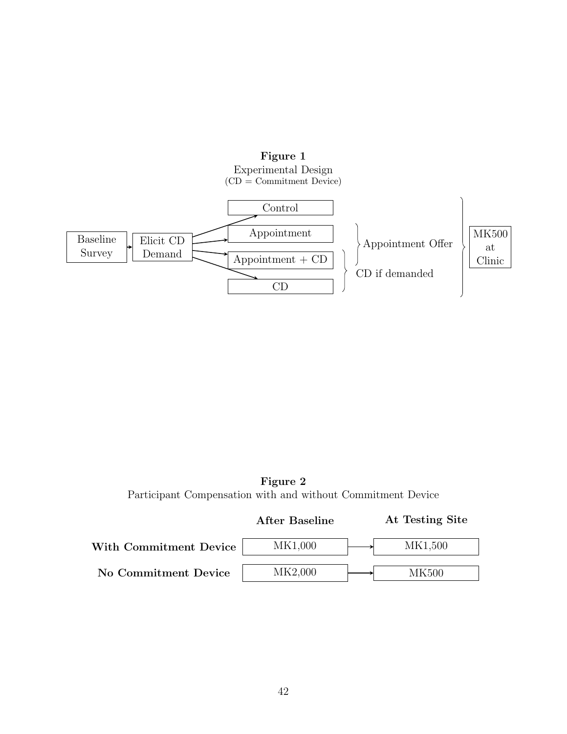**Figure 1**

Experimental Design

(CD = Commitment Device)

Baseline Survey → Elicit CD Demand → Control / Appointment / Appointment + CD / CD

Appointment, Appointment + CD: Appointment Offer

Appointment + CD, CD: CD if demanded

All groups: MK500 at Clinic

**Figure 2**

Participant Compensation with and without Commitment Device

| | **After Baseline** | | **At Testing Site** |
|---|---|---|---|
| **With Commitment Device** | MK1,000 | → | MK1,500 |
| **No Commitment Device** | MK2,000 | → | MK500 |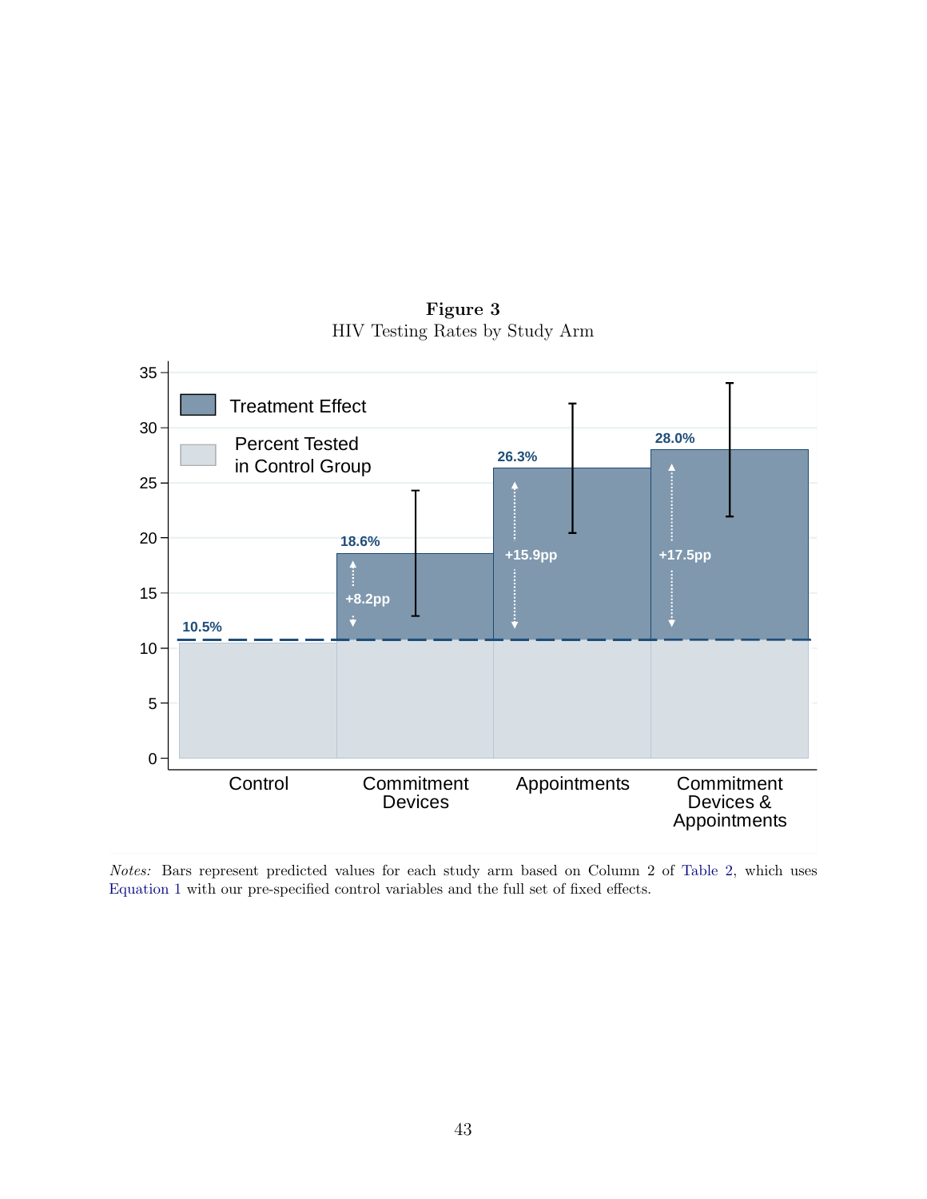**Figure 3**

HIV Testing Rates by Study Arm

*Notes:* Bars represent predicted values for each study arm based on Column 2 of Table 2, which uses Equation 1 with our pre-specified control variables and the full set of fixed effects.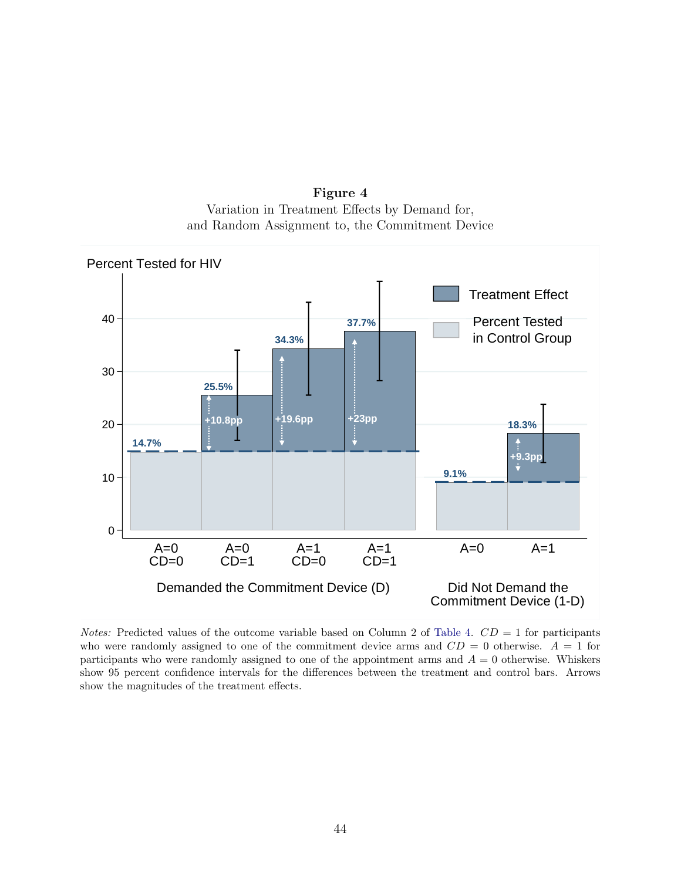**Figure 4**

Variation in Treatment Effects by Demand for, and Random Assignment to, the Commitment Device

Percent Tested for HIV

| | Demanded the Commitment Device (D) | | | | Did Not Demand the Commitment Device (1-D) | |
|---|---|---|---|---|---|---|
| | A=0, CD=0 | A=0, CD=1 | A=1, CD=0 | A=1, CD=1 | A=0 | A=1 |
| Percent tested | 14.7% | 25.5% | 34.3% | 37.7% | 9.1% | 18.3% |
| Treatment effect | | +10.8pp | +19.6pp | +23pp | | +9.3pp |

Legend: Treatment Effect; Percent Tested in Control Group

*Notes:* Predicted values of the outcome variable based on Column 2 of Table 4. $CD = 1$ for participants who were randomly assigned to one of the commitment device arms and $CD = 0$ otherwise. $A = 1$ for participants who were randomly assigned to one of the appointment arms and $A = 0$ otherwise. Whiskers show 95 percent confidence intervals for the differences between the treatment and control bars. Arrows show the magnitudes of the treatment effects.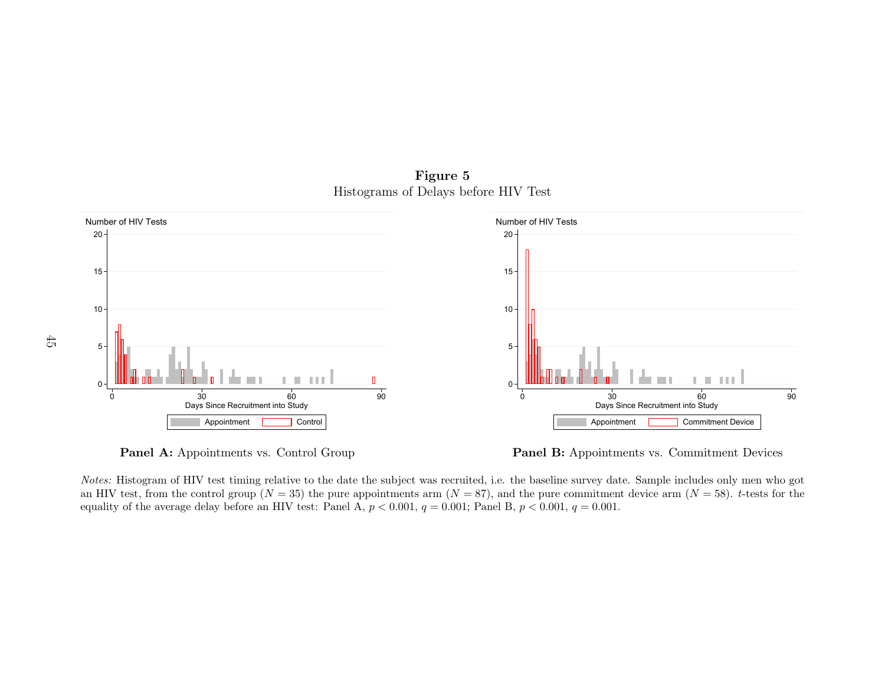**Figure 5**

Histograms of Delays before HIV Test

**Panel A:** Appointments vs. Control Group

**Panel B:** Appointments vs. Commitment Devices

*Notes:* Histogram of HIV test timing relative to the date the subject was recruited, i.e. the baseline survey date. Sample includes only men who got an HIV test, from the control group ($N = 35$) the pure appointments arm ($N = 87$), and the pure commitment device arm ($N = 58$). $t$-tests for the equality of the average delay before an HIV test: Panel A, $p < 0.001$, $q = 0.001$; Panel B, $p < 0.001$, $q = 0.001$.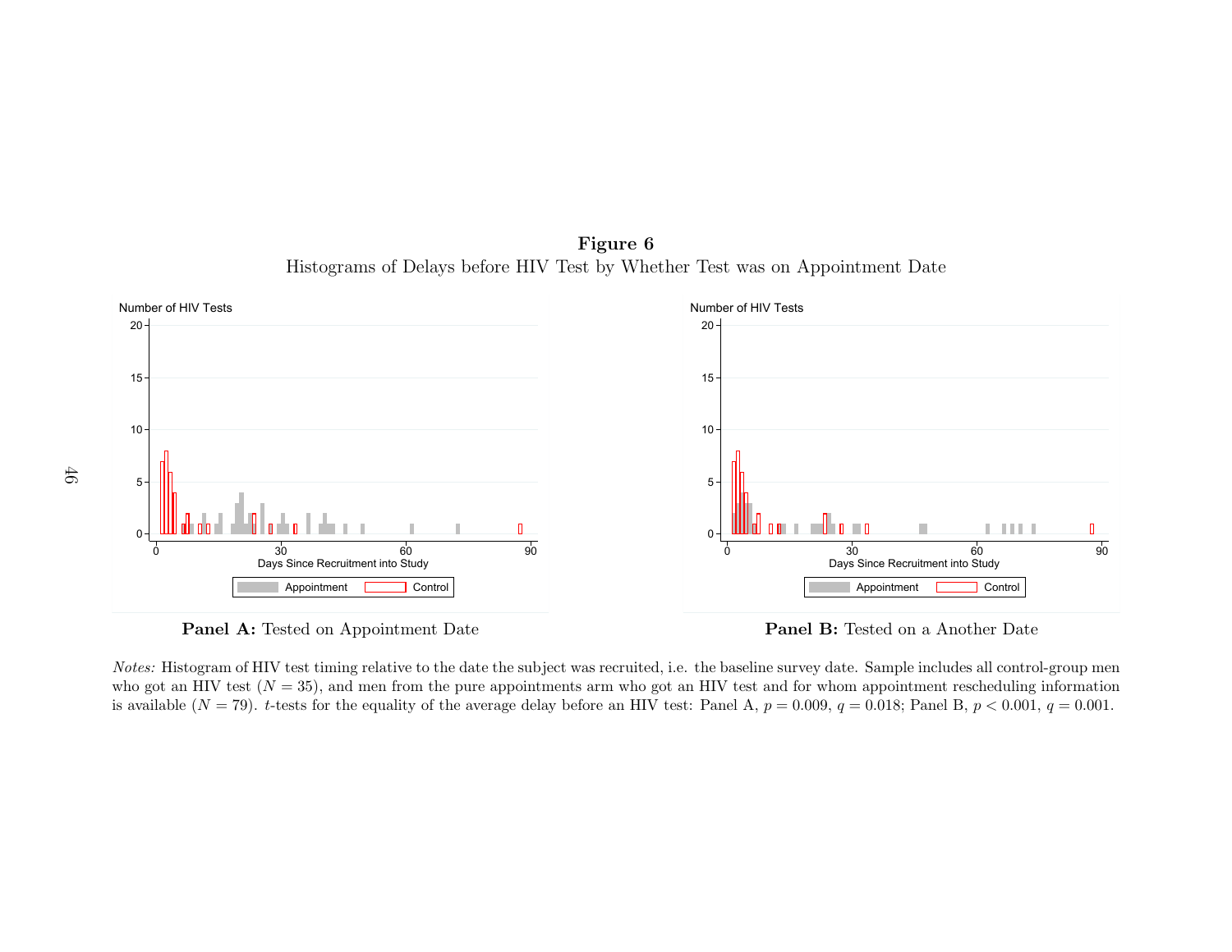**Figure 6**

Histograms of Delays before HIV Test by Whether Test was on Appointment Date

**Panel A:** Tested on Appointment Date

**Panel B:** Tested on a Another Date

*Notes:* Histogram of HIV test timing relative to the date the subject was recruited, i.e. the baseline survey date. Sample includes all control-group men who got an HIV test ($N = 35$), and men from the pure appointments arm who got an HIV test and for whom appointment rescheduling information is available ($N = 79$). $t$-tests for the equality of the average delay before an HIV test: Panel A, $p = 0.009$, $q = 0.018$; Panel B, $p < 0.001$, $q = 0.001$.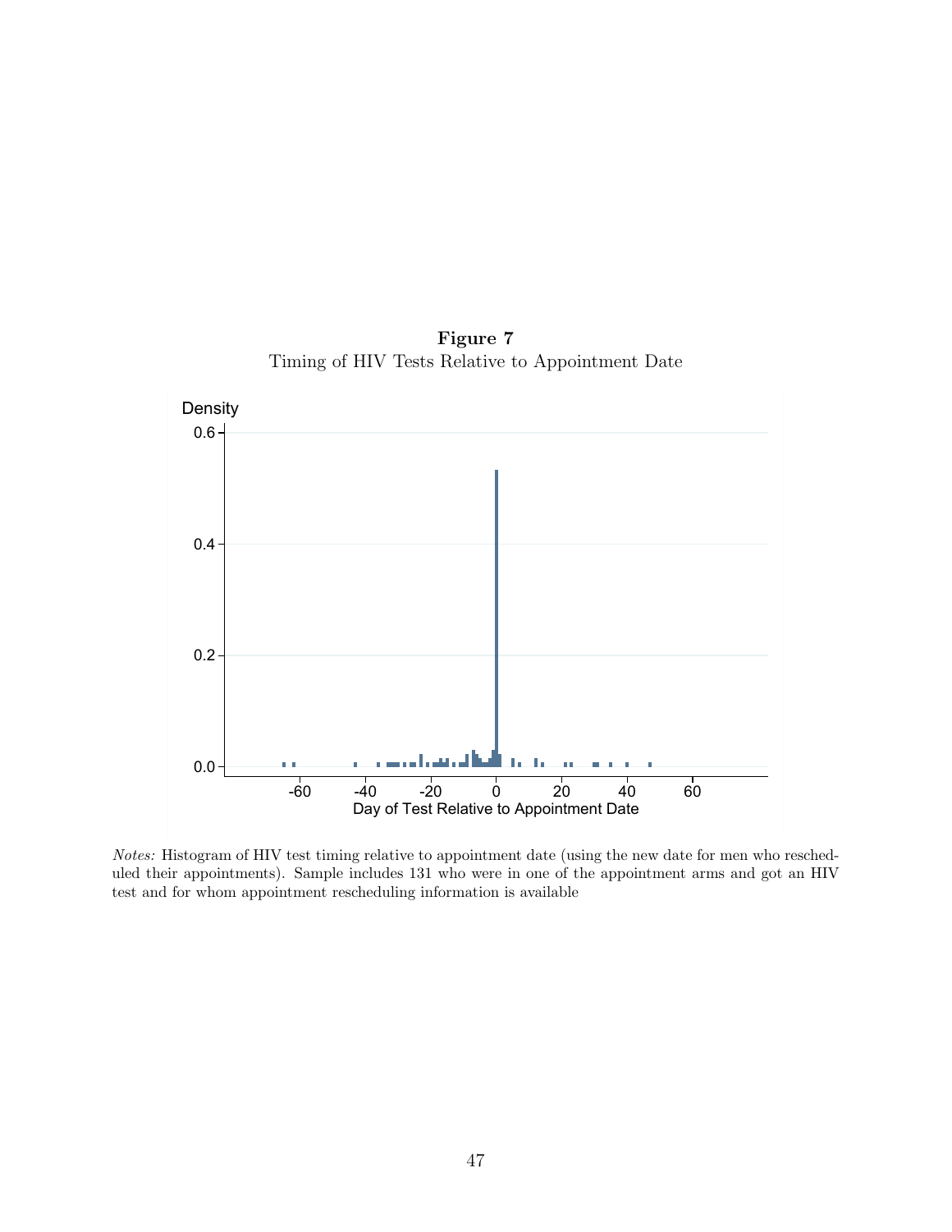**Figure 7**

Timing of HIV Tests Relative to Appointment Date

*Notes:* Histogram of HIV test timing relative to appointment date (using the new date for men who rescheduled their appointments). Sample includes 131 who were in one of the appointment arms and got an HIV test and for whom appointment rescheduling information is available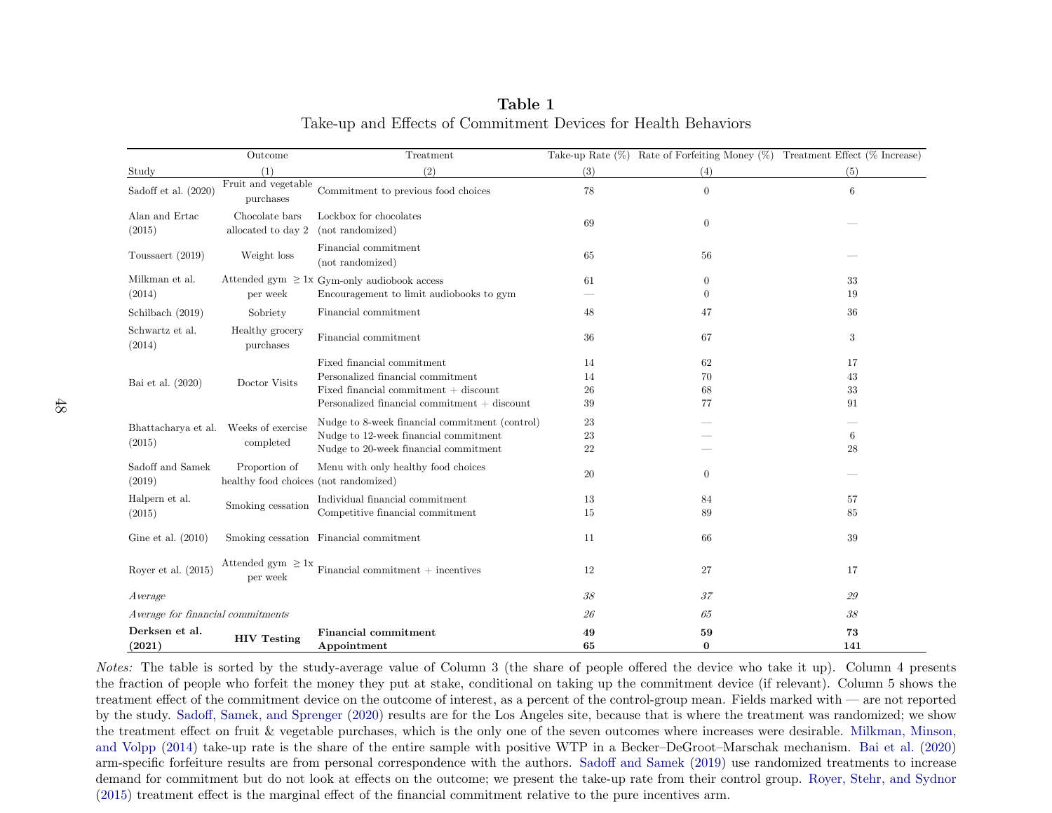**Table 1**

Take-up and Effects of Commitment Devices for Health Behaviors

| Study | Outcome (1) | Treatment (2) | Take-up Rate (%) (3) | Rate of Forfeiting Money (%) (4) | Treatment Effect (% Increase) (5) |
|---|---|---|---|---|---|
| Sadoff et al. (2020) | Fruit and vegetable purchases | Commitment to previous food choices | 78 | 0 | 6 |
| Alan and Ertac (2015) | Chocolate bars allocated to day 2 | Lockbox for chocolates (not randomized) | 69 | 0 | — |
| Toussaert (2019) | Weight loss | Financial commitment (not randomized) | 65 | 56 | — |
| Milkman et al. (2014) | Attended gym ≥ 1x per week | Gym-only audiobook access | 61 | 0 | 33 |
| | | Encouragement to limit audiobooks to gym | — | 0 | 19 |
| Schilbach (2019) | Sobriety | Financial commitment | 48 | 47 | 36 |
| Schwartz et al. (2014) | Healthy grocery purchases | Financial commitment | 36 | 67 | 3 |
| Bai et al. (2020) | Doctor Visits | Fixed financial commitment | 14 | 62 | 17 |
| | | Personalized financial commitment | 14 | 70 | 43 |
| | | Fixed financial commitment + discount | 26 | 68 | 33 |
| | | Personalized financial commitment + discount | 39 | 77 | 91 |
| Bhattacharya et al. (2015) | Weeks of exercise completed | Nudge to 8-week financial commitment (control) | 23 | — | — |
| | | Nudge to 12-week financial commitment | 23 | — | 6 |
| | | Nudge to 20-week financial commitment | 22 | — | 28 |
| Sadoff and Samek (2019) | Proportion of healthy food choices | Menu with only healthy food choices (not randomized) | 20 | 0 | — |
| Halpern et al. (2015) | Smoking cessation | Individual financial commitment | 13 | 84 | 57 |
| | | Competitive financial commitment | 15 | 89 | 85 |
| Gine et al. (2010) | Smoking cessation | Financial commitment | 11 | 66 | 39 |
| Royer et al. (2015) | Attended gym ≥ 1x per week | Financial commitment + incentives | 12 | 27 | 17 |
| *Average* | | | *38* | *37* | *29* |
| *Average for financial commitments* | | | *26* | *65* | *38* |
| **Derksen et al. (2021)** | **HIV Testing** | **Financial commitment** | **49** | **59** | **73** |
| | | **Appointment** | **65** | **0** | **141** |

*Notes:* The table is sorted by the study-average value of Column 3 (the share of people offered the device who take it up). Column 4 presents the fraction of people who forfeit the money they put at stake, conditional on taking up the commitment device (if relevant). Column 5 shows the treatment effect of the commitment device on the outcome of interest, as a percent of the control-group mean. Fields marked with — are not reported by the study. Sadoff, Samek, and Sprenger (2020) results are for the Los Angeles site, because that is where the treatment was randomized; we show the treatment effect on fruit & vegetable purchases, which is the only one of the seven outcomes where increases were desirable. Milkman, Minson, and Volpp (2014) take-up rate is the share of the entire sample with positive WTP in a Becker–DeGroot–Marschak mechanism. Bai et al. (2020) arm-specific forfeiture results are from personal correspondence with the authors. Sadoff and Samek (2019) use randomized treatments to increase demand for commitment but do not look at effects on the outcome; we present the take-up rate from their control group. Royer, Stehr, and Sydnor (2015) treatment effect is the marginal effect of the financial commitment relative to the pure incentives arm.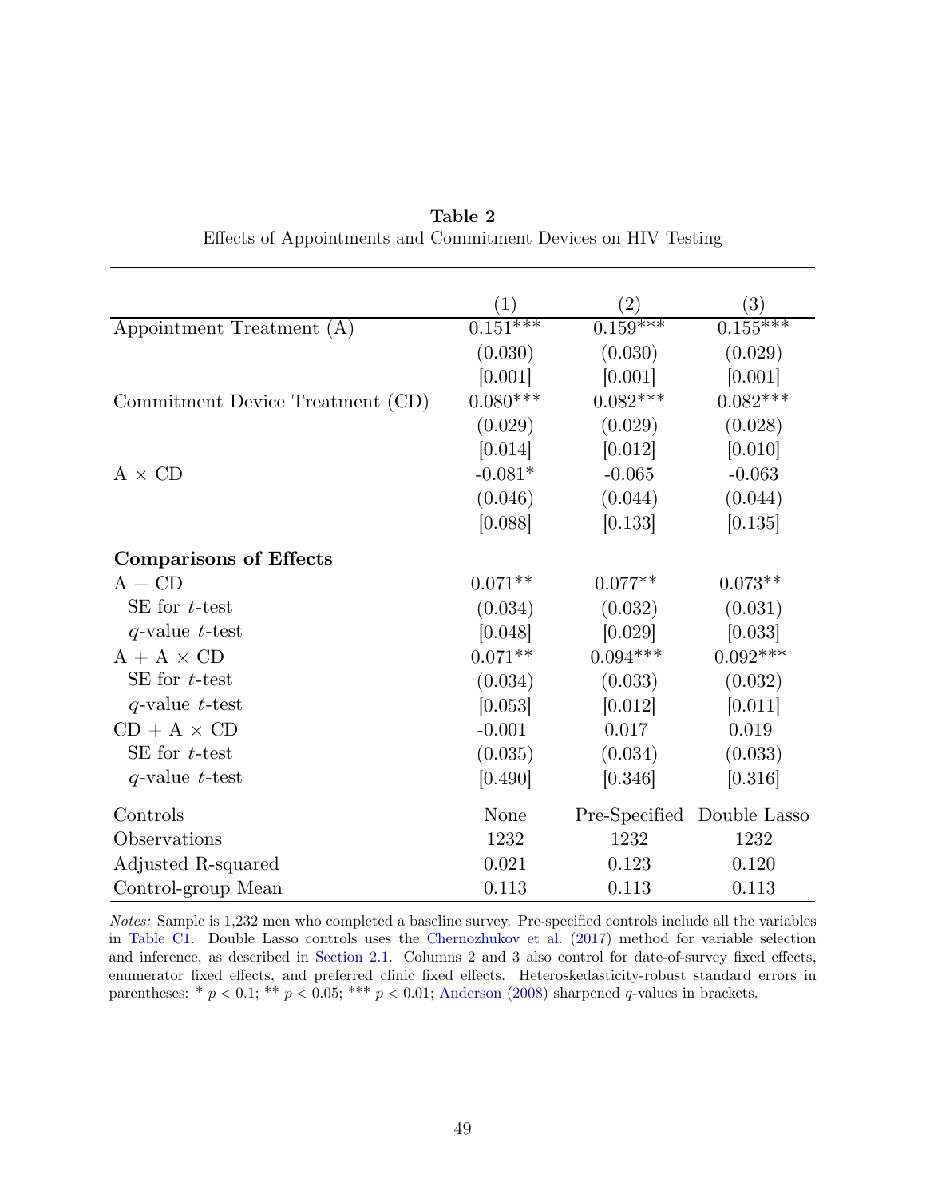**Table 2**

Effects of Appointments and Commitment Devices on HIV Testing

| | (1) | (2) | (3) |
|---|---|---|---|
| Appointment Treatment (A) | 0.151*** | 0.159*** | 0.155*** |
| | (0.030) | (0.030) | (0.029) |
| | [0.001] | [0.001] | [0.001] |
| Commitment Device Treatment (CD) | 0.080*** | 0.082*** | 0.082*** |
| | (0.029) | (0.029) | (0.028) |
| | [0.014] | [0.012] | [0.010] |
| A × CD | -0.081* | -0.065 | -0.063 |
| | (0.046) | (0.044) | (0.044) |
| | [0.088] | [0.133] | [0.135] |
| **Comparisons of Effects** | | | |
| A − CD | 0.071** | 0.077** | 0.073** |
| SE for $t$-test | (0.034) | (0.032) | (0.031) |
| $q$-value $t$-test | [0.048] | [0.029] | [0.033] |
| A + A × CD | 0.071** | 0.094*** | 0.092*** |
| SE for $t$-test | (0.034) | (0.033) | (0.032) |
| $q$-value $t$-test | [0.053] | [0.012] | [0.011] |
| CD + A × CD | -0.001 | 0.017 | 0.019 |
| SE for $t$-test | (0.035) | (0.034) | (0.033) |
| $q$-value $t$-test | [0.490] | [0.346] | [0.316] |
| Controls | None | Pre-Specified | Double Lasso |
| Observations | 1232 | 1232 | 1232 |
| Adjusted R-squared | 0.021 | 0.123 | 0.120 |
| Control-group Mean | 0.113 | 0.113 | 0.113 |

*Notes:* Sample is 1,232 men who completed a baseline survey. Pre-specified controls include all the variables in Table C1. Double Lasso controls uses the Chernozhukov et al. (2017) method for variable selection and inference, as described in Section 2.1. Columns 2 and 3 also control for date-of-survey fixed effects, enumerator fixed effects, and preferred clinic fixed effects. Heteroskedasticity-robust standard errors in parentheses: * $p < 0.1$; ** $p < 0.05$; *** $p < 0.01$; Anderson (2008) sharpened $q$-values in brackets.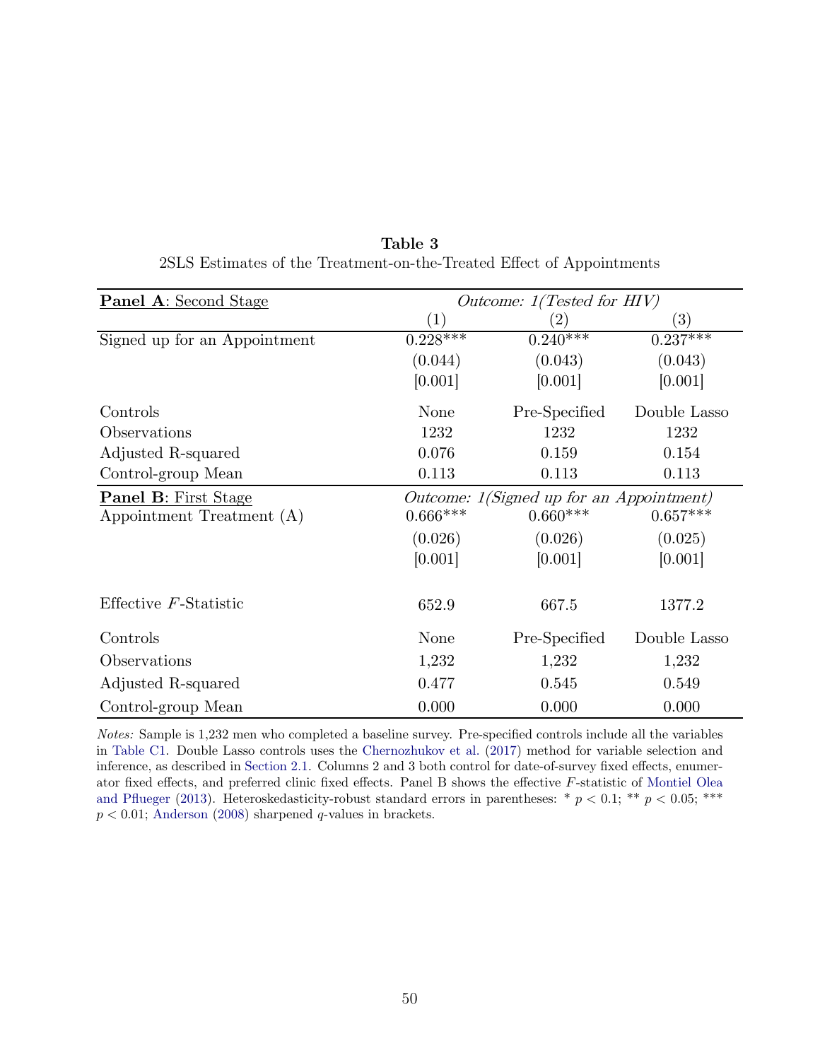**Table 3**

2SLS Estimates of the Treatment-on-the-Treated Effect of Appointments

| **Panel A**: Second Stage | *Outcome: 1(Tested for HIV)* | | |
|---|---|---|---|
| | (1) | (2) | (3) |
| Signed up for an Appointment | 0.228*** | 0.240*** | 0.237*** |
| | (0.044) | (0.043) | (0.043) |
| | [0.001] | [0.001] | [0.001] |
| Controls | None | Pre-Specified | Double Lasso |
| Observations | 1232 | 1232 | 1232 |
| Adjusted R-squared | 0.076 | 0.159 | 0.154 |
| Control-group Mean | 0.113 | 0.113 | 0.113 |
| **Panel B**: First Stage | *Outcome: 1(Signed up for an Appointment)* | | |
| Appointment Treatment (A) | 0.666*** | 0.660*** | 0.657*** |
| | (0.026) | (0.026) | (0.025) |
| | [0.001] | [0.001] | [0.001] |
| Effective $F$-Statistic | 652.9 | 667.5 | 1377.2 |
| Controls | None | Pre-Specified | Double Lasso |
| Observations | 1,232 | 1,232 | 1,232 |
| Adjusted R-squared | 0.477 | 0.545 | 0.549 |
| Control-group Mean | 0.000 | 0.000 | 0.000 |

*Notes:* Sample is 1,232 men who completed a baseline survey. Pre-specified controls include all the variables in Table C1. Double Lasso controls uses the Chernozhukov et al. (2017) method for variable selection and inference, as described in Section 2.1. Columns 2 and 3 both control for date-of-survey fixed effects, enumerator fixed effects, and preferred clinic fixed effects. Panel B shows the effective $F$-statistic of Montiel Olea and Pflueger (2013). Heteroskedasticity-robust standard errors in parentheses: * $p < 0.1$; ** $p < 0.05$; *** $p < 0.01$; Anderson (2008) sharpened $q$-values in brackets.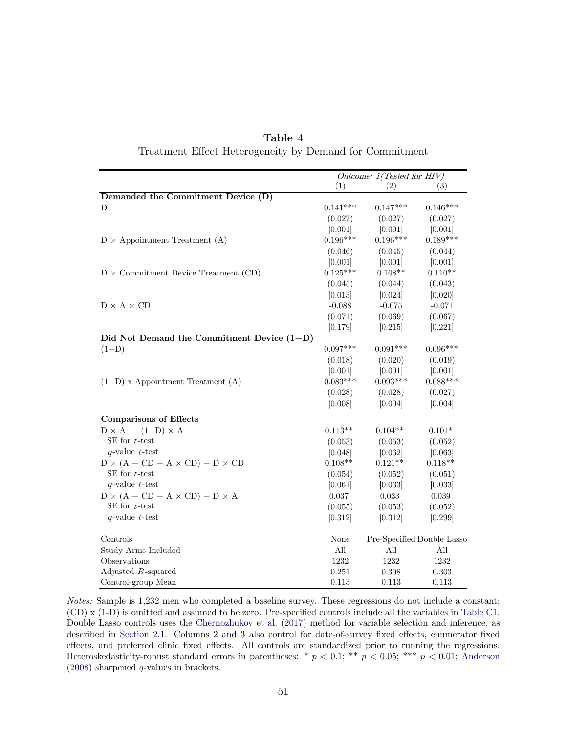**Table 4**

Treatment Effect Heterogeneity by Demand for Commitment

| | *Outcome: 1(Tested for HIV)* | | |
|---|---|---|---|
| | (1) | (2) | (3) |
| **Demanded the Commitment Device (D)** | | | |
| D | 0.141*** | 0.147*** | 0.146*** |
| | (0.027) | (0.027) | (0.027) |
| | [0.001] | [0.001] | [0.001] |
| D × Appointment Treatment (A) | 0.196*** | 0.196*** | 0.189*** |
| | (0.046) | (0.045) | (0.044) |
| | [0.001] | [0.001] | [0.001] |
| D × Commitment Device Treatment (CD) | 0.125*** | 0.108** | 0.110** |
| | (0.045) | (0.044) | (0.043) |
| | [0.013] | [0.024] | [0.020] |
| D × A × CD | -0.088 | -0.075 | -0.071 |
| | (0.071) | (0.069) | (0.067) |
| | [0.179] | [0.215] | [0.221] |
| **Did Not Demand the Commitment Device (1−D)** | | | |
| (1−D) | 0.097*** | 0.091*** | 0.096*** |
| | (0.018) | (0.020) | (0.019) |
| | [0.001] | [0.001] | [0.001] |
| (1−D) x Appointment Treatment (A) | 0.083*** | 0.093*** | 0.088*** |
| | (0.028) | (0.028) | (0.027) |
| | [0.008] | [0.004] | [0.004] |
| **Comparisons of Effects** | | | |
| D × A − (1−D) × A | 0.113** | 0.104** | 0.101* |
| SE for $t$-test | (0.053) | (0.053) | (0.052) |
| $q$-value $t$-test | [0.048] | [0.062] | [0.063] |
| D × (A + CD + A × CD) − D × CD | 0.108** | 0.121** | 0.118** |
| SE for $t$-test | (0.054) | (0.052) | (0.051) |
| $q$-value $t$-test | [0.061] | [0.033] | [0.033] |
| D × (A + CD + A × CD) − D × A | 0.037 | 0.033 | 0.039 |
| SE for $t$-test | (0.055) | (0.053) | (0.052) |
| $q$-value $t$-test | [0.312] | [0.312] | [0.299] |
| Controls | None | Pre-Specified | Double Lasso |
| Study Arms Included | All | All | All |
| Observations | 1232 | 1232 | 1232 |
| Adjusted $R$-squared | 0.251 | 0.308 | 0.303 |
| Control-group Mean | 0.113 | 0.113 | 0.113 |

*Notes:* Sample is 1,232 men who completed a baseline survey. These regressions do not include a constant; (CD) x (1-D) is omitted and assumed to be zero. Pre-specified controls include all the variables in Table C1. Double Lasso controls uses the Chernozhukov et al. (2017) method for variable selection and inference, as described in Section 2.1. Columns 2 and 3 also control for date-of-survey fixed effects, enumerator fixed effects, and preferred clinic fixed effects. All controls are standardized prior to running the regressions. Heteroskedasticity-robust standard errors in parentheses: * $p < 0.1$; ** $p < 0.05$; *** $p < 0.01$; Anderson (2008) sharpened $q$-values in brackets.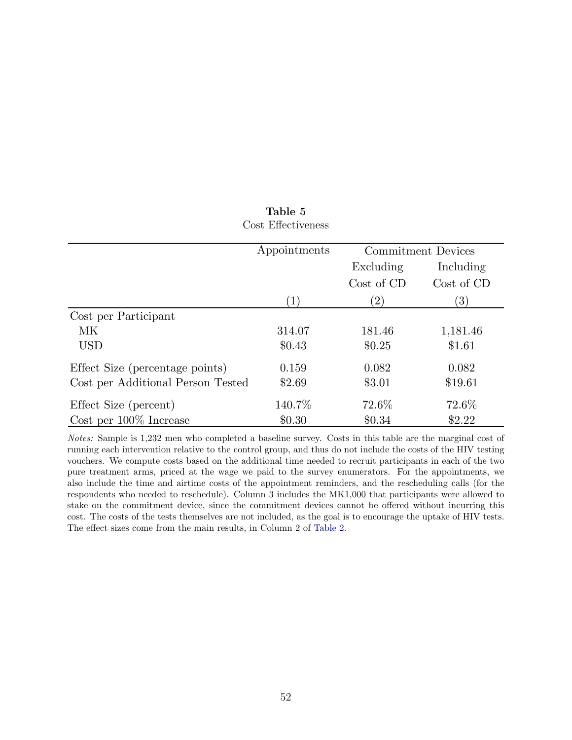**Table 5**

Cost Effectiveness

| | Appointments | Commitment Devices | |
|---|---|---|---|
| | | Excluding Cost of CD | Including Cost of CD |
| | (1) | (2) | (3) |
| Cost per Participant | | | |
| MK | 314.07 | 181.46 | 1,181.46 |
| USD | \$0.43 | \$0.25 | \$1.61 |
| Effect Size (percentage points) | 0.159 | 0.082 | 0.082 |
| Cost per Additional Person Tested | \$2.69 | \$3.01 | \$19.61 |
| Effect Size (percent) | 140.7% | 72.6% | 72.6% |
| Cost per 100% Increase | \$0.30 | \$0.34 | \$2.22 |

*Notes:* Sample is 1,232 men who completed a baseline survey. Costs in this table are the marginal cost of running each intervention relative to the control group, and thus do not include the costs of the HIV testing vouchers. We compute costs based on the additional time needed to recruit participants in each of the two pure treatment arms, priced at the wage we paid to the survey enumerators. For the appointments, we also include the time and airtime costs of the appointment reminders, and the rescheduling calls (for the respondents who needed to reschedule). Column 3 includes the MK1,000 that participants were allowed to stake on the commitment device, since the commitment devices cannot be offered without incurring this cost. The costs of the tests themselves are not included, as the goal is to encourage the uptake of HIV tests. The effect sizes come from the main results, in Column 2 of Table 2.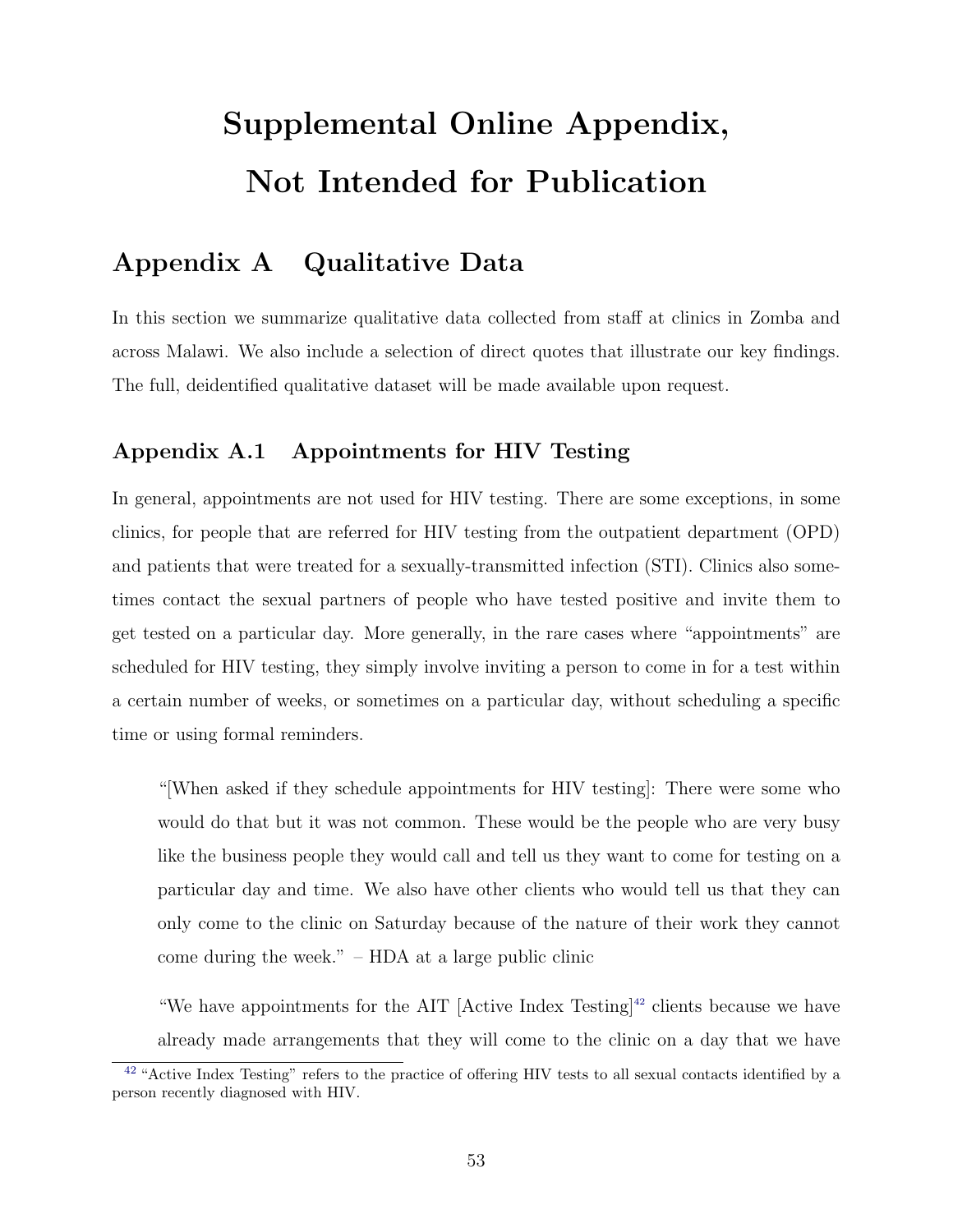# Supplemental Online Appendix, Not Intended for Publication

## Appendix A Qualitative Data

In this section we summarize qualitative data collected from staff at clinics in Zomba and across Malawi. We also include a selection of direct quotes that illustrate our key findings. The full, deidentified qualitative dataset will be made available upon request.

### Appendix A.1 Appointments for HIV Testing

In general, appointments are not used for HIV testing. There are some exceptions, in some clinics, for people that are referred for HIV testing from the outpatient department (OPD) and patients that were treated for a sexually-transmitted infection (STI). Clinics also sometimes contact the sexual partners of people who have tested positive and invite them to get tested on a particular day. More generally, in the rare cases where "appointments" are scheduled for HIV testing, they simply involve inviting a person to come in for a test within a certain number of weeks, or sometimes on a particular day, without scheduling a specific time or using formal reminders.

> "[When asked if they schedule appointments for HIV testing]: There were some who would do that but it was not common. These would be the people who are very busy like the business people they would call and tell us they want to come for testing on a particular day and time. We also have other clients who would tell us that they can only come to the clinic on Saturday because of the nature of their work they cannot come during the week." – HDA at a large public clinic

> "We have appointments for the AIT [Active Index Testing][42] clients because we have already made arrangements that they will come to the clinic on a day that we have

[42] "Active Index Testing" refers to the practice of offering HIV tests to all sexual contacts identified by a person recently diagnosed with HIV.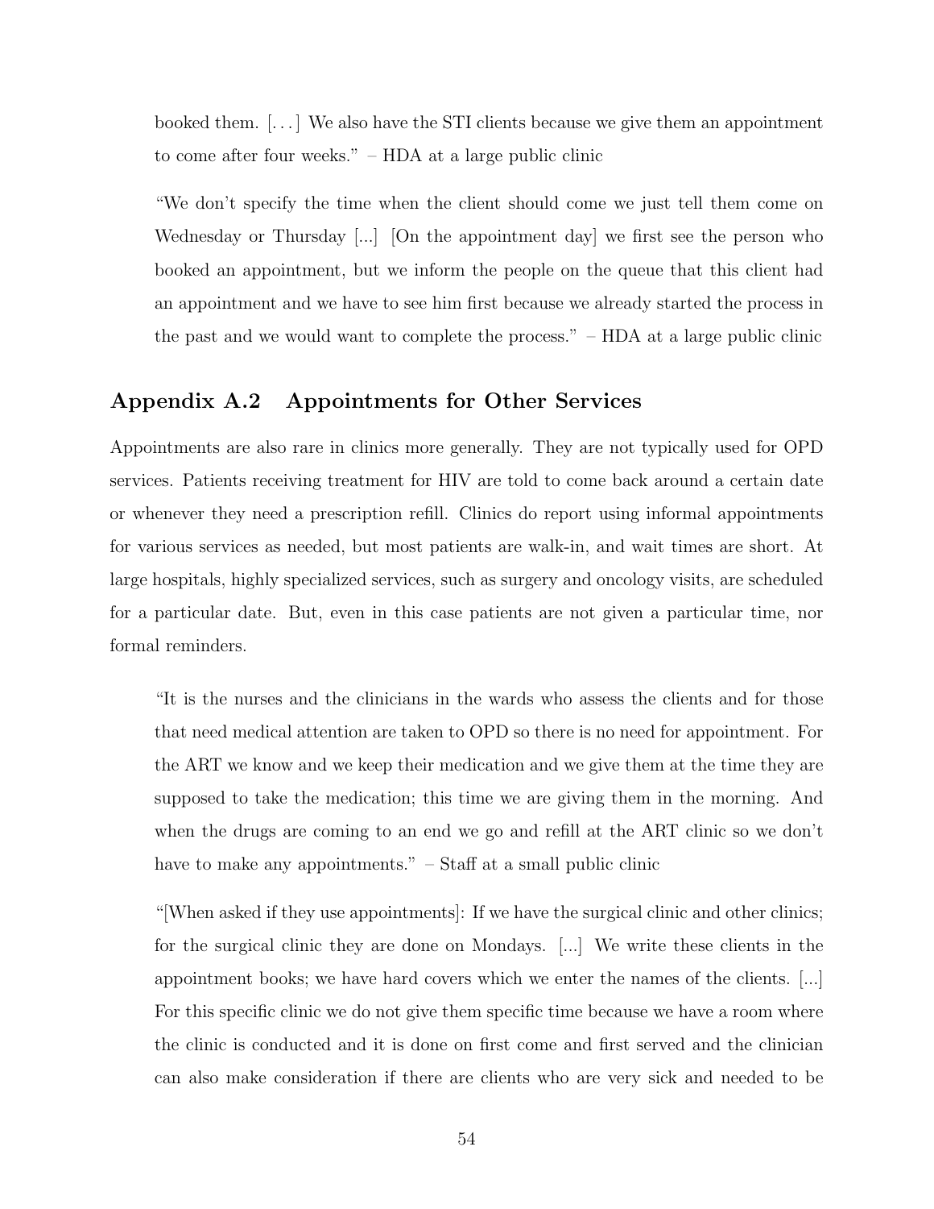> booked them. [. . . ] We also have the STI clients because we give them an appointment to come after four weeks." – HDA at a large public clinic

> "We don't specify the time when the client should come we just tell them come on Wednesday or Thursday [...] [On the appointment day] we first see the person who booked an appointment, but we inform the people on the queue that this client had an appointment and we have to see him first because we already started the process in the past and we would want to complete the process." – HDA at a large public clinic

## Appendix A.2 Appointments for Other Services

Appointments are also rare in clinics more generally. They are not typically used for OPD services. Patients receiving treatment for HIV are told to come back around a certain date or whenever they need a prescription refill. Clinics do report using informal appointments for various services as needed, but most patients are walk-in, and wait times are short. At large hospitals, highly specialized services, such as surgery and oncology visits, are scheduled for a particular date. But, even in this case patients are not given a particular time, nor formal reminders.

> "It is the nurses and the clinicians in the wards who assess the clients and for those that need medical attention are taken to OPD so there is no need for appointment. For the ART we know and we keep their medication and we give them at the time they are supposed to take the medication; this time we are giving them in the morning. And when the drugs are coming to an end we go and refill at the ART clinic so we don't have to make any appointments." – Staff at a small public clinic

> "[When asked if they use appointments]: If we have the surgical clinic and other clinics; for the surgical clinic they are done on Mondays. [...] We write these clients in the appointment books; we have hard covers which we enter the names of the clients. [...] For this specific clinic we do not give them specific time because we have a room where the clinic is conducted and it is done on first come and first served and the clinician can also make consideration if there are clients who are very sick and needed to be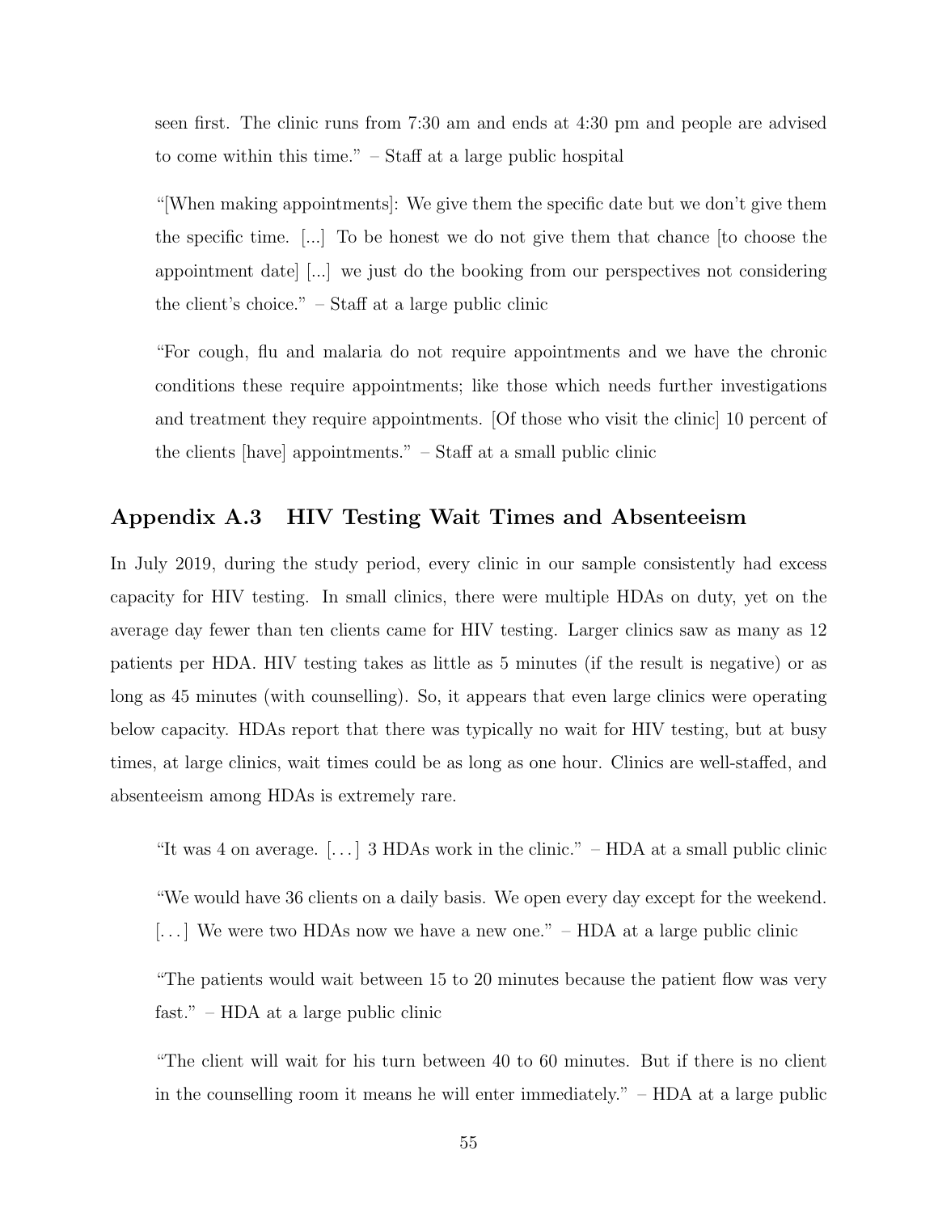seen first. The clinic runs from 7:30 am and ends at 4:30 pm and people are advised to come within this time." – Staff at a large public hospital

> "[When making appointments]: We give them the specific date but we don't give them the specific time. [...] To be honest we do not give them that chance [to choose the appointment date] [...] we just do the booking from our perspectives not considering the client's choice." – Staff at a large public clinic

> "For cough, flu and malaria do not require appointments and we have the chronic conditions these require appointments; like those which needs further investigations and treatment they require appointments. [Of those who visit the clinic] 10 percent of the clients [have] appointments." – Staff at a small public clinic

## Appendix A.3 HIV Testing Wait Times and Absenteeism

In July 2019, during the study period, every clinic in our sample consistently had excess capacity for HIV testing. In small clinics, there were multiple HDAs on duty, yet on the average day fewer than ten clients came for HIV testing. Larger clinics saw as many as 12 patients per HDA. HIV testing takes as little as 5 minutes (if the result is negative) or as long as 45 minutes (with counselling). So, it appears that even large clinics were operating below capacity. HDAs report that there was typically no wait for HIV testing, but at busy times, at large clinics, wait times could be as long as one hour. Clinics are well-staffed, and absenteeism among HDAs is extremely rare.

> "It was 4 on average. [...] 3 HDAs work in the clinic." – HDA at a small public clinic

> "We would have 36 clients on a daily basis. We open every day except for the weekend. [...] We were two HDAs now we have a new one." – HDA at a large public clinic

> "The patients would wait between 15 to 20 minutes because the patient flow was very fast." – HDA at a large public clinic

> "The client will wait for his turn between 40 to 60 minutes. But if there is no client in the counselling room it means he will enter immediately." – HDA at a large public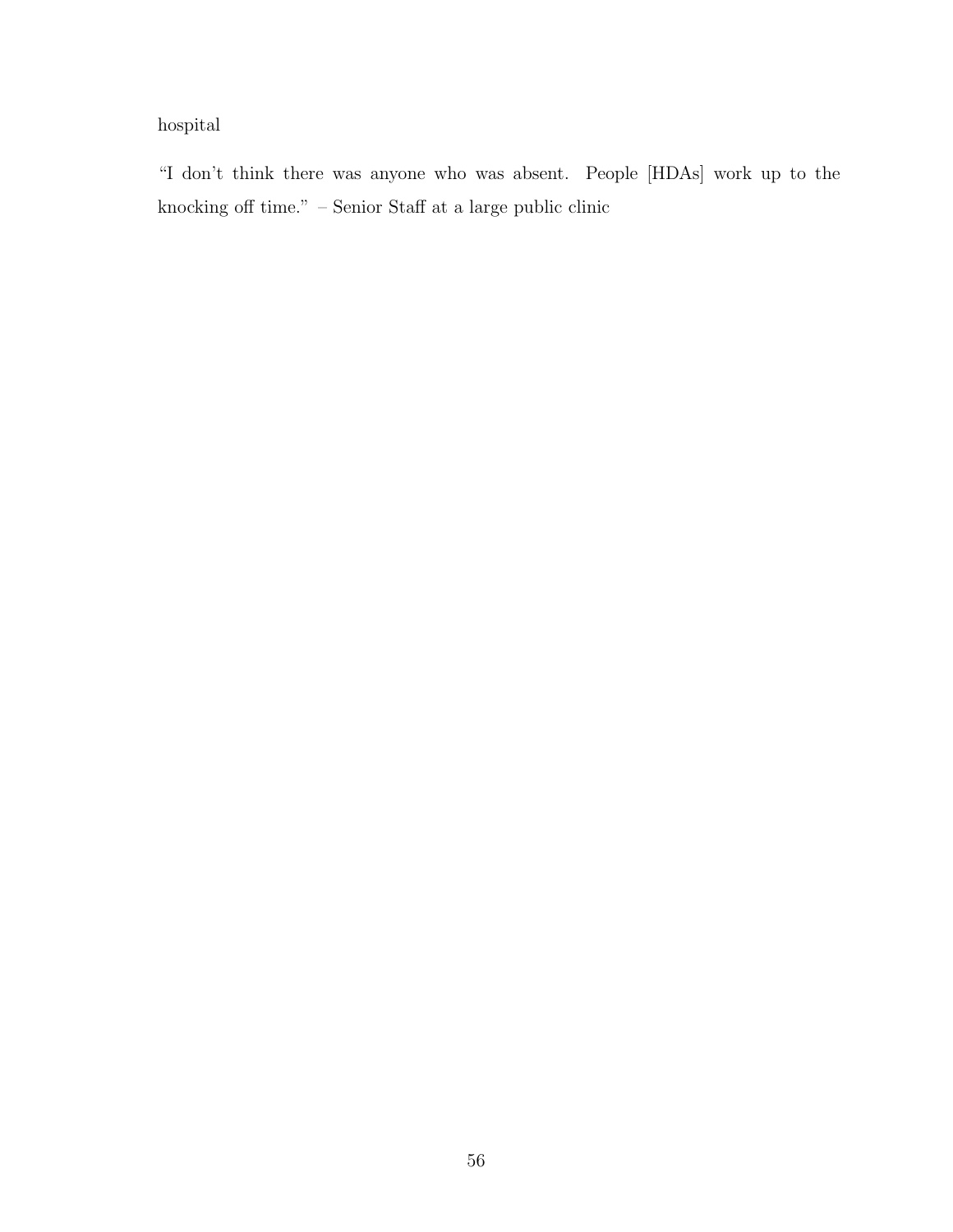hospital

“I don’t think there was anyone who was absent. People [HDAs] work up to the knocking off time.” – Senior Staff at a large public clinic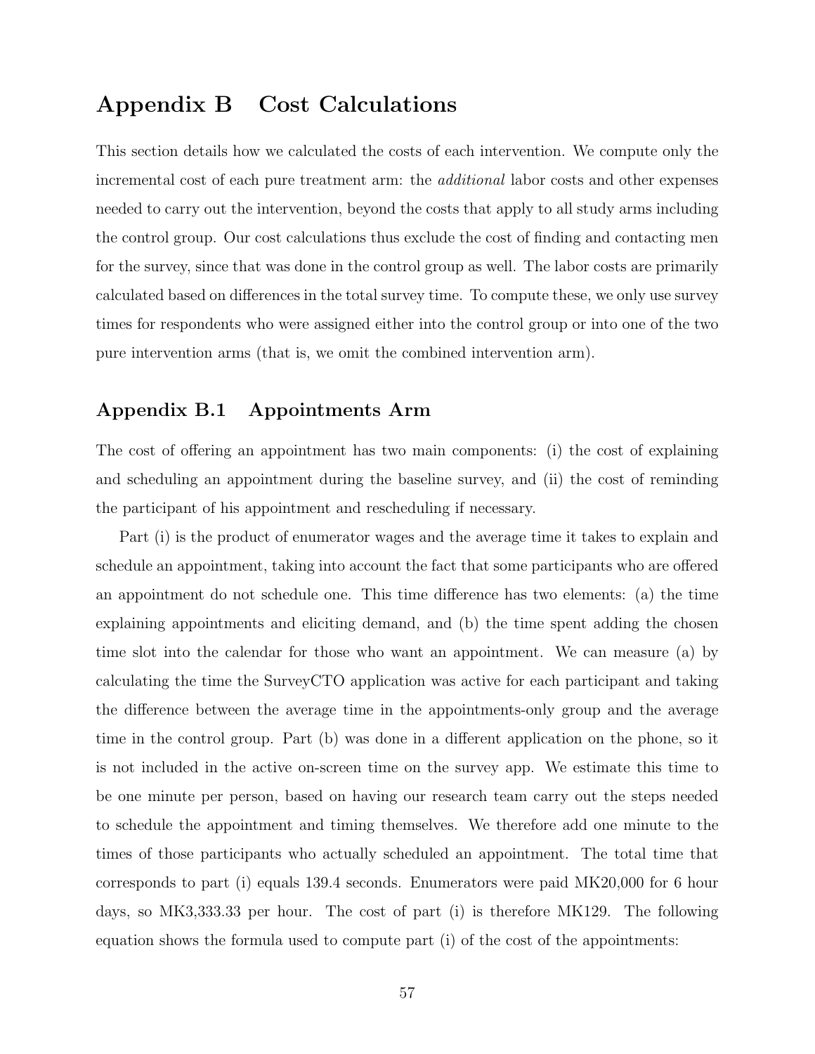# Appendix B Cost Calculations

This section details how we calculated the costs of each intervention. We compute only the incremental cost of each pure treatment arm: the *additional* labor costs and other expenses needed to carry out the intervention, beyond the costs that apply to all study arms including the control group. Our cost calculations thus exclude the cost of finding and contacting men for the survey, since that was done in the control group as well. The labor costs are primarily calculated based on differences in the total survey time. To compute these, we only use survey times for respondents who were assigned either into the control group or into one of the two pure intervention arms (that is, we omit the combined intervention arm).

## Appendix B.1 Appointments Arm

The cost of offering an appointment has two main components: (i) the cost of explaining and scheduling an appointment during the baseline survey, and (ii) the cost of reminding the participant of his appointment and rescheduling if necessary.

Part (i) is the product of enumerator wages and the average time it takes to explain and schedule an appointment, taking into account the fact that some participants who are offered an appointment do not schedule one. This time difference has two elements: (a) the time explaining appointments and eliciting demand, and (b) the time spent adding the chosen time slot into the calendar for those who want an appointment. We can measure (a) by calculating the time the SurveyCTO application was active for each participant and taking the difference between the average time in the appointments-only group and the average time in the control group. Part (b) was done in a different application on the phone, so it is not included in the active on-screen time on the survey app. We estimate this time to be one minute per person, based on having our research team carry out the steps needed to schedule the appointment and timing themselves. We therefore add one minute to the times of those participants who actually scheduled an appointment. The total time that corresponds to part (i) equals 139.4 seconds. Enumerators were paid MK20,000 for 6 hour days, so MK3,333.33 per hour. The cost of part (i) is therefore MK129. The following equation shows the formula used to compute part (i) of the cost of the appointments: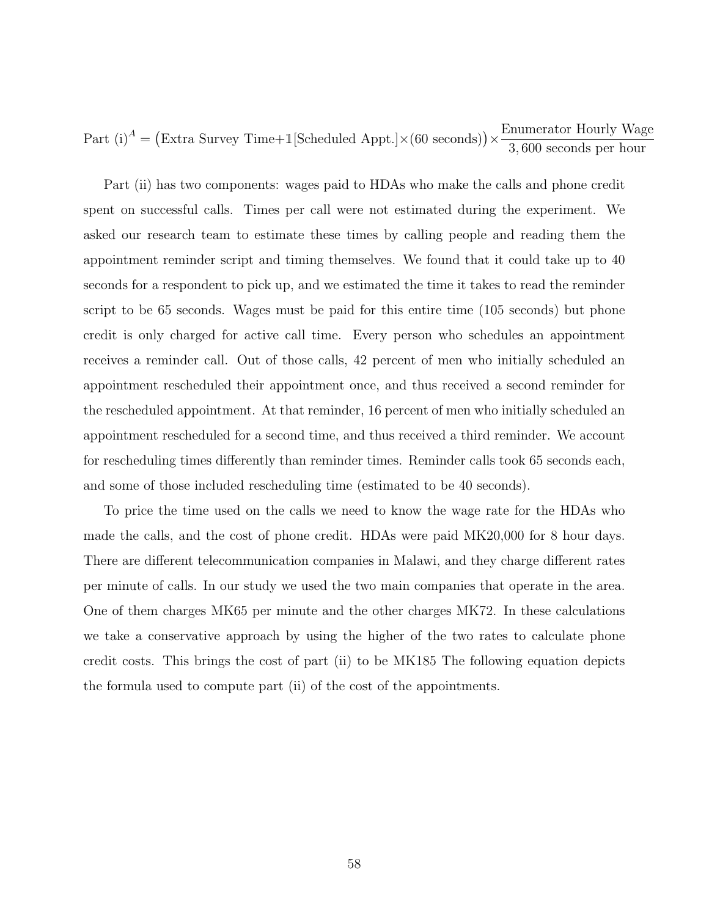$$\text{Part (i)}^A = \big(\text{Extra Survey Time} + \mathbb{1}[\text{Scheduled Appt.}] \times (60 \text{ seconds})\big) \times \frac{\text{Enumerator Hourly Wage}}{3,600 \text{ seconds per hour}}$$

Part (ii) has two components: wages paid to HDAs who make the calls and phone credit spent on successful calls. Times per call were not estimated during the experiment. We asked our research team to estimate these times by calling people and reading them the appointment reminder script and timing themselves. We found that it could take up to 40 seconds for a respondent to pick up, and we estimated the time it takes to read the reminder script to be 65 seconds. Wages must be paid for this entire time (105 seconds) but phone credit is only charged for active call time. Every person who schedules an appointment receives a reminder call. Out of those calls, 42 percent of men who initially scheduled an appointment rescheduled their appointment once, and thus received a second reminder for the rescheduled appointment. At that reminder, 16 percent of men who initially scheduled an appointment rescheduled for a second time, and thus received a third reminder. We account for rescheduling times differently than reminder times. Reminder calls took 65 seconds each, and some of those included rescheduling time (estimated to be 40 seconds).

To price the time used on the calls we need to know the wage rate for the HDAs who made the calls, and the cost of phone credit. HDAs were paid MK20,000 for 8 hour days. There are different telecommunication companies in Malawi, and they charge different rates per minute of calls. In our study we used the two main companies that operate in the area. One of them charges MK65 per minute and the other charges MK72. In these calculations we take a conservative approach by using the higher of the two rates to calculate phone credit costs. This brings the cost of part (ii) to be MK185 The following equation depicts the formula used to compute part (ii) of the cost of the appointments.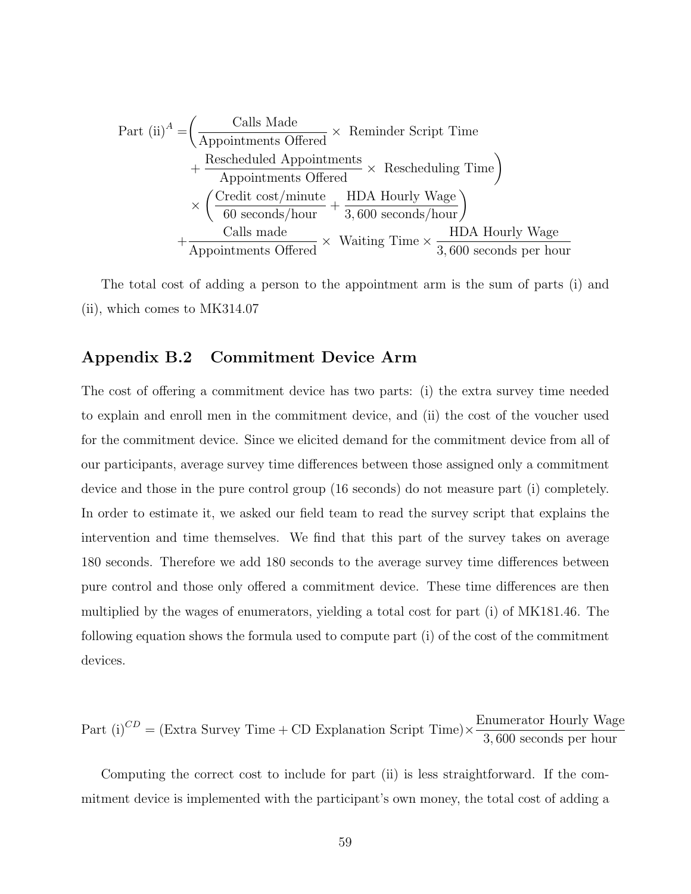$$
\begin{aligned}
\text{Part (ii)}^{A} = & \Bigg( \frac{\text{Calls Made}}{\text{Appointments Offered}} \times \text{ Reminder Script Time} \\
& + \frac{\text{Rescheduled Appointments}}{\text{Appointments Offered}} \times \text{ Rescheduling Time} \Bigg) \\
& \times \left( \frac{\text{Credit cost/minute}}{\text{60 seconds/hour}} + \frac{\text{HDA Hourly Wage}}{3,600 \text{ seconds/hour}} \right) \\
& + \frac{\text{Calls made}}{\text{Appointments Offered}} \times \text{ Waiting Time} \times \frac{\text{HDA Hourly Wage}}{3,600 \text{ seconds per hour}}
\end{aligned}
$$

The total cost of adding a person to the appointment arm is the sum of parts (i) and (ii), which comes to MK314.07

## Appendix B.2 Commitment Device Arm

The cost of offering a commitment device has two parts: (i) the extra survey time needed to explain and enroll men in the commitment device, and (ii) the cost of the voucher used for the commitment device. Since we elicited demand for the commitment device from all of our participants, average survey time differences between those assigned only a commitment device and those in the pure control group (16 seconds) do not measure part (i) completely. In order to estimate it, we asked our field team to read the survey script that explains the intervention and time themselves. We find that this part of the survey takes on average 180 seconds. Therefore we add 180 seconds to the average survey time differences between pure control and those only offered a commitment device. These time differences are then multiplied by the wages of enumerators, yielding a total cost for part (i) of MK181.46. The following equation shows the formula used to compute part (i) of the cost of the commitment devices.

$$
\text{Part (i)}^{CD} = (\text{Extra Survey Time} + \text{CD Explanation Script Time}) \times \frac{\text{Enumerator Hourly Wage}}{3,600 \text{ seconds per hour}}
$$

Computing the correct cost to include for part (ii) is less straightforward. If the commitment device is implemented with the participant's own money, the total cost of adding a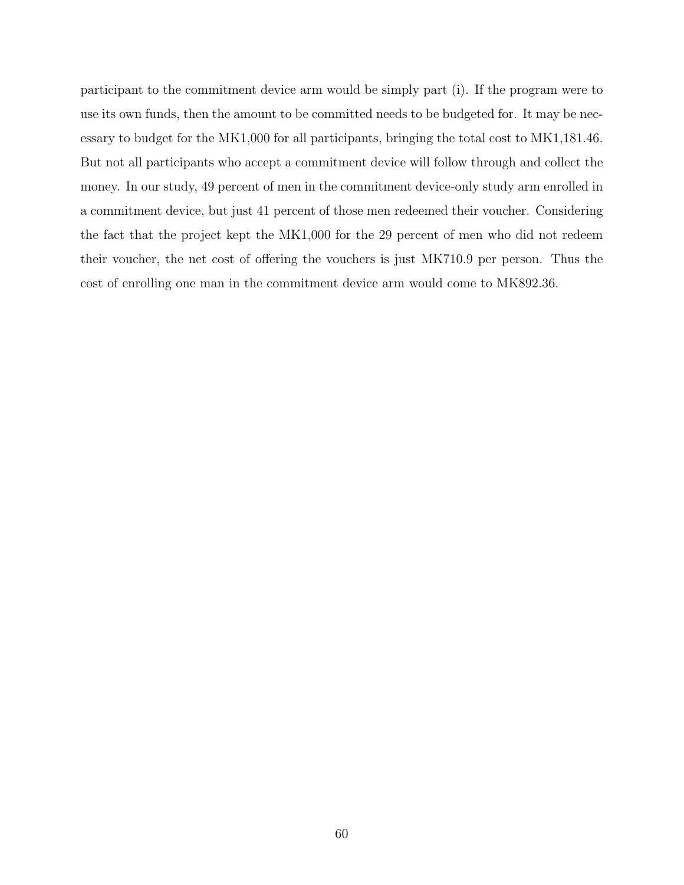participant to the commitment device arm would be simply part (i). If the program were to use its own funds, then the amount to be committed needs to be budgeted for. It may be necessary to budget for the MK1,000 for all participants, bringing the total cost to MK1,181.46. But not all participants who accept a commitment device will follow through and collect the money. In our study, 49 percent of men in the commitment device-only study arm enrolled in a commitment device, but just 41 percent of those men redeemed their voucher. Considering the fact that the project kept the MK1,000 for the 29 percent of men who did not redeem their voucher, the net cost of offering the vouchers is just MK710.9 per person. Thus the cost of enrolling one man in the commitment device arm would come to MK892.36.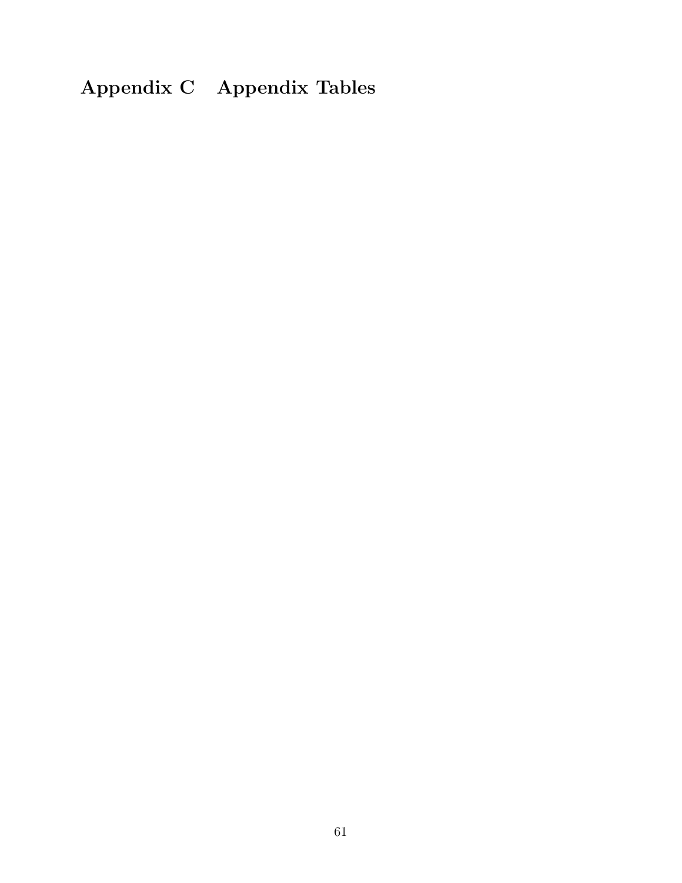# Appendix C Appendix Tables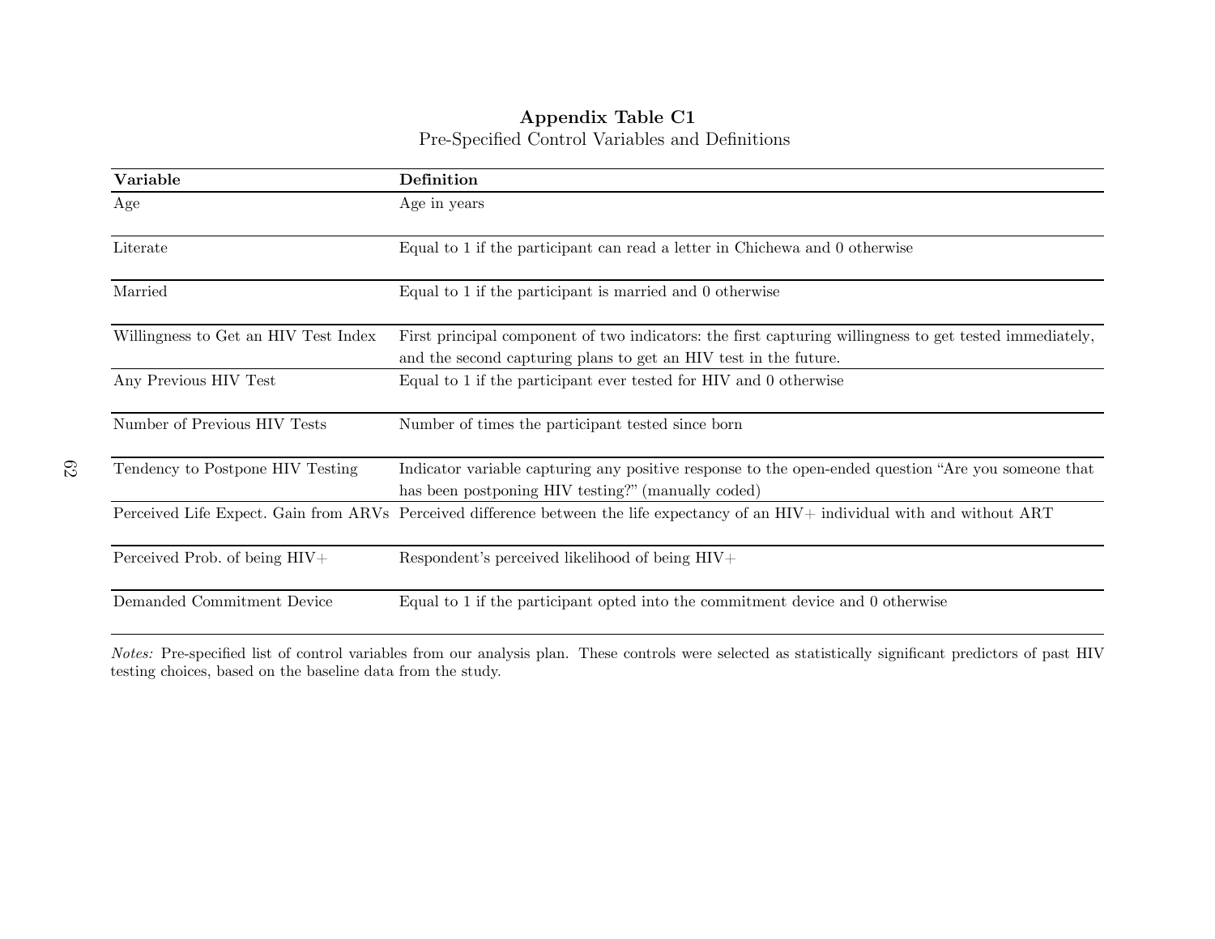**Appendix Table C1**

Pre-Specified Control Variables and Definitions

| Variable | Definition |
|---|---|
| Age | Age in years |
| Literate | Equal to 1 if the participant can read a letter in Chichewa and 0 otherwise |
| Married | Equal to 1 if the participant is married and 0 otherwise |
| Willingness to Get an HIV Test Index | First principal component of two indicators: the first capturing willingness to get tested immediately, and the second capturing plans to get an HIV test in the future. |
| Any Previous HIV Test | Equal to 1 if the participant ever tested for HIV and 0 otherwise |
| Number of Previous HIV Tests | Number of times the participant tested since born |
| Tendency to Postpone HIV Testing | Indicator variable capturing any positive response to the open-ended question "Are you someone that has been postponing HIV testing?" (manually coded) |
| Perceived Life Expect. Gain from ARVs | Perceived difference between the life expectancy of an HIV+ individual with and without ART |
| Perceived Prob. of being HIV+ | Respondent's perceived likelihood of being HIV+ |
| Demanded Commitment Device | Equal to 1 if the participant opted into the commitment device and 0 otherwise |

*Notes:* Pre-specified list of control variables from our analysis plan. These controls were selected as statistically significant predictors of past HIV testing choices, based on the baseline data from the study.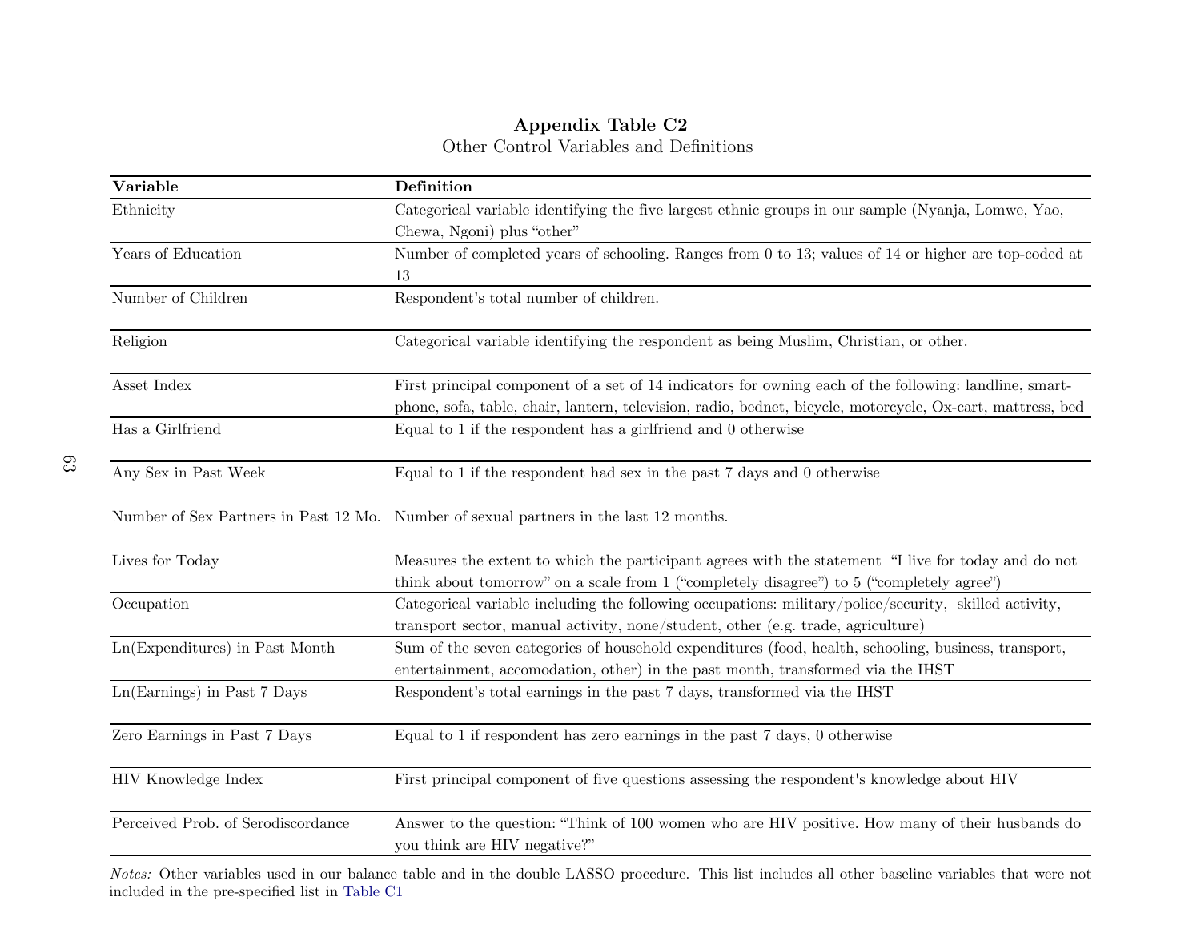**Appendix Table C2**

Other Control Variables and Definitions

| Variable | Definition |
|---|---|
| Ethnicity | Categorical variable identifying the five largest ethnic groups in our sample (Nyanja, Lomwe, Yao, Chewa, Ngoni) plus "other" |
| Years of Education | Number of completed years of schooling. Ranges from 0 to 13; values of 14 or higher are top-coded at 13 |
| Number of Children | Respondent's total number of children. |
| Religion | Categorical variable identifying the respondent as being Muslim, Christian, or other. |
| Asset Index | First principal component of a set of 14 indicators for owning each of the following: landline, smartphone, sofa, table, chair, lantern, television, radio, bednet, bicycle, motorcycle, Ox-cart, mattress, bed |
| Has a Girlfriend | Equal to 1 if the respondent has a girlfriend and 0 otherwise |
| Any Sex in Past Week | Equal to 1 if the respondent had sex in the past 7 days and 0 otherwise |
| Number of Sex Partners in Past 12 Mo. | Number of sexual partners in the last 12 months. |
| Lives for Today | Measures the extent to which the participant agrees with the statement "I live for today and do not think about tomorrow" on a scale from 1 ("completely disagree") to 5 ("completely agree") |
| Occupation | Categorical variable including the following occupations: military/police/security, skilled activity, transport sector, manual activity, none/student, other (e.g. trade, agriculture) |
| Ln(Expenditures) in Past Month | Sum of the seven categories of household expenditures (food, health, schooling, business, transport, entertainment, accomodation, other) in the past month, transformed via the IHST |
| Ln(Earnings) in Past 7 Days | Respondent's total earnings in the past 7 days, transformed via the IHST |
| Zero Earnings in Past 7 Days | Equal to 1 if respondent has zero earnings in the past 7 days, 0 otherwise |
| HIV Knowledge Index | First principal component of five questions assessing the respondent's knowledge about HIV |
| Perceived Prob. of Serodiscordance | Answer to the question: "Think of 100 women who are HIV positive. How many of their husbands do you think are HIV negative?" |

*Notes:* Other variables used in our balance table and in the double LASSO procedure. This list includes all other baseline variables that were not included in the pre-specified list in Table C1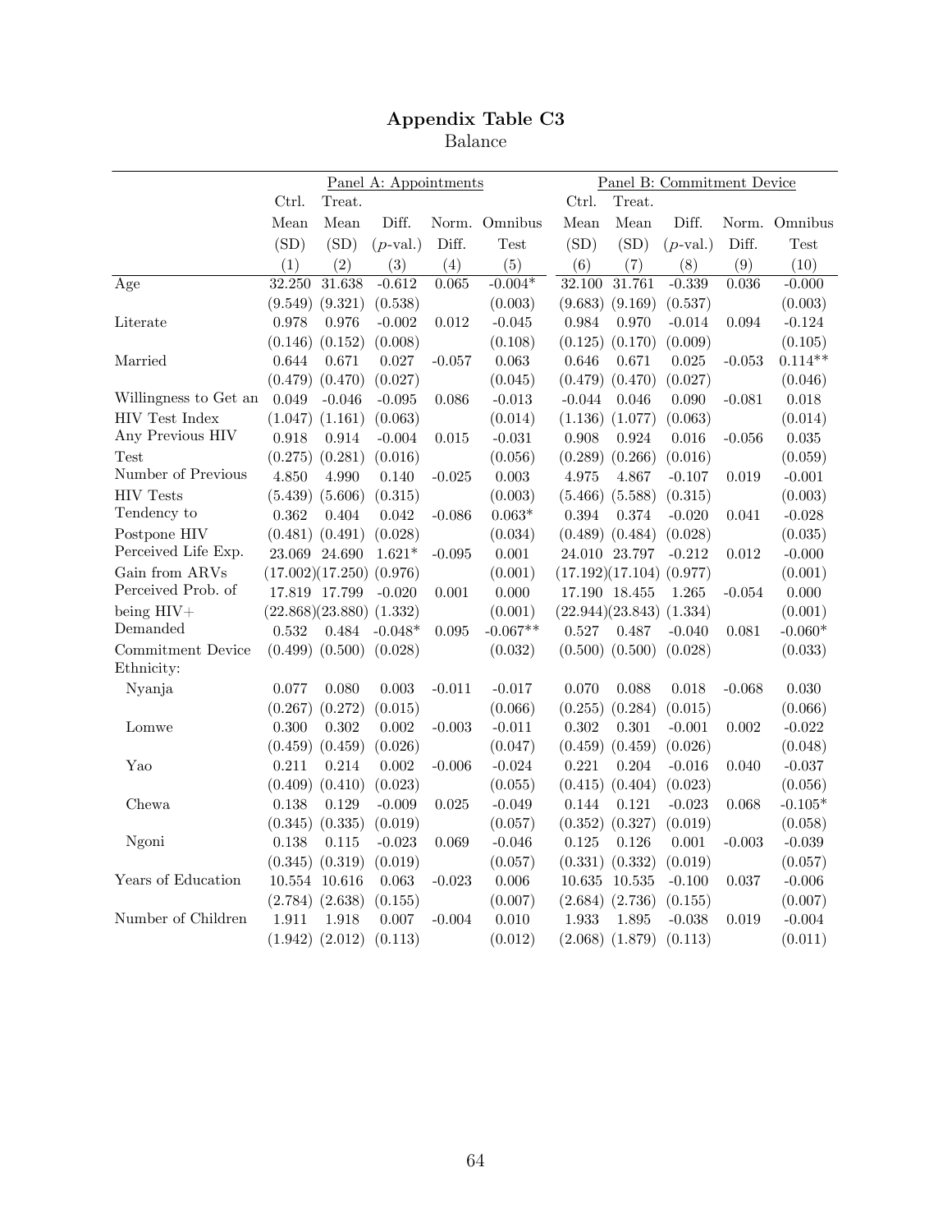# Appendix Table C3

Balance

| | Panel A: Appointments | | | | | Panel B: Commitment Device | | | | |
|---|---|---|---|---|---|---|---|---|---|---|
| | Ctrl. Mean (SD) | Treat. Mean (SD) | Diff. (*p*-val.) | Norm. Diff. | Omnibus Test | Ctrl. Mean (SD) | Treat. Mean (SD) | Diff. (*p*-val.) | Norm. Diff. | Omnibus Test |
| | (1) | (2) | (3) | (4) | (5) | (6) | (7) | (8) | (9) | (10) |
| Age | 32.250 | 31.638 | -0.612 | 0.065 | -0.004* | 32.100 | 31.761 | -0.339 | 0.036 | -0.000 |
| | (9.549) | (9.321) | (0.538) | | (0.003) | (9.683) | (9.169) | (0.537) | | (0.003) |
| Literate | 0.978 | 0.976 | -0.002 | 0.012 | -0.045 | 0.984 | 0.970 | -0.014 | 0.094 | -0.124 |
| | (0.146) | (0.152) | (0.008) | | (0.108) | (0.125) | (0.170) | (0.009) | | (0.105) |
| Married | 0.644 | 0.671 | 0.027 | -0.057 | 0.063 | 0.646 | 0.671 | 0.025 | -0.053 | 0.114** |
| | (0.479) | (0.470) | (0.027) | | (0.045) | (0.479) | (0.470) | (0.027) | | (0.046) |
| Willingness to Get an HIV Test Index | 0.049 | -0.046 | -0.095 | 0.086 | -0.013 | -0.044 | 0.046 | 0.090 | -0.081 | 0.018 |
| | (1.047) | (1.161) | (0.063) | | (0.014) | (1.136) | (1.077) | (0.063) | | (0.014) |
| Any Previous HIV Test | 0.918 | 0.914 | -0.004 | 0.015 | -0.031 | 0.908 | 0.924 | 0.016 | -0.056 | 0.035 |
| | (0.275) | (0.281) | (0.016) | | (0.056) | (0.289) | (0.266) | (0.016) | | (0.059) |
| Number of Previous HIV Tests | 4.850 | 4.990 | 0.140 | -0.025 | 0.003 | 4.975 | 4.867 | -0.107 | 0.019 | -0.001 |
| | (5.439) | (5.606) | (0.315) | | (0.003) | (5.466) | (5.588) | (0.315) | | (0.003) |
| Tendency to Postpone HIV | 0.362 | 0.404 | 0.042 | -0.086 | 0.063* | 0.394 | 0.374 | -0.020 | 0.041 | -0.028 |
| | (0.481) | (0.491) | (0.028) | | (0.034) | (0.489) | (0.484) | (0.028) | | (0.035) |
| Perceived Life Exp. Gain from ARVs | 23.069 | 24.690 | 1.621* | -0.095 | 0.001 | 24.010 | 23.797 | -0.212 | 0.012 | -0.000 |
| | (17.002) | (17.250) | (0.976) | | (0.001) | (17.192) | (17.104) | (0.977) | | (0.001) |
| Perceived Prob. of being HIV+ | 17.819 | 17.799 | -0.020 | 0.001 | 0.000 | 17.190 | 18.455 | 1.265 | -0.054 | 0.000 |
| | (22.868) | (23.880) | (1.332) | | (0.001) | (22.944) | (23.843) | (1.334) | | (0.001) |
| Demanded Commitment Device | 0.532 | 0.484 | -0.048* | 0.095 | -0.067** | 0.527 | 0.487 | -0.040 | 0.081 | -0.060* |
| | (0.499) | (0.500) | (0.028) | | (0.032) | (0.500) | (0.500) | (0.028) | | (0.033) |
| Ethnicity: | | | | | | | | | | |
| Nyanja | 0.077 | 0.080 | 0.003 | -0.011 | -0.017 | 0.070 | 0.088 | 0.018 | -0.068 | 0.030 |
| | (0.267) | (0.272) | (0.015) | | (0.066) | (0.255) | (0.284) | (0.015) | | (0.066) |
| Lomwe | 0.300 | 0.302 | 0.002 | -0.003 | -0.011 | 0.302 | 0.301 | -0.001 | 0.002 | -0.022 |
| | (0.459) | (0.459) | (0.026) | | (0.047) | (0.459) | (0.459) | (0.026) | | (0.048) |
| Yao | 0.211 | 0.214 | 0.002 | -0.006 | -0.024 | 0.221 | 0.204 | -0.016 | 0.040 | -0.037 |
| | (0.409) | (0.410) | (0.023) | | (0.055) | (0.415) | (0.404) | (0.023) | | (0.056) |
| Chewa | 0.138 | 0.129 | -0.009 | 0.025 | -0.049 | 0.144 | 0.121 | -0.023 | 0.068 | -0.105* |
| | (0.345) | (0.335) | (0.019) | | (0.057) | (0.352) | (0.327) | (0.019) | | (0.058) |
| Ngoni | 0.138 | 0.115 | -0.023 | 0.069 | -0.046 | 0.125 | 0.126 | 0.001 | -0.003 | -0.039 |
| | (0.345) | (0.319) | (0.019) | | (0.057) | (0.331) | (0.332) | (0.019) | | (0.057) |
| Years of Education | 10.554 | 10.616 | 0.063 | -0.023 | 0.006 | 10.635 | 10.535 | -0.100 | 0.037 | -0.006 |
| | (2.784) | (2.638) | (0.155) | | (0.007) | (2.684) | (2.736) | (0.155) | | (0.007) |
| Number of Children | 1.911 | 1.918 | 0.007 | -0.004 | 0.010 | 1.933 | 1.895 | -0.038 | 0.019 | -0.004 |
| | (1.942) | (2.012) | (0.113) | | (0.012) | (2.068) | (1.879) | (0.113) | | (0.011) |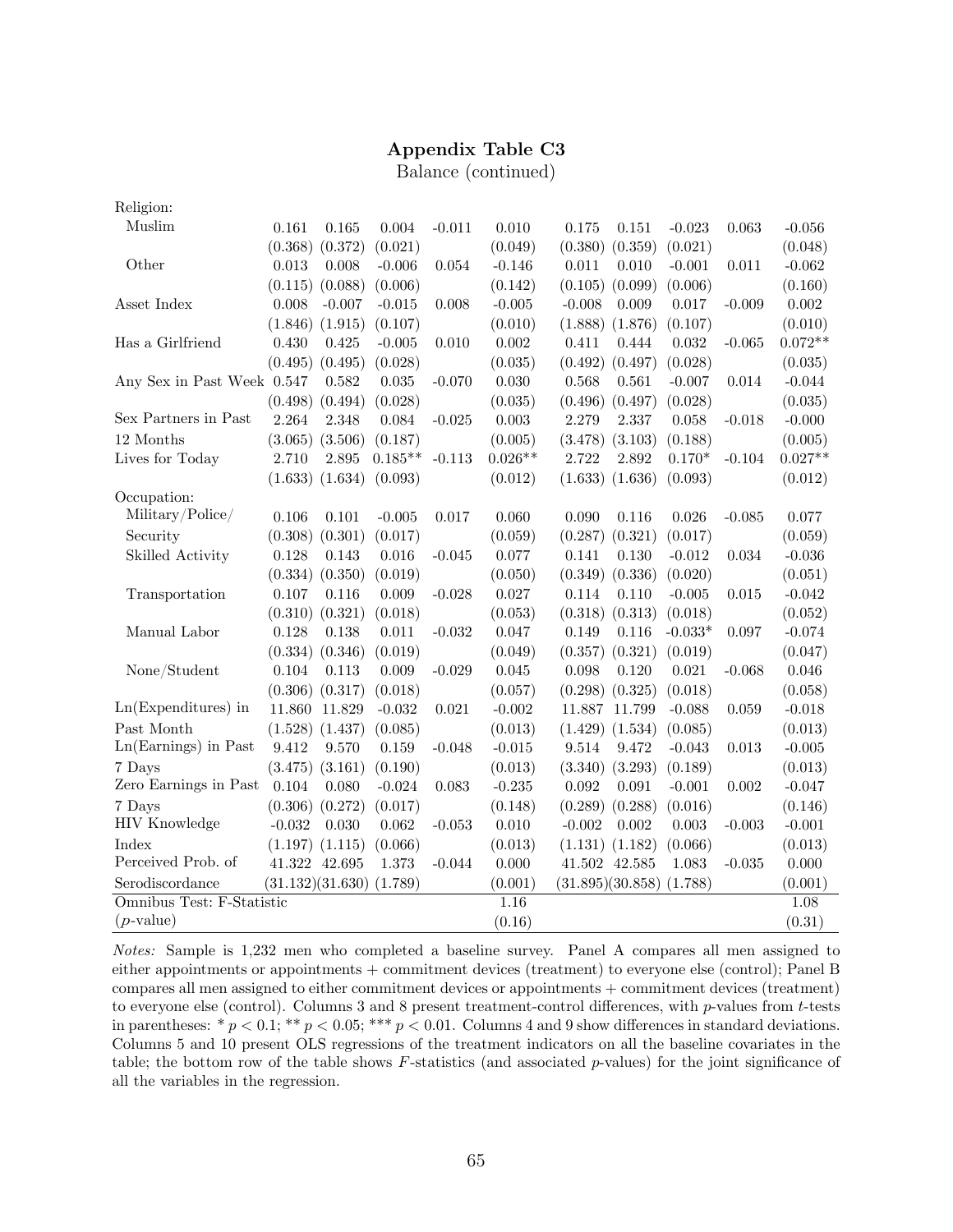## Appendix Table C3

Balance (continued)

| | (1) | (2) | (3) | (4) | (5) | (6) | (7) | (8) | (9) | (10) |
|---|---|---|---|---|---|---|---|---|---|---|
| Religion: | | | | | | | | | | |
| Muslim | 0.161 | 0.165 | 0.004 | -0.011 | 0.010 | 0.175 | 0.151 | -0.023 | 0.063 | -0.056 |
| | (0.368) | (0.372) | (0.021) | | (0.049) | (0.380) | (0.359) | (0.021) | | (0.048) |
| Other | 0.013 | 0.008 | -0.006 | 0.054 | -0.146 | 0.011 | 0.010 | -0.001 | 0.011 | -0.062 |
| | (0.115) | (0.088) | (0.006) | | (0.142) | (0.105) | (0.099) | (0.006) | | (0.160) |
| Asset Index | 0.008 | -0.007 | -0.015 | 0.008 | -0.005 | -0.008 | 0.009 | 0.017 | -0.009 | 0.002 |
| | (1.846) | (1.915) | (0.107) | | (0.010) | (1.888) | (1.876) | (0.107) | | (0.010) |
| Has a Girlfriend | 0.430 | 0.425 | -0.005 | 0.010 | 0.002 | 0.411 | 0.444 | 0.032 | -0.065 | 0.072** |
| | (0.495) | (0.495) | (0.028) | | (0.035) | (0.492) | (0.497) | (0.028) | | (0.035) |
| Any Sex in Past Week | 0.547 | 0.582 | 0.035 | -0.070 | 0.030 | 0.568 | 0.561 | -0.007 | 0.014 | -0.044 |
| | (0.498) | (0.494) | (0.028) | | (0.035) | (0.496) | (0.497) | (0.028) | | (0.035) |
| Sex Partners in Past | 2.264 | 2.348 | 0.084 | -0.025 | 0.003 | 2.279 | 2.337 | 0.058 | -0.018 | -0.000 |
| 12 Months | (3.065) | (3.506) | (0.187) | | (0.005) | (3.478) | (3.103) | (0.188) | | (0.005) |
| Lives for Today | 2.710 | 2.895 | 0.185** | -0.113 | 0.026** | 2.722 | 2.892 | 0.170* | -0.104 | 0.027** |
| | (1.633) | (1.634) | (0.093) | | (0.012) | (1.633) | (1.636) | (0.093) | | (0.012) |
| Occupation: | | | | | | | | | | |
| Military/Police/ | 0.106 | 0.101 | -0.005 | 0.017 | 0.060 | 0.090 | 0.116 | 0.026 | -0.085 | 0.077 |
| Security | (0.308) | (0.301) | (0.017) | | (0.059) | (0.287) | (0.321) | (0.017) | | (0.059) |
| Skilled Activity | 0.128 | 0.143 | 0.016 | -0.045 | 0.077 | 0.141 | 0.130 | -0.012 | 0.034 | -0.036 |
| | (0.334) | (0.350) | (0.019) | | (0.050) | (0.349) | (0.336) | (0.020) | | (0.051) |
| Transportation | 0.107 | 0.116 | 0.009 | -0.028 | 0.027 | 0.114 | 0.110 | -0.005 | 0.015 | -0.042 |
| | (0.310) | (0.321) | (0.018) | | (0.053) | (0.318) | (0.313) | (0.018) | | (0.052) |
| Manual Labor | 0.128 | 0.138 | 0.011 | -0.032 | 0.047 | 0.149 | 0.116 | -0.033* | 0.097 | -0.074 |
| | (0.334) | (0.346) | (0.019) | | (0.049) | (0.357) | (0.321) | (0.019) | | (0.047) |
| None/Student | 0.104 | 0.113 | 0.009 | -0.029 | 0.045 | 0.098 | 0.120 | 0.021 | -0.068 | 0.046 |
| | (0.306) | (0.317) | (0.018) | | (0.057) | (0.298) | (0.325) | (0.018) | | (0.058) |
| Ln(Expenditures) in | 11.860 | 11.829 | -0.032 | 0.021 | -0.002 | 11.887 | 11.799 | -0.088 | 0.059 | -0.018 |
| Past Month | (1.528) | (1.437) | (0.085) | | (0.013) | (1.429) | (1.534) | (0.085) | | (0.013) |
| Ln(Earnings) in Past | 9.412 | 9.570 | 0.159 | -0.048 | -0.015 | 9.514 | 9.472 | -0.043 | 0.013 | -0.005 |
| 7 Days | (3.475) | (3.161) | (0.190) | | (0.013) | (3.340) | (3.293) | (0.189) | | (0.013) |
| Zero Earnings in Past | 0.104 | 0.080 | -0.024 | 0.083 | -0.235 | 0.092 | 0.091 | -0.001 | 0.002 | -0.047 |
| 7 Days | (0.306) | (0.272) | (0.017) | | (0.148) | (0.289) | (0.288) | (0.016) | | (0.146) |
| HIV Knowledge | -0.032 | 0.030 | 0.062 | -0.053 | 0.010 | -0.002 | 0.002 | 0.003 | -0.003 | -0.001 |
| Index | (1.197) | (1.115) | (0.066) | | (0.013) | (1.131) | (1.182) | (0.066) | | (0.013) |
| Perceived Prob. of | 41.322 | 42.695 | 1.373 | -0.044 | 0.000 | 41.502 | 42.585 | 1.083 | -0.035 | 0.000 |
| Serodiscordance | (31.132) | (31.630) | (1.789) | | (0.001) | (31.895) | (30.858) | (1.788) | | (0.001) |
| Omnibus Test: F-Statistic | | | | | 1.16 | | | | | 1.08 |
| (*p*-value) | | | | | (0.16) | | | | | (0.31) |

*Notes:* Sample is 1,232 men who completed a baseline survey. Panel A compares all men assigned to either appointments or appointments + commitment devices (treatment) to everyone else (control); Panel B compares all men assigned to either commitment devices or appointments + commitment devices (treatment) to everyone else (control). Columns 3 and 8 present treatment-control differences, with $p$-values from $t$-tests in parentheses: * $p < 0.1$; ** $p < 0.05$; *** $p < 0.01$. Columns 4 and 9 show differences in standard deviations. Columns 5 and 10 present OLS regressions of the treatment indicators on all the baseline covariates in the table; the bottom row of the table shows $F$-statistics (and associated $p$-values) for the joint significance of all the variables in the regression.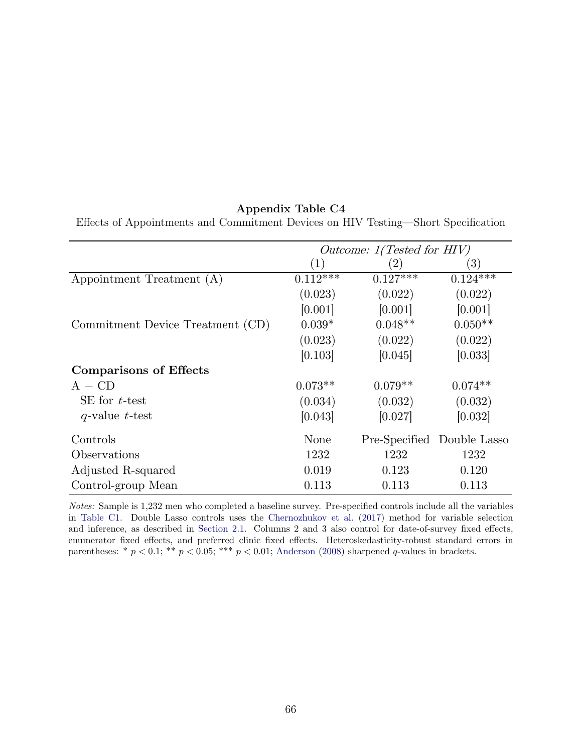**Appendix Table C4**

Effects of Appointments and Commitment Devices on HIV Testing—Short Specification

| | *Outcome: 1(Tested for HIV)* | | |
|---|---|---|---|
| | (1) | (2) | (3) |
| Appointment Treatment (A) | 0.112*** | 0.127*** | 0.124*** |
| | (0.023) | (0.022) | (0.022) |
| | [0.001] | [0.001] | [0.001] |
| Commitment Device Treatment (CD) | 0.039* | 0.048** | 0.050** |
| | (0.023) | (0.022) | (0.022) |
| | [0.103] | [0.045] | [0.033] |
| **Comparisons of Effects** | | | |
| A − CD | 0.073** | 0.079** | 0.074** |
| SE for $t$-test | (0.034) | (0.032) | (0.032) |
| $q$-value $t$-test | [0.043] | [0.027] | [0.032] |
| Controls | None | Pre-Specified | Double Lasso |
| Observations | 1232 | 1232 | 1232 |
| Adjusted R-squared | 0.019 | 0.123 | 0.120 |
| Control-group Mean | 0.113 | 0.113 | 0.113 |

*Notes:* Sample is 1,232 men who completed a baseline survey. Pre-specified controls include all the variables in Table C1. Double Lasso controls uses the Chernozhukov et al. (2017) method for variable selection and inference, as described in Section 2.1. Columns 2 and 3 also control for date-of-survey fixed effects, enumerator fixed effects, and preferred clinic fixed effects. Heteroskedasticity-robust standard errors in parentheses: * $p < 0.1$; ** $p < 0.05$; *** $p < 0.01$; Anderson (2008) sharpened $q$-values in brackets.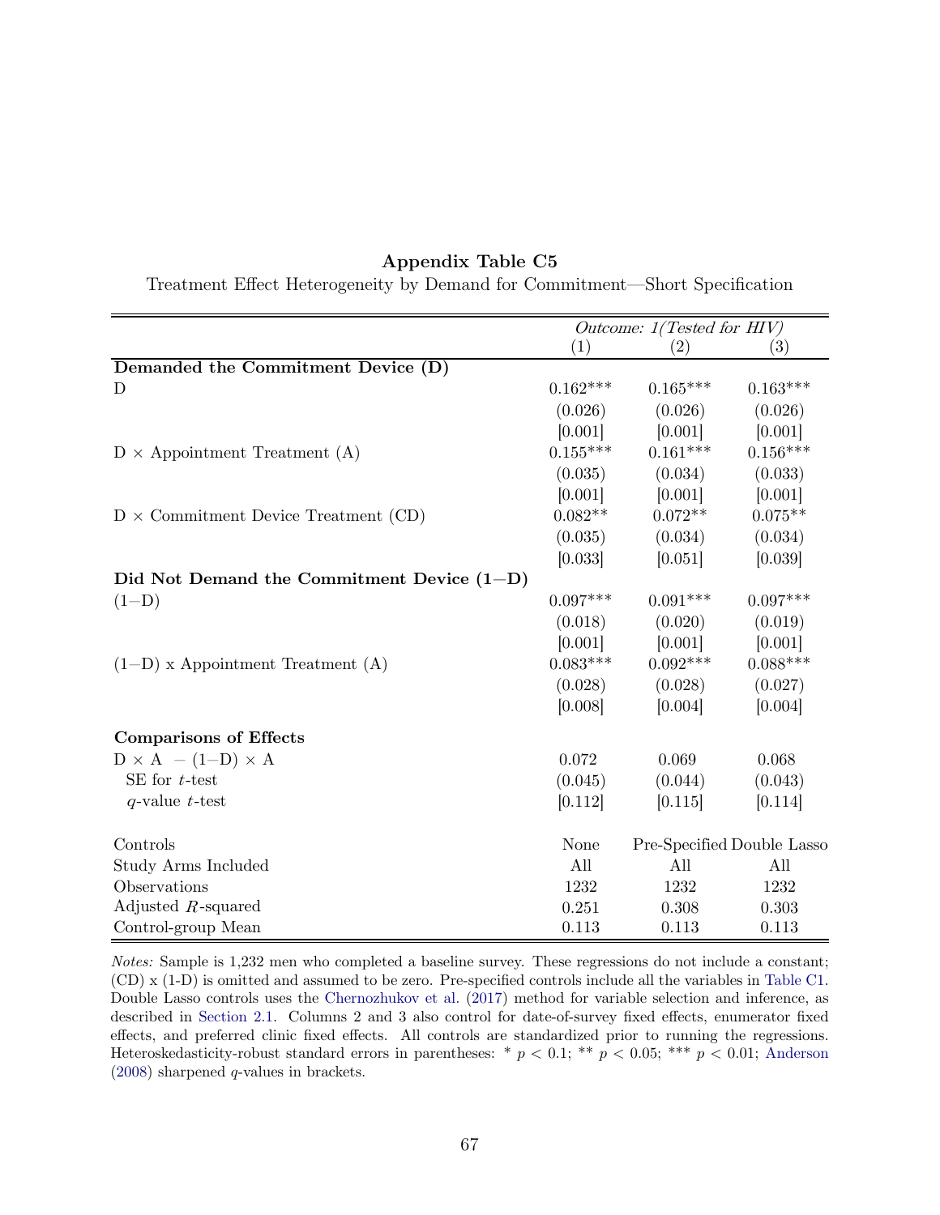**Appendix Table C5**

Treatment Effect Heterogeneity by Demand for Commitment—Short Specification

| | *Outcome: 1(Tested for HIV)* | | |
|---|---|---|---|
| | (1) | (2) | (3) |
| **Demanded the Commitment Device (D)** | | | |
| D | 0.162*** | 0.165*** | 0.163*** |
| | (0.026) | (0.026) | (0.026) |
| | [0.001] | [0.001] | [0.001] |
| D × Appointment Treatment (A) | 0.155*** | 0.161*** | 0.156*** |
| | (0.035) | (0.034) | (0.033) |
| | [0.001] | [0.001] | [0.001] |
| D × Commitment Device Treatment (CD) | 0.082** | 0.072** | 0.075** |
| | (0.035) | (0.034) | (0.034) |
| | [0.033] | [0.051] | [0.039] |
| **Did Not Demand the Commitment Device (1−D)** | | | |
| (1−D) | 0.097*** | 0.091*** | 0.097*** |
| | (0.018) | (0.020) | (0.019) |
| | [0.001] | [0.001] | [0.001] |
| (1−D) x Appointment Treatment (A) | 0.083*** | 0.092*** | 0.088*** |
| | (0.028) | (0.028) | (0.027) |
| | [0.008] | [0.004] | [0.004] |
| **Comparisons of Effects** | | | |
| D × A − (1−D) × A | 0.072 | 0.069 | 0.068 |
| SE for *t*-test | (0.045) | (0.044) | (0.043) |
| *q*-value *t*-test | [0.112] | [0.115] | [0.114] |
| Controls | None | Pre-Specified | Double Lasso |
| Study Arms Included | All | All | All |
| Observations | 1232 | 1232 | 1232 |
| Adjusted $R$-squared | 0.251 | 0.308 | 0.303 |
| Control-group Mean | 0.113 | 0.113 | 0.113 |

*Notes:* Sample is 1,232 men who completed a baseline survey. These regressions do not include a constant; (CD) x (1-D) is omitted and assumed to be zero. Pre-specified controls include all the variables in Table C1. Double Lasso controls uses the Chernozhukov et al. (2017) method for variable selection and inference, as described in Section 2.1. Columns 2 and 3 also control for date-of-survey fixed effects, enumerator fixed effects, and preferred clinic fixed effects. All controls are standardized prior to running the regressions. Heteroskedasticity-robust standard errors in parentheses: * $p < 0.1$; ** $p < 0.05$; *** $p < 0.01$; Anderson (2008) sharpened $q$-values in brackets.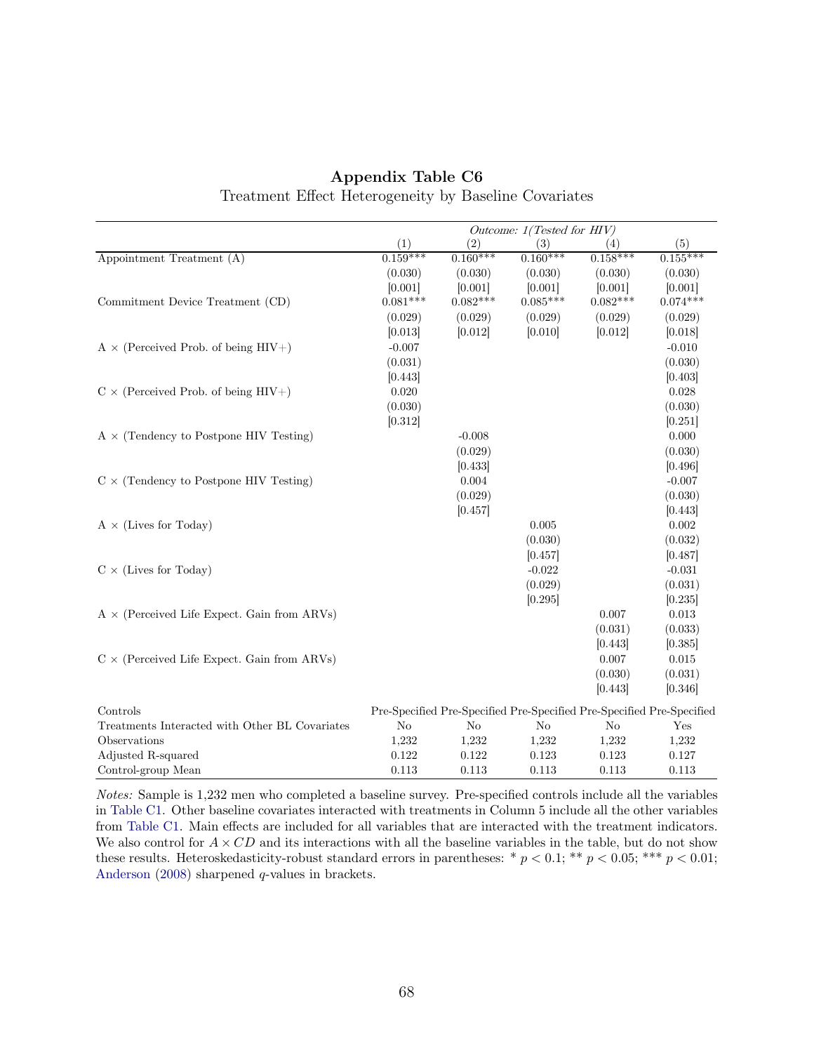**Appendix Table C6**

Treatment Effect Heterogeneity by Baseline Covariates

| | *Outcome: 1(Tested for HIV)* | | | | |
|---|---|---|---|---|---|
| | (1) | (2) | (3) | (4) | (5) |
| Appointment Treatment (A) | 0.159*** | 0.160*** | 0.160*** | 0.158*** | 0.155*** |
| | (0.030) | (0.030) | (0.030) | (0.030) | (0.030) |
| | [0.001] | [0.001] | [0.001] | [0.001] | [0.001] |
| Commitment Device Treatment (CD) | 0.081*** | 0.082*** | 0.085*** | 0.082*** | 0.074*** |
| | (0.029) | (0.029) | (0.029) | (0.029) | (0.029) |
| | [0.013] | [0.012] | [0.010] | [0.012] | [0.018] |
| A × (Perceived Prob. of being HIV+) | -0.007 | | | | -0.010 |
| | (0.031) | | | | (0.030) |
| | [0.443] | | | | [0.403] |
| C × (Perceived Prob. of being HIV+) | 0.020 | | | | 0.028 |
| | (0.030) | | | | (0.030) |
| | [0.312] | | | | [0.251] |
| A × (Tendency to Postpone HIV Testing) | | -0.008 | | | 0.000 |
| | | (0.029) | | | (0.030) |
| | | [0.433] | | | [0.496] |
| C × (Tendency to Postpone HIV Testing) | | 0.004 | | | -0.007 |
| | | (0.029) | | | (0.030) |
| | | [0.457] | | | [0.443] |
| A × (Lives for Today) | | | 0.005 | | 0.002 |
| | | | (0.030) | | (0.032) |
| | | | [0.457] | | [0.487] |
| C × (Lives for Today) | | | -0.022 | | -0.031 |
| | | | (0.029) | | (0.031) |
| | | | [0.295] | | [0.235] |
| A × (Perceived Life Expect. Gain from ARVs) | | | | 0.007 | 0.013 |
| | | | | (0.031) | (0.033) |
| | | | | [0.443] | [0.385] |
| C × (Perceived Life Expect. Gain from ARVs) | | | | 0.007 | 0.015 |
| | | | | (0.030) | (0.031) |
| | | | | [0.443] | [0.346] |
| Controls | Pre-Specified | Pre-Specified | Pre-Specified | Pre-Specified | Pre-Specified |
| Treatments Interacted with Other BL Covariates | No | No | No | No | Yes |
| Observations | 1,232 | 1,232 | 1,232 | 1,232 | 1,232 |
| Adjusted R-squared | 0.122 | 0.122 | 0.123 | 0.123 | 0.127 |
| Control-group Mean | 0.113 | 0.113 | 0.113 | 0.113 | 0.113 |

*Notes:* Sample is 1,232 men who completed a baseline survey. Pre-specified controls include all the variables in Table C1. Other baseline covariates interacted with treatments in Column 5 include all the other variables from Table C1. Main effects are included for all variables that are interacted with the treatment indicators. We also control for $A \times CD$ and its interactions with all the baseline variables in the table, but do not show these results. Heteroskedasticity-robust standard errors in parentheses: * $p < 0.1$; ** $p < 0.05$; *** $p < 0.01$; Anderson (2008) sharpened $q$-values in brackets.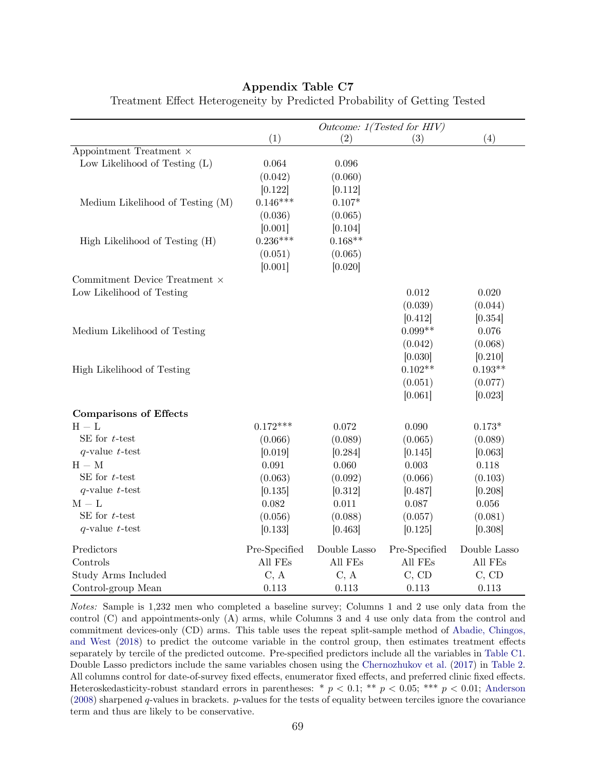**Appendix Table C7**

Treatment Effect Heterogeneity by Predicted Probability of Getting Tested

| | *Outcome: 1(Tested for HIV)* | | | |
|---|---|---|---|---|
| | (1) | (2) | (3) | (4) |
| Appointment Treatment × | | | | |
| Low Likelihood of Testing (L) | 0.064 | 0.096 | | |
| | (0.042) | (0.060) | | |
| | [0.122] | [0.112] | | |
| Medium Likelihood of Testing (M) | 0.146*** | 0.107* | | |
| | (0.036) | (0.065) | | |
| | [0.001] | [0.104] | | |
| High Likelihood of Testing (H) | 0.236*** | 0.168** | | |
| | (0.051) | (0.065) | | |
| | [0.001] | [0.020] | | |
| Commitment Device Treatment × | | | | |
| Low Likelihood of Testing | | | 0.012 | 0.020 |
| | | | (0.039) | (0.044) |
| | | | [0.412] | [0.354] |
| Medium Likelihood of Testing | | | 0.099** | 0.076 |
| | | | (0.042) | (0.068) |
| | | | [0.030] | [0.210] |
| High Likelihood of Testing | | | 0.102** | 0.193** |
| | | | (0.051) | (0.077) |
| | | | [0.061] | [0.023] |
| **Comparisons of Effects** | | | | |
| H − L | 0.172*** | 0.072 | 0.090 | 0.173* |
| SE for $t$-test | (0.066) | (0.089) | (0.065) | (0.089) |
| $q$-value $t$-test | [0.019] | [0.284] | [0.145] | [0.063] |
| H − M | 0.091 | 0.060 | 0.003 | 0.118 |
| SE for $t$-test | (0.063) | (0.092) | (0.066) | (0.103) |
| $q$-value $t$-test | [0.135] | [0.312] | [0.487] | [0.208] |
| M − L | 0.082 | 0.011 | 0.087 | 0.056 |
| SE for $t$-test | (0.056) | (0.088) | (0.057) | (0.081) |
| $q$-value $t$-test | [0.133] | [0.463] | [0.125] | [0.308] |
| Predictors | Pre-Specified | Double Lasso | Pre-Specified | Double Lasso |
| Controls | All FEs | All FEs | All FEs | All FEs |
| Study Arms Included | C, A | C, A | C, CD | C, CD |
| Control-group Mean | 0.113 | 0.113 | 0.113 | 0.113 |

*Notes:* Sample is 1,232 men who completed a baseline survey; Columns 1 and 2 use only data from the control (C) and appointments-only (A) arms, while Columns 3 and 4 use only data from the control and commitment devices-only (CD) arms. This table uses the repeat split-sample method of Abadie, Chingos, and West (2018) to predict the outcome variable in the control group, then estimates treatment effects separately by tercile of the predicted outcome. Pre-specified predictors include all the variables in Table C1. Double Lasso predictors include the same variables chosen using the Chernozhukov et al. (2017) in Table 2. All columns control for date-of-survey fixed effects, enumerator fixed effects, and preferred clinic fixed effects. Heteroskedasticity-robust standard errors in parentheses: * $p < 0.1$; ** $p < 0.05$; *** $p < 0.01$; Anderson (2008) sharpened $q$-values in brackets. $p$-values for the tests of equality between terciles ignore the covariance term and thus are likely to be conservative.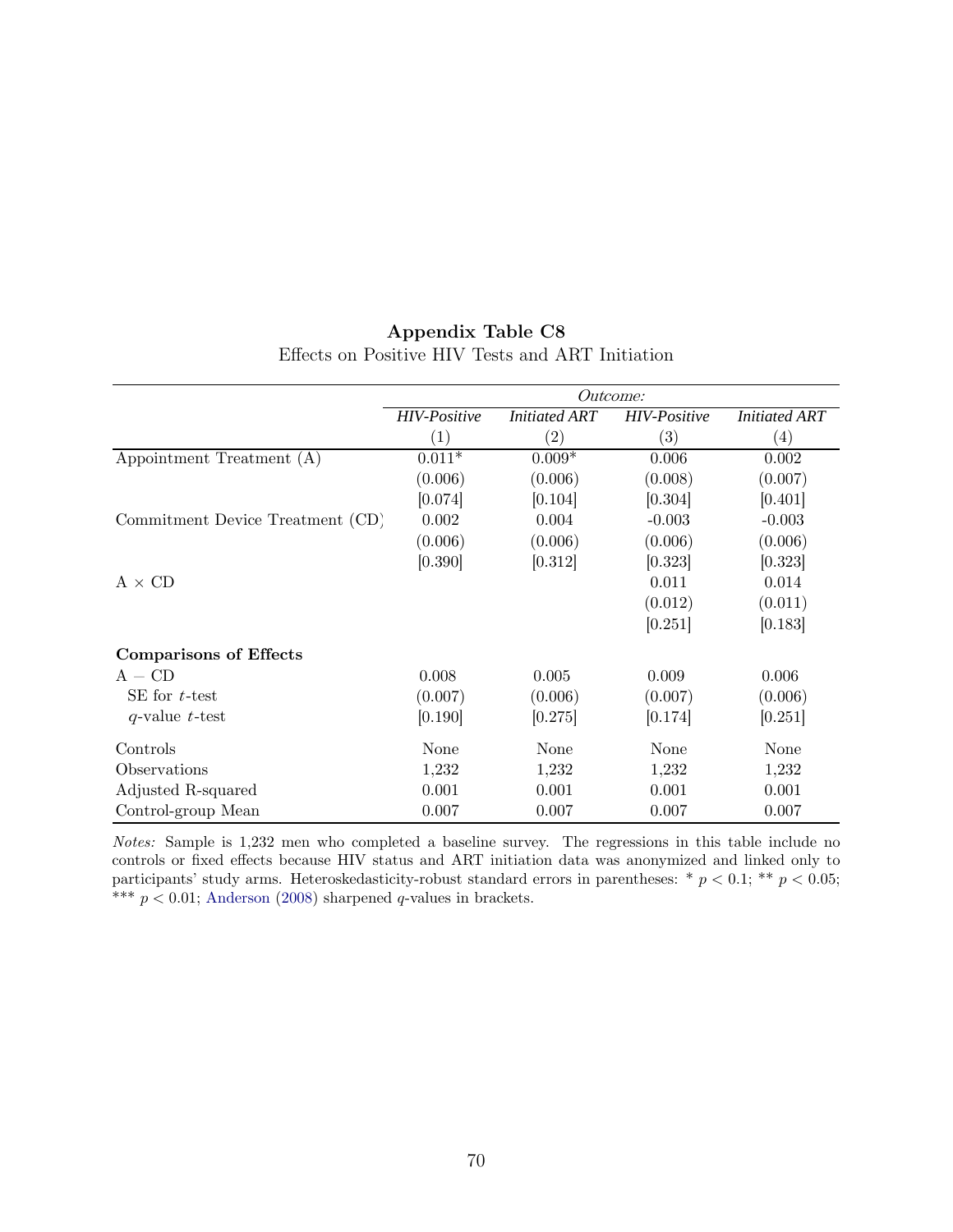**Appendix Table C8**

Effects on Positive HIV Tests and ART Initiation

| | *Outcome:* | | | |
|---|---|---|---|---|
| | *HIV-Positive* | *Initiated ART* | *HIV-Positive* | *Initiated ART* |
| | (1) | (2) | (3) | (4) |
| Appointment Treatment (A) | 0.011* | 0.009* | 0.006 | 0.002 |
| | (0.006) | (0.006) | (0.008) | (0.007) |
| | [0.074] | [0.104] | [0.304] | [0.401] |
| Commitment Device Treatment (CD) | 0.002 | 0.004 | -0.003 | -0.003 |
| | (0.006) | (0.006) | (0.006) | (0.006) |
| | [0.390] | [0.312] | [0.323] | [0.323] |
| A $\times$ CD | | | 0.011 | 0.014 |
| | | | (0.012) | (0.011) |
| | | | [0.251] | [0.183] |
| **Comparisons of Effects** | | | | |
| A $-$ CD | 0.008 | 0.005 | 0.009 | 0.006 |
| SE for $t$-test | (0.007) | (0.006) | (0.007) | (0.006) |
| $q$-value $t$-test | [0.190] | [0.275] | [0.174] | [0.251] |
| Controls | None | None | None | None |
| Observations | 1,232 | 1,232 | 1,232 | 1,232 |
| Adjusted R-squared | 0.001 | 0.001 | 0.001 | 0.001 |
| Control-group Mean | 0.007 | 0.007 | 0.007 | 0.007 |

*Notes:* Sample is 1,232 men who completed a baseline survey. The regressions in this table include no controls or fixed effects because HIV status and ART initiation data was anonymized and linked only to participants' study arms. Heteroskedasticity-robust standard errors in parentheses: * $p < 0.1$; ** $p < 0.05$; *** $p < 0.01$; Anderson (2008) sharpened $q$-values in brackets.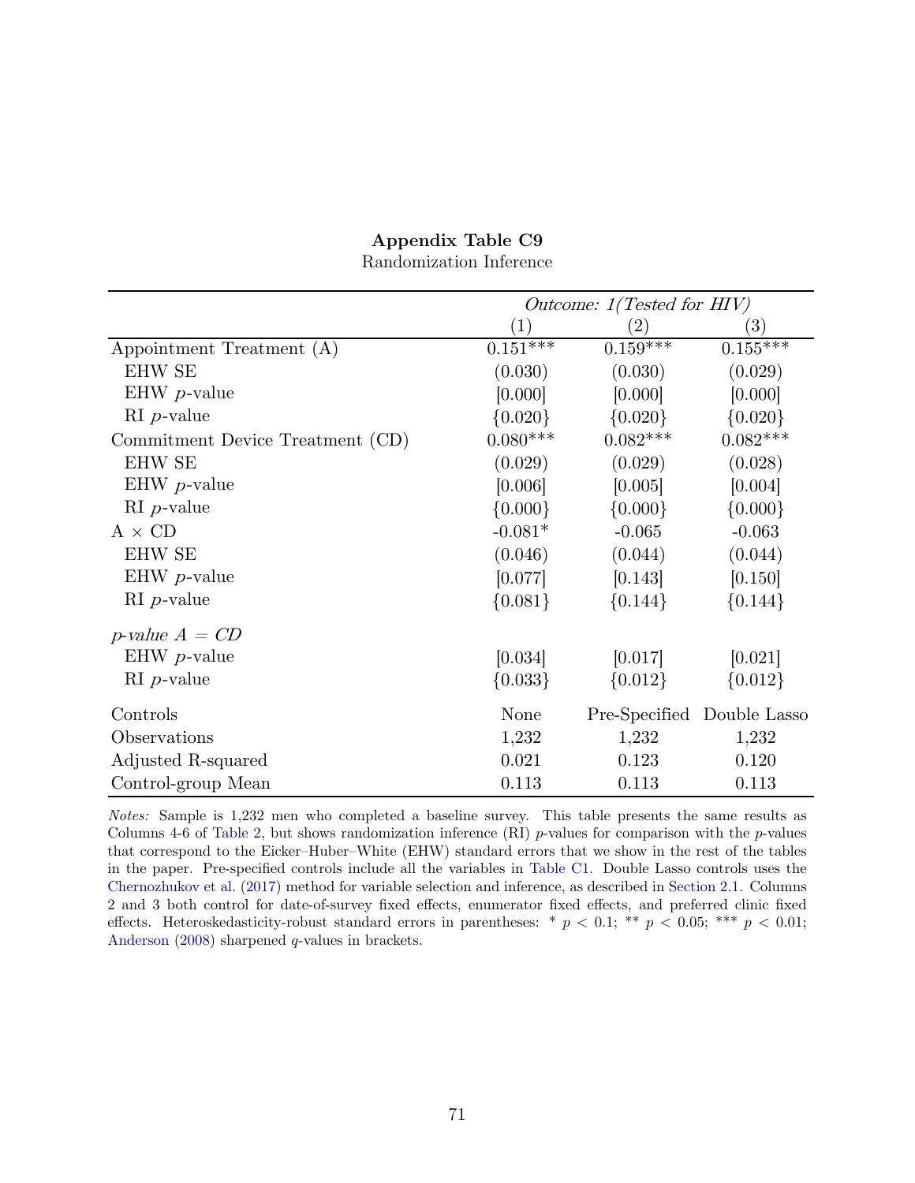**Appendix Table C9**

Randomization Inference

| | *Outcome: 1(Tested for HIV)* | | |
|---|---|---|---|
| | (1) | (2) | (3) |
| Appointment Treatment (A) | 0.151*** | 0.159*** | 0.155*** |
| EHW SE | (0.030) | (0.030) | (0.029) |
| EHW $p$-value | [0.000] | [0.000] | [0.000] |
| RI $p$-value | {0.020} | {0.020} | {0.020} |
| Commitment Device Treatment (CD) | 0.080*** | 0.082*** | 0.082*** |
| EHW SE | (0.029) | (0.029) | (0.028) |
| EHW $p$-value | [0.006] | [0.005] | [0.004] |
| RI $p$-value | {0.000} | {0.000} | {0.000} |
| A × CD | -0.081* | -0.065 | -0.063 |
| EHW SE | (0.046) | (0.044) | (0.044) |
| EHW $p$-value | [0.077] | [0.143] | [0.150] |
| RI $p$-value | {0.081} | {0.144} | {0.144} |
| *$p$-value A = CD* | | | |
| EHW $p$-value | [0.034] | [0.017] | [0.021] |
| RI $p$-value | {0.033} | {0.012} | {0.012} |
| Controls | None | Pre-Specified | Double Lasso |
| Observations | 1,232 | 1,232 | 1,232 |
| Adjusted R-squared | 0.021 | 0.123 | 0.120 |
| Control-group Mean | 0.113 | 0.113 | 0.113 |

*Notes:* Sample is 1,232 men who completed a baseline survey. This table presents the same results as Columns 4-6 of Table 2, but shows randomization inference (RI) $p$-values for comparison with the $p$-values that correspond to the Eicker–Huber–White (EHW) standard errors that we show in the rest of the tables in the paper. Pre-specified controls include all the variables in Table C1. Double Lasso controls uses the Chernozhukov et al. (2017) method for variable selection and inference, as described in Section 2.1. Columns 2 and 3 both control for date-of-survey fixed effects, enumerator fixed effects, and preferred clinic fixed effects. Heteroskedasticity-robust standard errors in parentheses: * $p < 0.1$; ** $p < 0.05$; *** $p < 0.01$; Anderson (2008) sharpened $q$-values in brackets.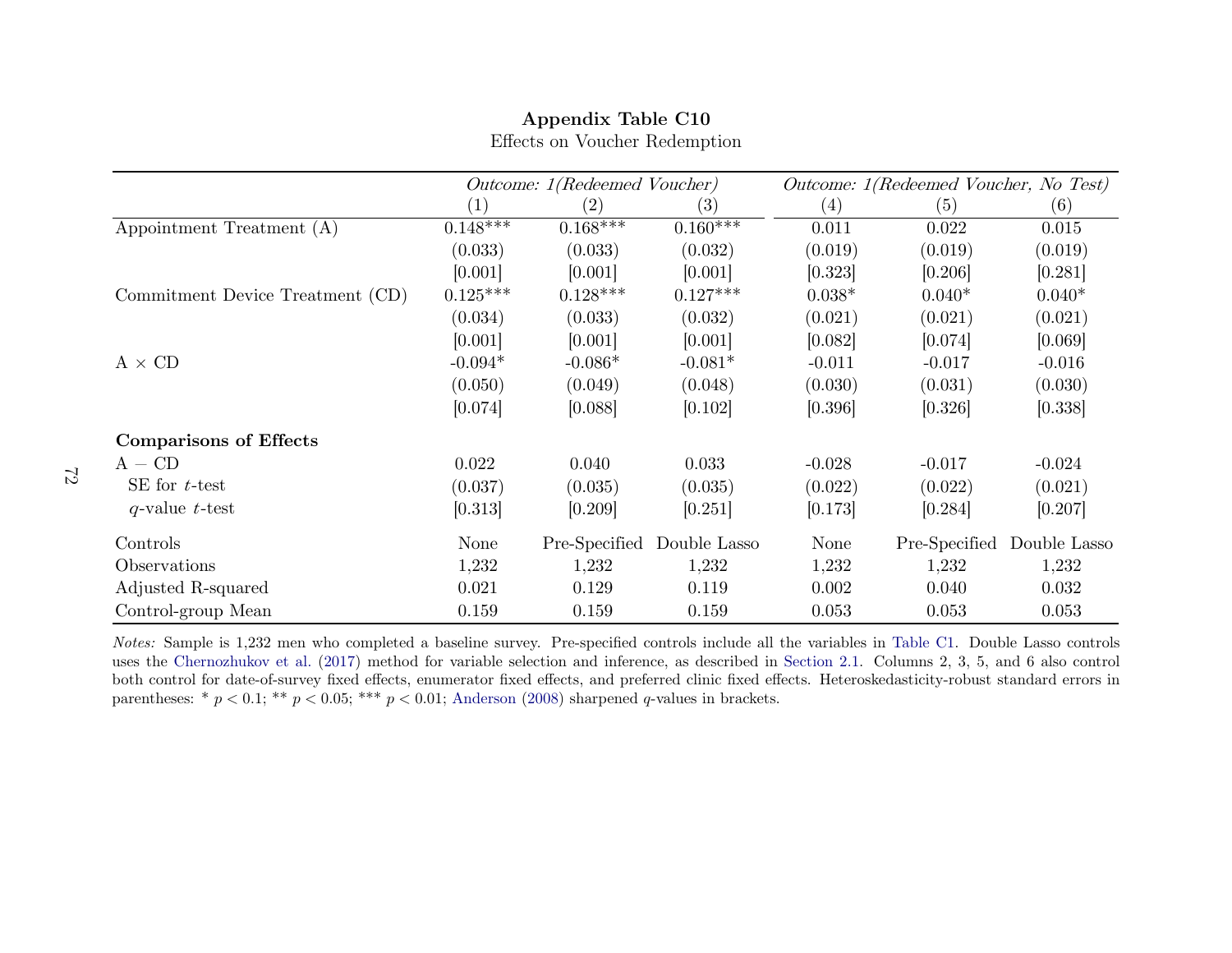# Appendix Table C10

Effects on Voucher Redemption

| | *Outcome: 1(Redeemed Voucher)* | | | *Outcome: 1(Redeemed Voucher, No Test)* | | |
|---|---|---|---|---|---|---|
| | (1) | (2) | (3) | (4) | (5) | (6) |
| Appointment Treatment (A) | 0.148*** | 0.168*** | 0.160*** | 0.011 | 0.022 | 0.015 |
| | (0.033) | (0.033) | (0.032) | (0.019) | (0.019) | (0.019) |
| | [0.001] | [0.001] | [0.001] | [0.323] | [0.206] | [0.281] |
| Commitment Device Treatment (CD) | 0.125*** | 0.128*** | 0.127*** | 0.038* | 0.040* | 0.040* |
| | (0.034) | (0.033) | (0.032) | (0.021) | (0.021) | (0.021) |
| | [0.001] | [0.001] | [0.001] | [0.082] | [0.074] | [0.069] |
| A $\times$ CD | -0.094* | -0.086* | -0.081* | -0.011 | -0.017 | -0.016 |
| | (0.050) | (0.049) | (0.048) | (0.030) | (0.031) | (0.030) |
| | [0.074] | [0.088] | [0.102] | [0.396] | [0.326] | [0.338] |
| **Comparisons of Effects** | | | | | | |
| A $-$ CD | 0.022 | 0.040 | 0.033 | -0.028 | -0.017 | -0.024 |
| SE for $t$-test | (0.037) | (0.035) | (0.035) | (0.022) | (0.022) | (0.021) |
| $q$-value $t$-test | [0.313] | [0.209] | [0.251] | [0.173] | [0.284] | [0.207] |
| Controls | None | Pre-Specified | Double Lasso | None | Pre-Specified | Double Lasso |
| Observations | 1,232 | 1,232 | 1,232 | 1,232 | 1,232 | 1,232 |
| Adjusted R-squared | 0.021 | 0.129 | 0.119 | 0.002 | 0.040 | 0.032 |
| Control-group Mean | 0.159 | 0.159 | 0.159 | 0.053 | 0.053 | 0.053 |

*Notes:* Sample is 1,232 men who completed a baseline survey. Pre-specified controls include all the variables in Table C1. Double Lasso controls uses the Chernozhukov et al. (2017) method for variable selection and inference, as described in Section 2.1. Columns 2, 3, 5, and 6 also control both control for date-of-survey fixed effects, enumerator fixed effects, and preferred clinic fixed effects. Heteroskedasticity-robust standard errors in parentheses: * $p < 0.1$; ** $p < 0.05$; *** $p < 0.01$; Anderson (2008) sharpened $q$-values in brackets.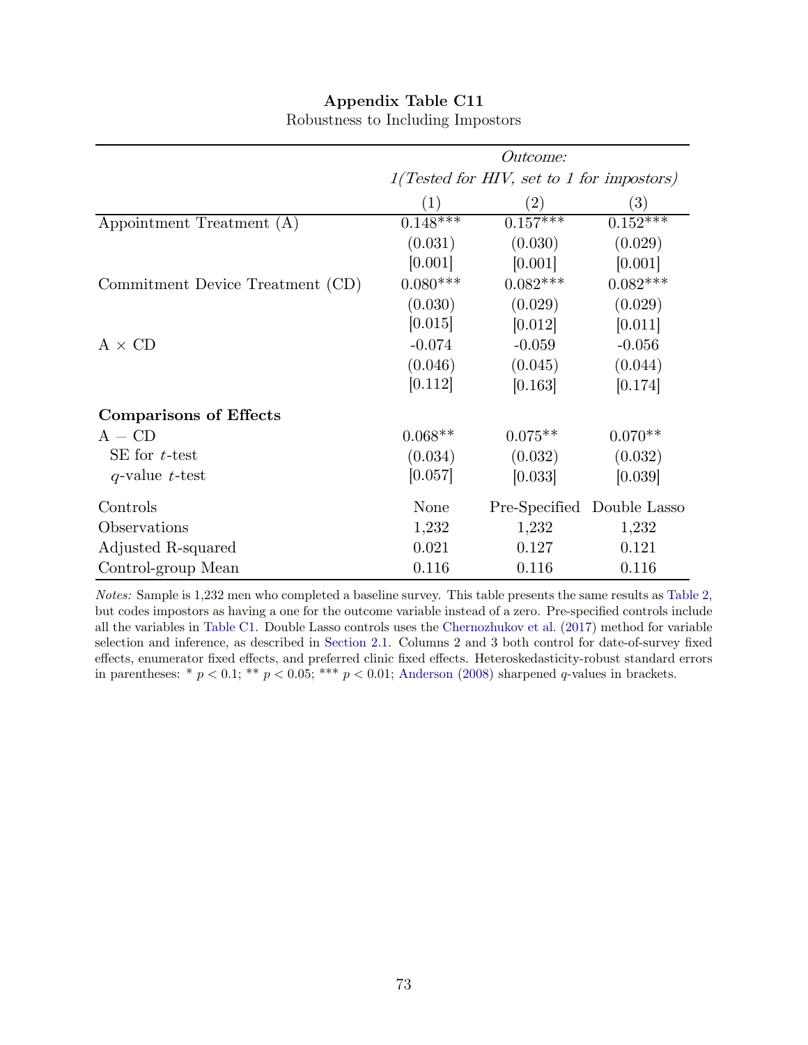**Appendix Table C11**

Robustness to Including Impostors

| | *Outcome:* | | |
|---|---|---|---|
| | *1(Tested for HIV, set to 1 for impostors)* | | |
| | (1) | (2) | (3) |
| Appointment Treatment (A) | 0.148*** | 0.157*** | 0.152*** |
| | (0.031) | (0.030) | (0.029) |
| | [0.001] | [0.001] | [0.001] |
| Commitment Device Treatment (CD) | 0.080*** | 0.082*** | 0.082*** |
| | (0.030) | (0.029) | (0.029) |
| | [0.015] | [0.012] | [0.011] |
| A × CD | -0.074 | -0.059 | -0.056 |
| | (0.046) | (0.045) | (0.044) |
| | [0.112] | [0.163] | [0.174] |
| **Comparisons of Effects** | | | |
| A − CD | 0.068** | 0.075** | 0.070** |
| SE for $t$-test | (0.034) | (0.032) | (0.032) |
| $q$-value $t$-test | [0.057] | [0.033] | [0.039] |
| Controls | None | Pre-Specified | Double Lasso |
| Observations | 1,232 | 1,232 | 1,232 |
| Adjusted R-squared | 0.021 | 0.127 | 0.121 |
| Control-group Mean | 0.116 | 0.116 | 0.116 |

*Notes:* Sample is 1,232 men who completed a baseline survey. This table presents the same results as Table 2, but codes impostors as having a one for the outcome variable instead of a zero. Pre-specified controls include all the variables in Table C1. Double Lasso controls uses the Chernozhukov et al. (2017) method for variable selection and inference, as described in Section 2.1. Columns 2 and 3 both control for date-of-survey fixed effects, enumerator fixed effects, and preferred clinic fixed effects. Heteroskedasticity-robust standard errors in parentheses: * $p < 0.1$; ** $p < 0.05$; *** $p < 0.01$; Anderson (2008) sharpened $q$-values in brackets.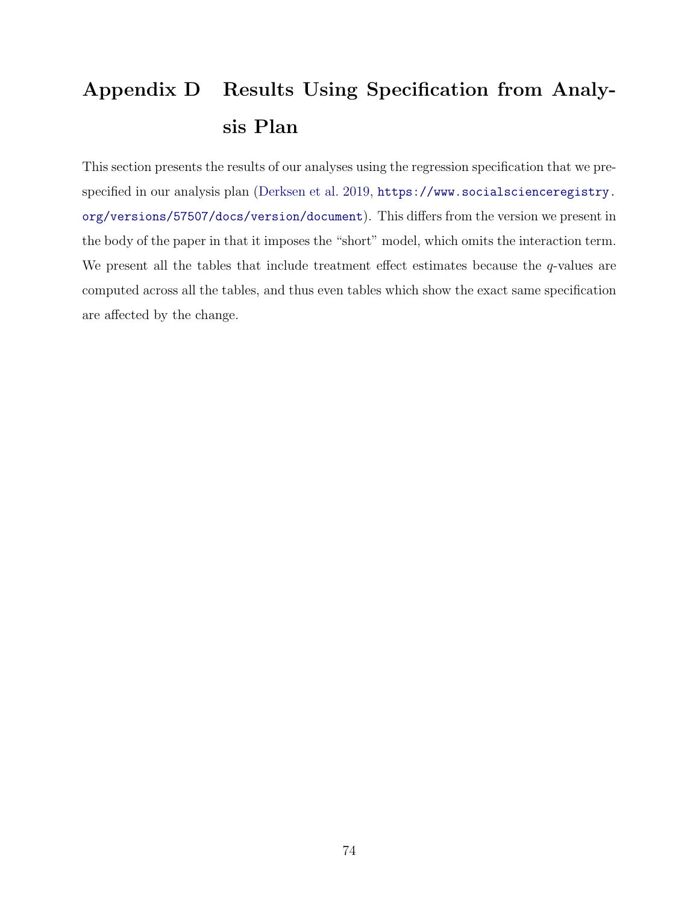# Appendix D Results Using Specification from Analysis Plan

This section presents the results of our analyses using the regression specification that we prespecified in our analysis plan (Derksen et al. 2019, `https://www.socialscienceregistry.org/versions/57507/docs/version/document`). This differs from the version we present in the body of the paper in that it imposes the "short" model, which omits the interaction term. We present all the tables that include treatment effect estimates because the $q$-values are computed across all the tables, and thus even tables which show the exact same specification are affected by the change.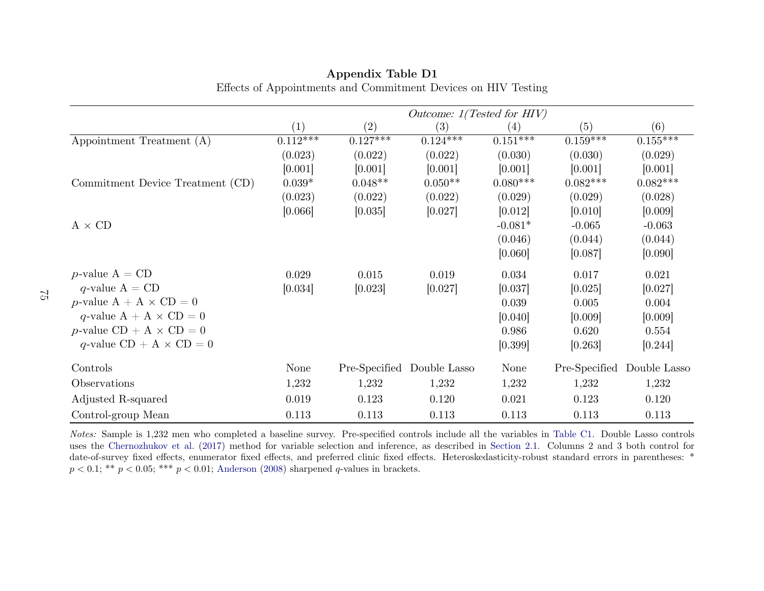**Appendix Table D1**

Effects of Appointments and Commitment Devices on HIV Testing

| | *Outcome: 1(Tested for HIV)* | | | | | |
|---|---|---|---|---|---|---|
| | (1) | (2) | (3) | (4) | (5) | (6) |
| Appointment Treatment (A) | 0.112*** | 0.127*** | 0.124*** | 0.151*** | 0.159*** | 0.155*** |
| | (0.023) | (0.022) | (0.022) | (0.030) | (0.030) | (0.029) |
| | [0.001] | [0.001] | [0.001] | [0.001] | [0.001] | [0.001] |
| Commitment Device Treatment (CD) | 0.039* | 0.048** | 0.050** | 0.080*** | 0.082*** | 0.082*** |
| | (0.023) | (0.022) | (0.022) | (0.029) | (0.029) | (0.028) |
| | [0.066] | [0.035] | [0.027] | [0.012] | [0.010] | [0.009] |
| A × CD | | | | -0.081* | -0.065 | -0.063 |
| | | | | (0.046) | (0.044) | (0.044) |
| | | | | [0.060] | [0.087] | [0.090] |
| $p$-value A = CD | 0.029 | 0.015 | 0.019 | 0.034 | 0.017 | 0.021 |
| $q$-value A = CD | [0.034] | [0.023] | [0.027] | [0.037] | [0.025] | [0.027] |
| $p$-value A + A × CD = 0 | | | | 0.039 | 0.005 | 0.004 |
| $q$-value A + A × CD = 0 | | | | [0.040] | [0.009] | [0.009] |
| $p$-value CD + A × CD = 0 | | | | 0.986 | 0.620 | 0.554 |
| $q$-value CD + A × CD = 0 | | | | [0.399] | [0.263] | [0.244] |
| Controls | None | Pre-Specified | Double Lasso | None | Pre-Specified | Double Lasso |
| Observations | 1,232 | 1,232 | 1,232 | 1,232 | 1,232 | 1,232 |
| Adjusted R-squared | 0.019 | 0.123 | 0.120 | 0.021 | 0.123 | 0.120 |
| Control-group Mean | 0.113 | 0.113 | 0.113 | 0.113 | 0.113 | 0.113 |

*Notes:* Sample is 1,232 men who completed a baseline survey. Pre-specified controls include all the variables in Table C1. Double Lasso controls uses the Chernozhukov et al. (2017) method for variable selection and inference, as described in Section 2.1. Columns 2 and 3 both control for date-of-survey fixed effects, enumerator fixed effects, and preferred clinic fixed effects. Heteroskedasticity-robust standard errors in parentheses: * $p < 0.1$; ** $p < 0.05$; *** $p < 0.01$; Anderson (2008) sharpened $q$-values in brackets.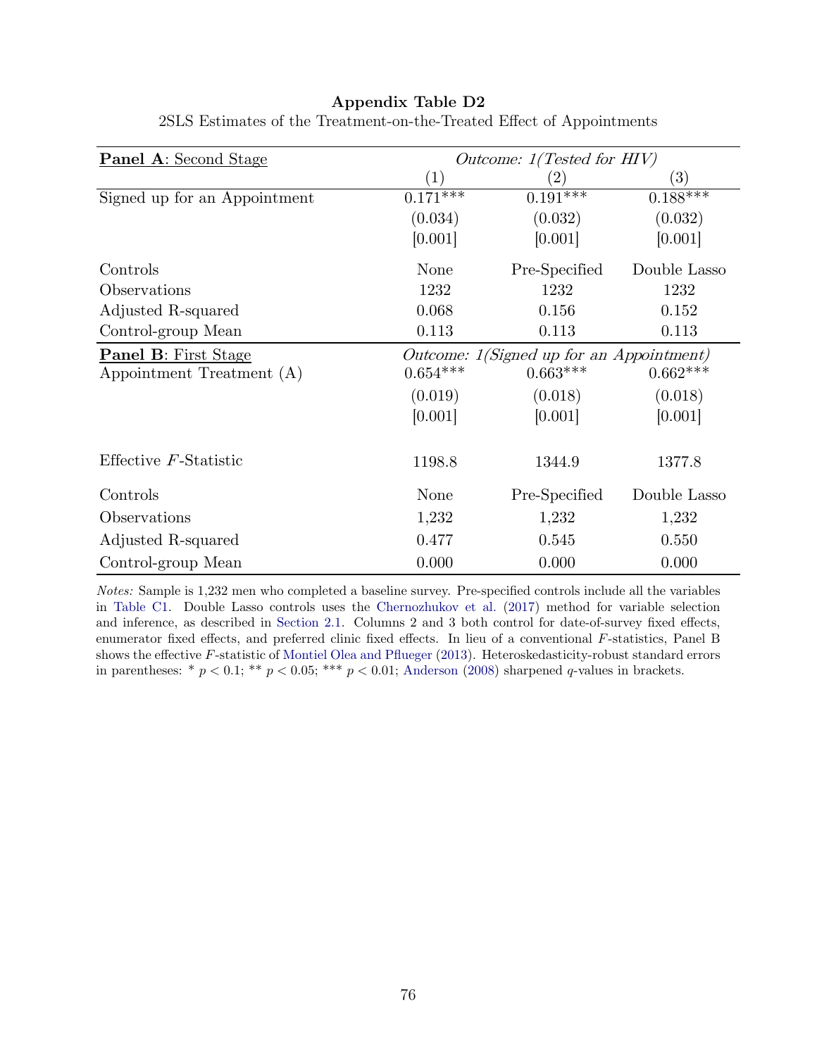**Appendix Table D2**

2SLS Estimates of the Treatment-on-the-Treated Effect of Appointments

| **Panel A**: Second Stage | *Outcome: 1(Tested for HIV)* | | |
|---|---|---|---|
| | (1) | (2) | (3) |
| Signed up for an Appointment | 0.171*** | 0.191*** | 0.188*** |
| | (0.034) | (0.032) | (0.032) |
| | [0.001] | [0.001] | [0.001] |
| Controls | None | Pre-Specified | Double Lasso |
| Observations | 1232 | 1232 | 1232 |
| Adjusted R-squared | 0.068 | 0.156 | 0.152 |
| Control-group Mean | 0.113 | 0.113 | 0.113 |
| **Panel B**: First Stage | *Outcome: 1(Signed up for an Appointment)* | | |
| Appointment Treatment (A) | 0.654*** | 0.663*** | 0.662*** |
| | (0.019) | (0.018) | (0.018) |
| | [0.001] | [0.001] | [0.001] |
| Effective $F$-Statistic | 1198.8 | 1344.9 | 1377.8 |
| Controls | None | Pre-Specified | Double Lasso |
| Observations | 1,232 | 1,232 | 1,232 |
| Adjusted R-squared | 0.477 | 0.545 | 0.550 |
| Control-group Mean | 0.000 | 0.000 | 0.000 |

*Notes:* Sample is 1,232 men who completed a baseline survey. Pre-specified controls include all the variables in Table C1. Double Lasso controls uses the Chernozhukov et al. (2017) method for variable selection and inference, as described in Section 2.1. Columns 2 and 3 both control for date-of-survey fixed effects, enumerator fixed effects, and preferred clinic fixed effects. In lieu of a conventional $F$-statistics, Panel B shows the effective $F$-statistic of Montiel Olea and Pflueger (2013). Heteroskedasticity-robust standard errors in parentheses: * $p < 0.1$; ** $p < 0.05$; *** $p < 0.01$; Anderson (2008) sharpened $q$-values in brackets.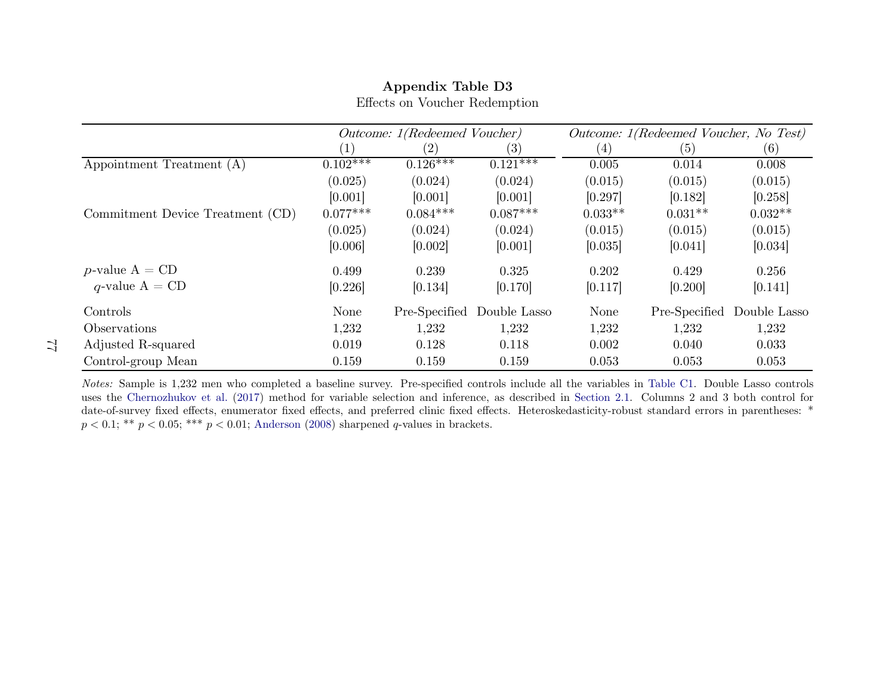**Appendix Table D3**

Effects on Voucher Redemption

| | *Outcome: 1(Redeemed Voucher)* | | | *Outcome: 1(Redeemed Voucher, No Test)* | | |
|---|---|---|---|---|---|---|
| | (1) | (2) | (3) | (4) | (5) | (6) |
| Appointment Treatment (A) | 0.102*** | 0.126*** | 0.121*** | 0.005 | 0.014 | 0.008 |
| | (0.025) | (0.024) | (0.024) | (0.015) | (0.015) | (0.015) |
| | [0.001] | [0.001] | [0.001] | [0.297] | [0.182] | [0.258] |
| Commitment Device Treatment (CD) | 0.077*** | 0.084*** | 0.087*** | 0.033** | 0.031** | 0.032** |
| | (0.025) | (0.024) | (0.024) | (0.015) | (0.015) | (0.015) |
| | [0.006] | [0.002] | [0.001] | [0.035] | [0.041] | [0.034] |
| $p$-value A = CD | 0.499 | 0.239 | 0.325 | 0.202 | 0.429 | 0.256 |
| $q$-value A = CD | [0.226] | [0.134] | [0.170] | [0.117] | [0.200] | [0.141] |
| Controls | None | Pre-Specified | Double Lasso | None | Pre-Specified | Double Lasso |
| Observations | 1,232 | 1,232 | 1,232 | 1,232 | 1,232 | 1,232 |
| Adjusted R-squared | 0.019 | 0.128 | 0.118 | 0.002 | 0.040 | 0.033 |
| Control-group Mean | 0.159 | 0.159 | 0.159 | 0.053 | 0.053 | 0.053 |

*Notes:* Sample is 1,232 men who completed a baseline survey. Pre-specified controls include all the variables in Table C1. Double Lasso controls uses the Chernozhukov et al. (2017) method for variable selection and inference, as described in Section 2.1. Columns 2 and 3 both control for date-of-survey fixed effects, enumerator fixed effects, and preferred clinic fixed effects. Heteroskedasticity-robust standard errors in parentheses: * $p < 0.1$; ** $p < 0.05$; *** $p < 0.01$; Anderson (2008) sharpened $q$-values in brackets.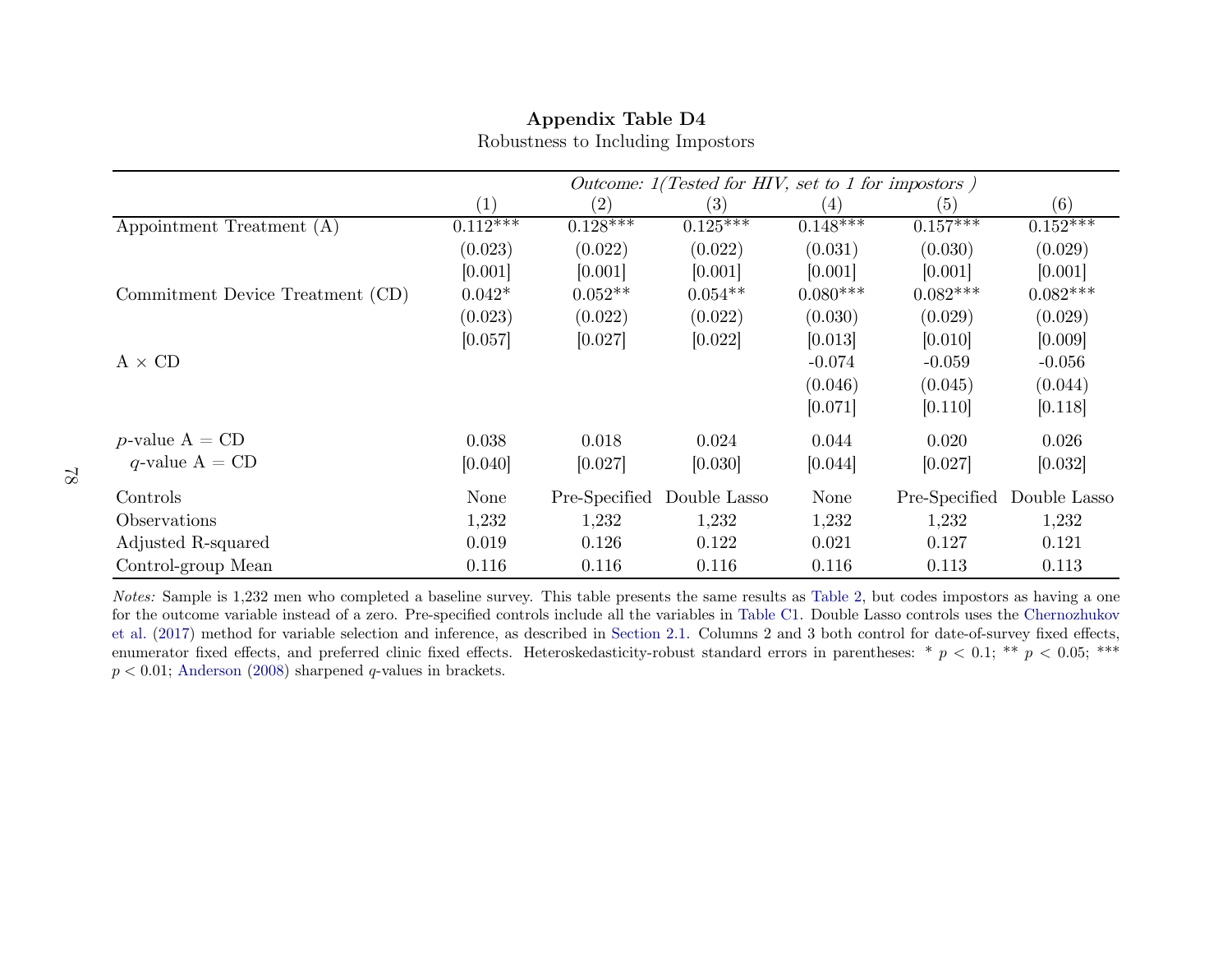**Appendix Table D4**

Robustness to Including Impostors

| | *Outcome: 1(Tested for HIV, set to 1 for impostors )* | | | | | |
|---|---|---|---|---|---|---|
| | (1) | (2) | (3) | (4) | (5) | (6) |
| Appointment Treatment (A) | 0.112*** | 0.128*** | 0.125*** | 0.148*** | 0.157*** | 0.152*** |
| | (0.023) | (0.022) | (0.022) | (0.031) | (0.030) | (0.029) |
| | [0.001] | [0.001] | [0.001] | [0.001] | [0.001] | [0.001] |
| Commitment Device Treatment (CD) | 0.042* | 0.052** | 0.054** | 0.080*** | 0.082*** | 0.082*** |
| | (0.023) | (0.022) | (0.022) | (0.030) | (0.029) | (0.029) |
| | [0.057] | [0.027] | [0.022] | [0.013] | [0.010] | [0.009] |
| A × CD | | | | -0.074 | -0.059 | -0.056 |
| | | | | (0.046) | (0.045) | (0.044) |
| | | | | [0.071] | [0.110] | [0.118] |
| $p$-value A = CD | 0.038 | 0.018 | 0.024 | 0.044 | 0.020 | 0.026 |
| $q$-value A = CD | [0.040] | [0.027] | [0.030] | [0.044] | [0.027] | [0.032] |
| Controls | None | Pre-Specified | Double Lasso | None | Pre-Specified | Double Lasso |
| Observations | 1,232 | 1,232 | 1,232 | 1,232 | 1,232 | 1,232 |
| Adjusted R-squared | 0.019 | 0.126 | 0.122 | 0.021 | 0.127 | 0.121 |
| Control-group Mean | 0.116 | 0.116 | 0.116 | 0.116 | 0.113 | 0.113 |

*Notes:* Sample is 1,232 men who completed a baseline survey. This table presents the same results as Table 2, but codes impostors as having a one for the outcome variable instead of a zero. Pre-specified controls include all the variables in Table C1. Double Lasso controls uses the Chernozhukov et al. (2017) method for variable selection and inference, as described in Section 2.1. Columns 2 and 3 both control for date-of-survey fixed effects, enumerator fixed effects, and preferred clinic fixed effects. Heteroskedasticity-robust standard errors in parentheses: * $p < 0.1$; ** $p < 0.05$; *** $p < 0.01$; Anderson (2008) sharpened $q$-values in brackets.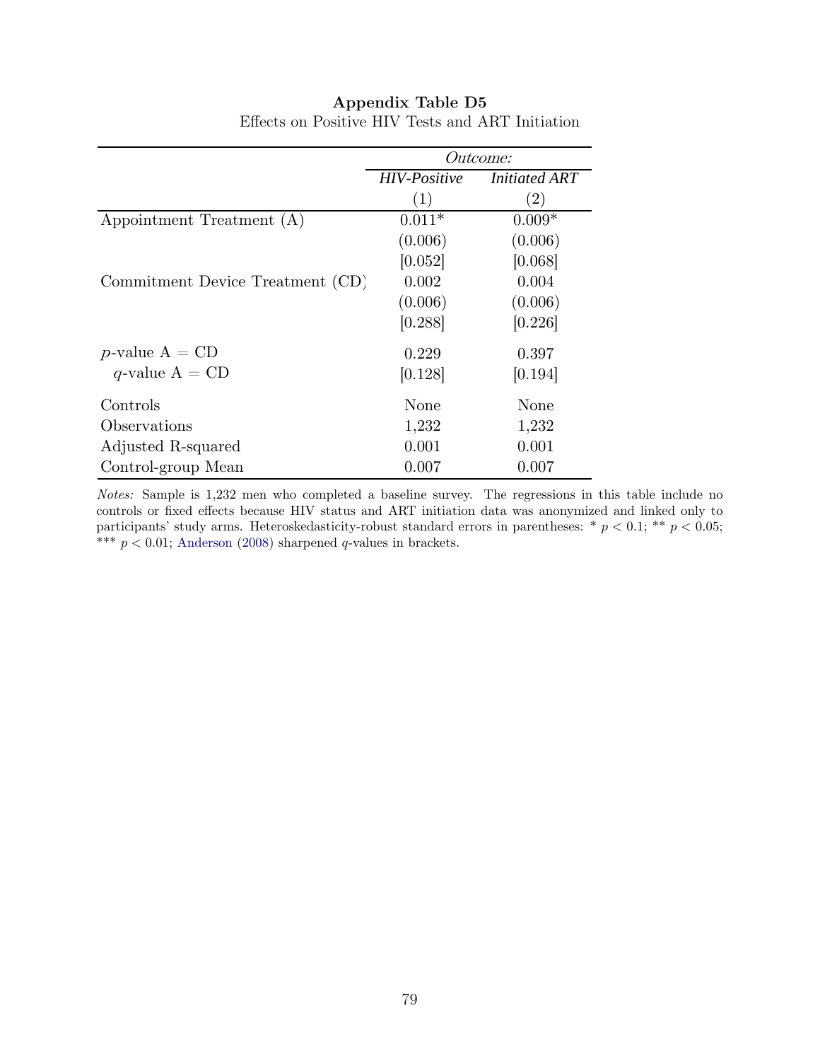**Appendix Table D5**

Effects on Positive HIV Tests and ART Initiation

| | *Outcome:* | |
|---|---|---|
| | *HIV-Positive* | *Initiated ART* |
| | (1) | (2) |
| Appointment Treatment (A) | 0.011* | 0.009* |
| | (0.006) | (0.006) |
| | [0.052] | [0.068] |
| Commitment Device Treatment (CD) | 0.002 | 0.004 |
| | (0.006) | (0.006) |
| | [0.288] | [0.226] |
| $p$-value A = CD | 0.229 | 0.397 |
| $q$-value A = CD | [0.128] | [0.194] |
| Controls | None | None |
| Observations | 1,232 | 1,232 |
| Adjusted R-squared | 0.001 | 0.001 |
| Control-group Mean | 0.007 | 0.007 |

*Notes:* Sample is 1,232 men who completed a baseline survey. The regressions in this table include no controls or fixed effects because HIV status and ART initiation data was anonymized and linked only to participants' study arms. Heteroskedasticity-robust standard errors in parentheses: * $p < 0.1$; ** $p < 0.05$; *** $p < 0.01$; Anderson (2008) sharpened $q$-values in brackets.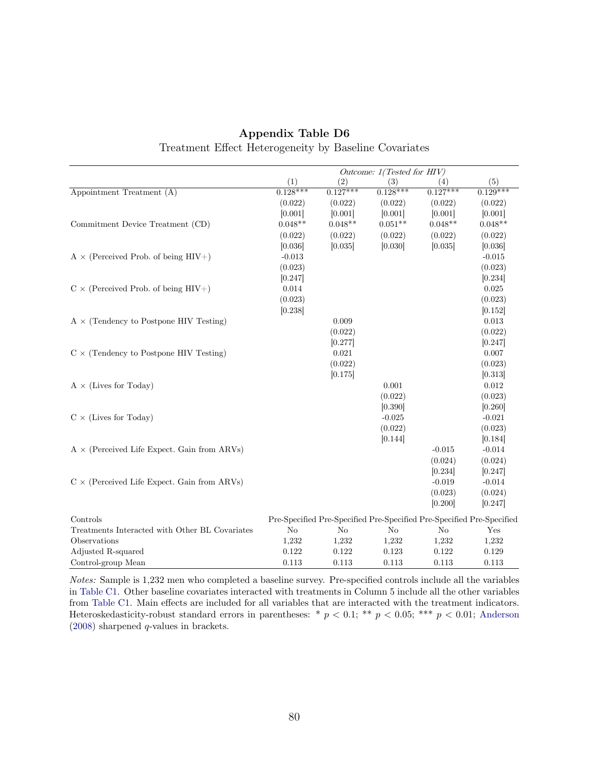**Appendix Table D6**

Treatment Effect Heterogeneity by Baseline Covariates

| | *Outcome: 1(Tested for HIV)* | | | | |
|---|---|---|---|---|---|
| | (1) | (2) | (3) | (4) | (5) |
| Appointment Treatment (A) | 0.128*** | 0.127*** | 0.128*** | 0.127*** | 0.129*** |
| | (0.022) | (0.022) | (0.022) | (0.022) | (0.022) |
| | [0.001] | [0.001] | [0.001] | [0.001] | [0.001] |
| Commitment Device Treatment (CD) | 0.048** | 0.048** | 0.051** | 0.048** | 0.048** |
| | (0.022) | (0.022) | (0.022) | (0.022) | (0.022) |
| | [0.036] | [0.035] | [0.030] | [0.035] | [0.036] |
| A × (Perceived Prob. of being HIV+) | -0.013 | | | | -0.015 |
| | (0.023) | | | | (0.023) |
| | [0.247] | | | | [0.234] |
| C × (Perceived Prob. of being HIV+) | 0.014 | | | | 0.025 |
| | (0.023) | | | | (0.023) |
| | [0.238] | | | | [0.152] |
| A × (Tendency to Postpone HIV Testing) | | 0.009 | | | 0.013 |
| | | (0.022) | | | (0.022) |
| | | [0.277] | | | [0.247] |
| C × (Tendency to Postpone HIV Testing) | | 0.021 | | | 0.007 |
| | | (0.022) | | | (0.023) |
| | | [0.175] | | | [0.313] |
| A × (Lives for Today) | | | 0.001 | | 0.012 |
| | | | (0.022) | | (0.023) |
| | | | [0.390] | | [0.260] |
| C × (Lives for Today) | | | -0.025 | | -0.021 |
| | | | (0.022) | | (0.023) |
| | | | [0.144] | | [0.184] |
| A × (Perceived Life Expect. Gain from ARVs) | | | | -0.015 | -0.014 |
| | | | | (0.024) | (0.024) |
| | | | | [0.234] | [0.247] |
| C × (Perceived Life Expect. Gain from ARVs) | | | | -0.019 | -0.014 |
| | | | | (0.023) | (0.024) |
| | | | | [0.200] | [0.247] |
| Controls | Pre-Specified | Pre-Specified | Pre-Specified | Pre-Specified | Pre-Specified |
| Treatments Interacted with Other BL Covariates | No | No | No | No | Yes |
| Observations | 1,232 | 1,232 | 1,232 | 1,232 | 1,232 |
| Adjusted R-squared | 0.122 | 0.122 | 0.123 | 0.122 | 0.129 |
| Control-group Mean | 0.113 | 0.113 | 0.113 | 0.113 | 0.113 |

*Notes:* Sample is 1,232 men who completed a baseline survey. Pre-specified controls include all the variables in Table C1. Other baseline covariates interacted with treatments in Column 5 include all the other variables from Table C1. Main effects are included for all variables that are interacted with the treatment indicators. Heteroskedasticity-robust standard errors in parentheses: * $p < 0.1$; ** $p < 0.05$; *** $p < 0.01$; Anderson (2008) sharpened $q$-values in brackets.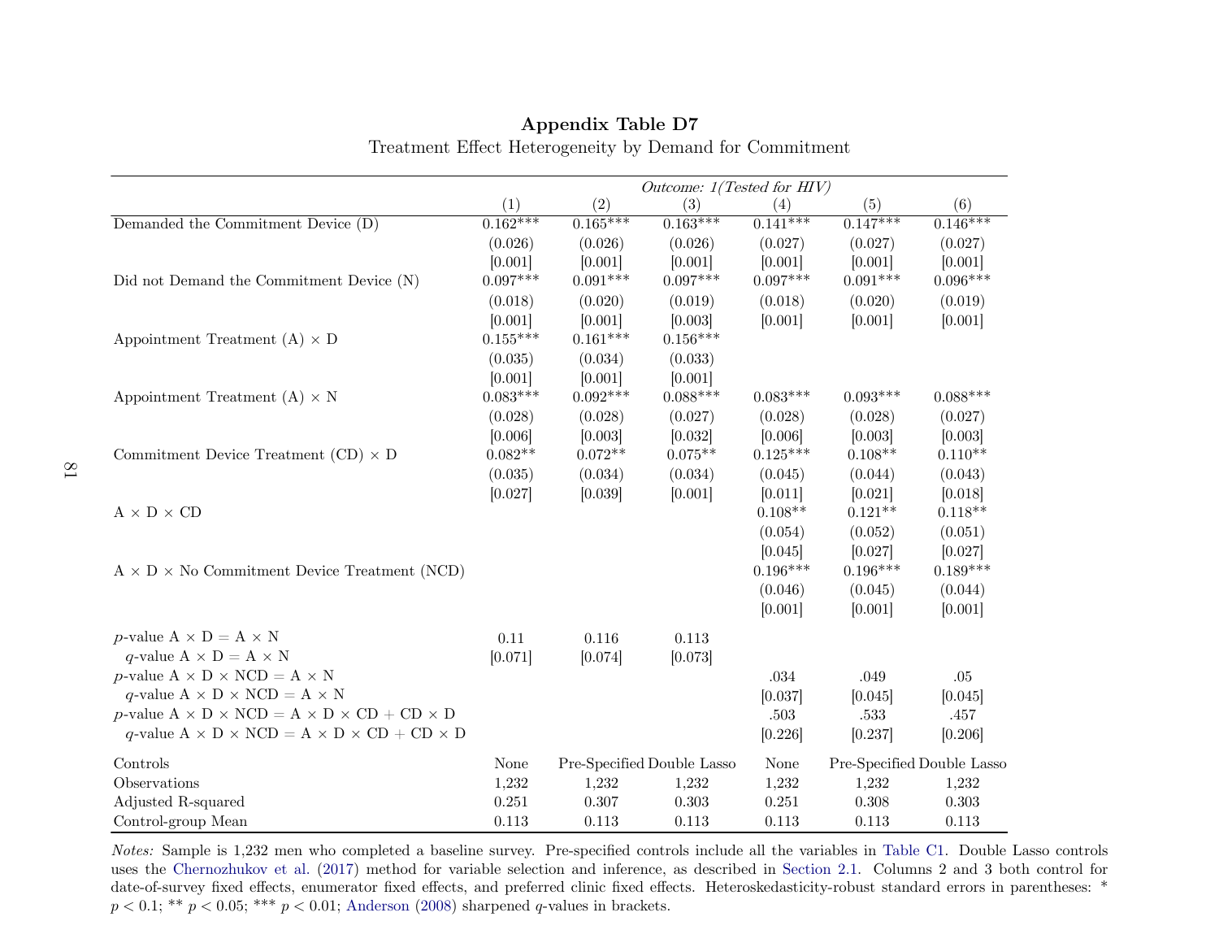**Appendix Table D7**

Treatment Effect Heterogeneity by Demand for Commitment

| | *Outcome: 1(Tested for HIV)* | | | | | |
|---|---|---|---|---|---|---|
| | (1) | (2) | (3) | (4) | (5) | (6) |
| Demanded the Commitment Device (D) | 0.162*** | 0.165*** | 0.163*** | 0.141*** | 0.147*** | 0.146*** |
| | (0.026) | (0.026) | (0.026) | (0.027) | (0.027) | (0.027) |
| | [0.001] | [0.001] | [0.001] | [0.001] | [0.001] | [0.001] |
| Did not Demand the Commitment Device (N) | 0.097*** | 0.091*** | 0.097*** | 0.097*** | 0.091*** | 0.096*** |
| | (0.018) | (0.020) | (0.019) | (0.018) | (0.020) | (0.019) |
| | [0.001] | [0.001] | [0.003] | [0.001] | [0.001] | [0.001] |
| Appointment Treatment (A) × D | 0.155*** | 0.161*** | 0.156*** | | | |
| | (0.035) | (0.034) | (0.033) | | | |
| | [0.001] | [0.001] | [0.001] | | | |
| Appointment Treatment (A) × N | 0.083*** | 0.092*** | 0.088*** | 0.083*** | 0.093*** | 0.088*** |
| | (0.028) | (0.028) | (0.027) | (0.028) | (0.028) | (0.027) |
| | [0.006] | [0.003] | [0.032] | [0.006] | [0.003] | [0.003] |
| Commitment Device Treatment (CD) × D | 0.082** | 0.072** | 0.075** | 0.125*** | 0.108** | 0.110** |
| | (0.035) | (0.034) | (0.034) | (0.045) | (0.044) | (0.043) |
| | [0.027] | [0.039] | [0.001] | [0.011] | [0.021] | [0.018] |
| A × D × CD | | | | 0.108** | 0.121** | 0.118** |
| | | | | (0.054) | (0.052) | (0.051) |
| | | | | [0.045] | [0.027] | [0.027] |
| A × D × No Commitment Device Treatment (NCD) | | | | 0.196*** | 0.196*** | 0.189*** |
| | | | | (0.046) | (0.045) | (0.044) |
| | | | | [0.001] | [0.001] | [0.001] |
| $p$-value A × D = A × N | 0.11 | 0.116 | 0.113 | | | |
| $q$-value A × D = A × N | [0.071] | [0.074] | [0.073] | | | |
| $p$-value A × D × NCD = A × N | | | | .034 | .049 | .05 |
| $q$-value A × D × NCD = A × N | | | | [0.037] | [0.045] | [0.045] |
| $p$-value A × D × NCD = A × D × CD + CD × D | | | | .503 | .533 | .457 |
| $q$-value A × D × NCD = A × D × CD + CD × D | | | | [0.226] | [0.237] | [0.206] |
| Controls | None | Pre-Specified | Double Lasso | None | Pre-Specified | Double Lasso |
| Observations | 1,232 | 1,232 | 1,232 | 1,232 | 1,232 | 1,232 |
| Adjusted R-squared | 0.251 | 0.307 | 0.303 | 0.251 | 0.308 | 0.303 |
| Control-group Mean | 0.113 | 0.113 | 0.113 | 0.113 | 0.113 | 0.113 |

*Notes:* Sample is 1,232 men who completed a baseline survey. Pre-specified controls include all the variables in Table C1. Double Lasso controls uses the Chernozhukov et al. (2017) method for variable selection and inference, as described in Section 2.1. Columns 2 and 3 both control for date-of-survey fixed effects, enumerator fixed effects, and preferred clinic fixed effects. Heteroskedasticity-robust standard errors in parentheses: * $p < 0.1$; ** $p < 0.05$; *** $p < 0.01$; Anderson (2008) sharpened $q$-values in brackets.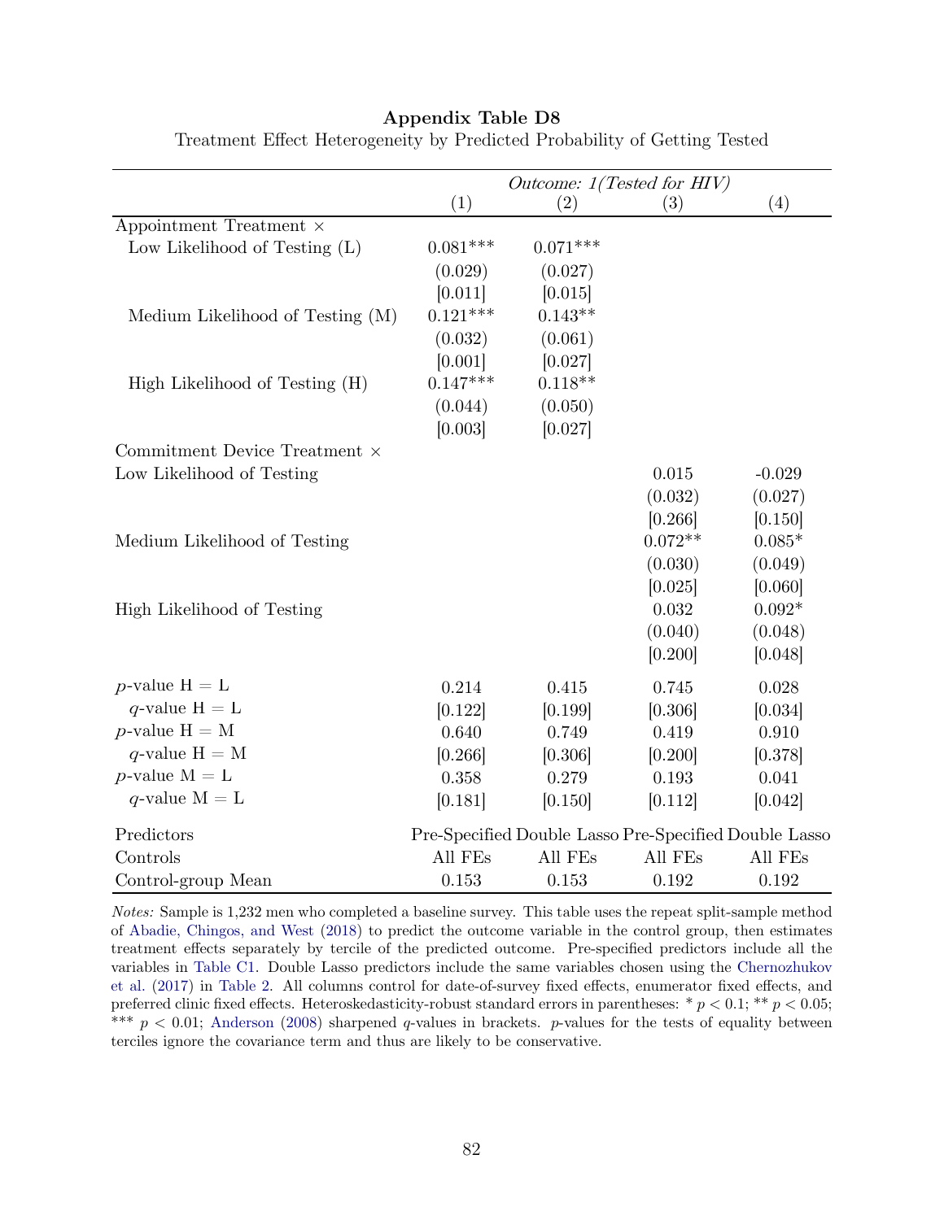**Appendix Table D8**

Treatment Effect Heterogeneity by Predicted Probability of Getting Tested

| | *Outcome: 1(Tested for HIV)* | | | |
|---|---|---|---|---|
| | (1) | (2) | (3) | (4) |
| Appointment Treatment × | | | | |
| Low Likelihood of Testing (L) | 0.081*** | 0.071*** | | |
| | (0.029) | (0.027) | | |
| | [0.011] | [0.015] | | |
| Medium Likelihood of Testing (M) | 0.121*** | 0.143** | | |
| | (0.032) | (0.061) | | |
| | [0.001] | [0.027] | | |
| High Likelihood of Testing (H) | 0.147*** | 0.118** | | |
| | (0.044) | (0.050) | | |
| | [0.003] | [0.027] | | |
| Commitment Device Treatment × | | | | |
| Low Likelihood of Testing | | | 0.015 | -0.029 |
| | | | (0.032) | (0.027) |
| | | | [0.266] | [0.150] |
| Medium Likelihood of Testing | | | 0.072** | 0.085* |
| | | | (0.030) | (0.049) |
| | | | [0.025] | [0.060] |
| High Likelihood of Testing | | | 0.032 | 0.092* |
| | | | (0.040) | (0.048) |
| | | | [0.200] | [0.048] |
| $p$-value H = L | 0.214 | 0.415 | 0.745 | 0.028 |
| $q$-value H = L | [0.122] | [0.199] | [0.306] | [0.034] |
| $p$-value H = M | 0.640 | 0.749 | 0.419 | 0.910 |
| $q$-value H = M | [0.266] | [0.306] | [0.200] | [0.378] |
| $p$-value M = L | 0.358 | 0.279 | 0.193 | 0.041 |
| $q$-value M = L | [0.181] | [0.150] | [0.112] | [0.042] |
| Predictors | Pre-Specified | Double Lasso | Pre-Specified | Double Lasso |
| Controls | All FEs | All FEs | All FEs | All FEs |
| Control-group Mean | 0.153 | 0.153 | 0.192 | 0.192 |

*Notes:* Sample is 1,232 men who completed a baseline survey. This table uses the repeat split-sample method of Abadie, Chingos, and West (2018) to predict the outcome variable in the control group, then estimates treatment effects separately by tercile of the predicted outcome. Pre-specified predictors include all the variables in Table C1. Double Lasso predictors include the same variables chosen using the Chernozhukov et al. (2017) in Table 2. All columns control for date-of-survey fixed effects, enumerator fixed effects, and preferred clinic fixed effects. Heteroskedasticity-robust standard errors in parentheses: * $p < 0.1$; ** $p < 0.05$; *** $p < 0.01$; Anderson (2008) sharpened $q$-values in brackets. $p$-values for the tests of equality between terciles ignore the covariance term and thus are likely to be conservative.